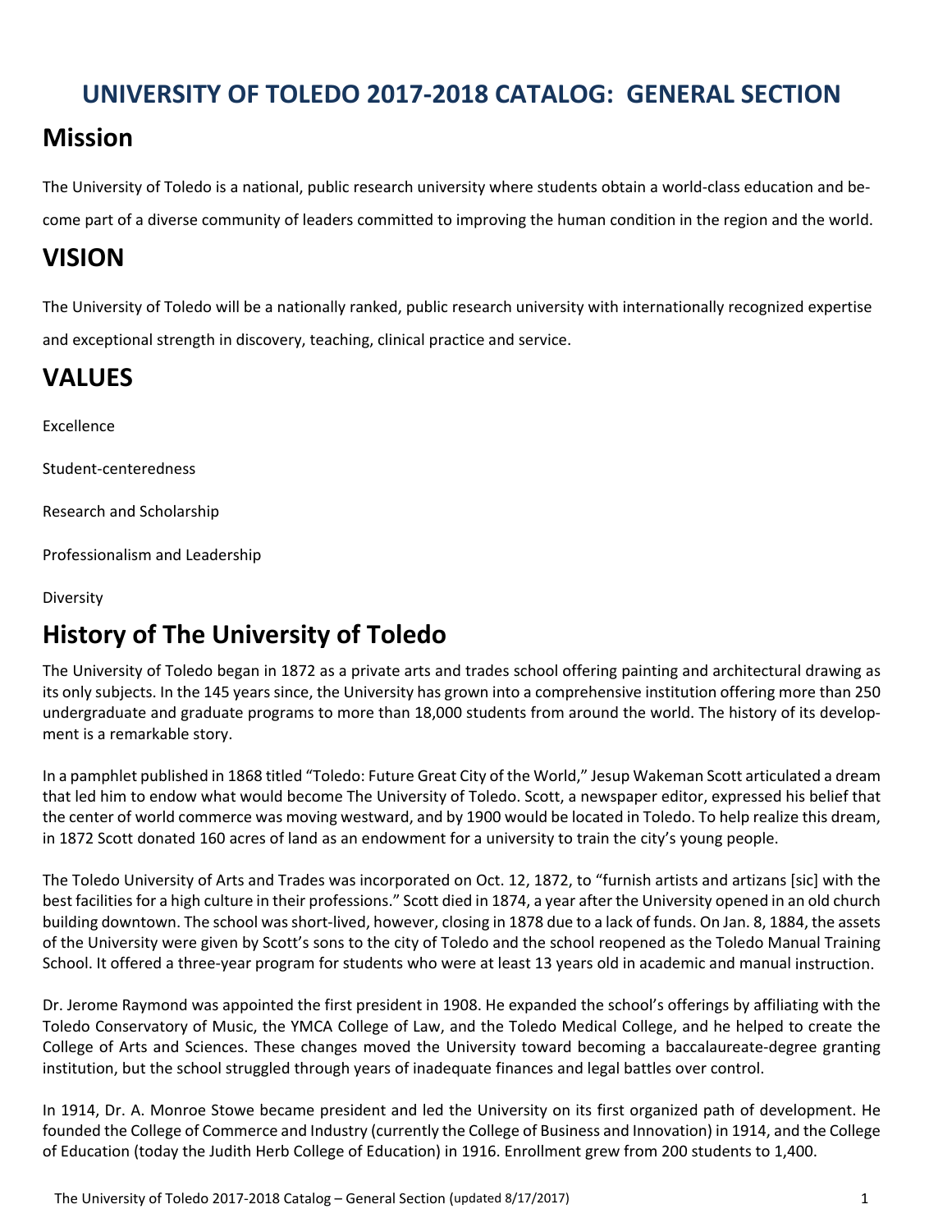# UNIVERSITY OF TOLEDO 2017-2018 CATALOG: GENERAL SECTION

## Mission

The University of Toledo is a national, public research university where students obtain a world-class education and become part of a diverse community of leaders committed to improving the human condition in the region and the world.

## VISION

The University of Toledo will be a nationally ranked, public research university with internationally recognized expertise and exceptional strength in discovery, teaching, clinical practice and service.

## VALUES

Excellence

Student-centeredness

Research and Scholarship

Professionalism and Leadership

Diversity

## History of The University of Toledo

The University of Toledo began in 1872 as a private arts and trades school offering painting and architectural drawing as its only subjects. In the 145 years since, the University has grown into a comprehensive institution offering more than 250 undergraduate and graduate programs to more than 18,000 students from around the world. The history of its development is a remarkable story.

In a pamphlet published in 1868 titled "Toledo: Future Great City of the World," Jesup Wakeman Scott articulated a dream that led him to endow what would become The University of Toledo. Scott, a newspaper editor, expressed his belief that the center of world commerce was moving westward, and by 1900 would be located in Toledo. To help realize this dream, in 1872 Scott donated 160 acres of land as an endowment for a university to train the city's young people.

The Toledo University of Arts and Trades was incorporated on Oct. 12, 1872, to "furnish artists and artizans [sic] with the best facilities for a high culture in their professions." Scott died in 1874, a year after the University opened in an old church building downtown. The school was short-lived, however, closing in 1878 due to a lack of funds. On Jan. 8, 1884, the assets of the University were given by Scott's sons to the city of Toledo and the school reopened as the Toledo Manual Training School. It offered a three-year program for students who were at least 13 years old in academic and manual instruction.

Dr. Jerome Raymond was appointed the first president in 1908. He expanded the school's offerings by affiliating with the Toledo Conservatory of Music, the YMCA College of Law, and the Toledo Medical College, and he helped to create the College of Arts and Sciences. These changes moved the University toward becoming a baccalaureate-degree granting institution, but the school struggled through years of inadequate finances and legal battles over control.

In 1914, Dr. A. Monroe Stowe became president and led the University on its first organized path of development. He founded the College of Commerce and Industry (currently the College of Business and Innovation) in 1914, and the College of Education (today the Judith Herb College of Education) in 1916. Enrollment grew from 200 students to 1,400.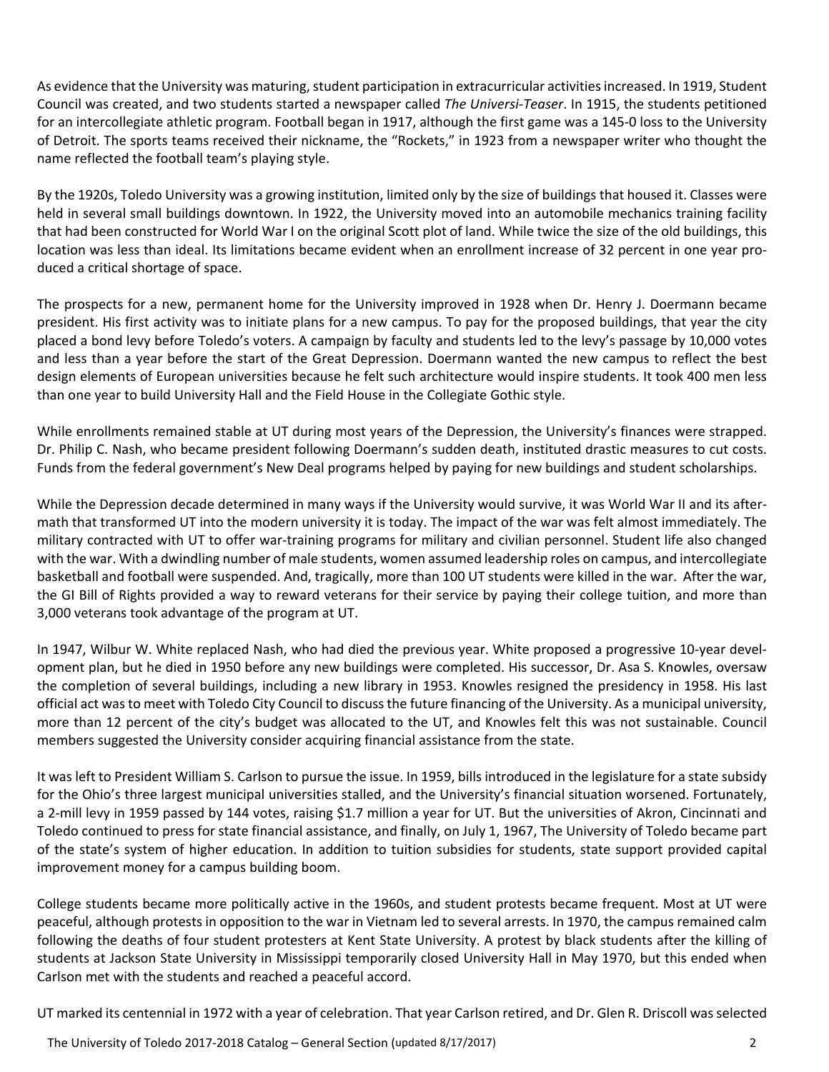As evidence that the University was maturing, student participation in extracurricular activities increased. In 1919, Student Council was created, and two students started a newspaper called *The Universi-Teaser*. In 1915, the students petitioned for an intercollegiate athletic program. Football began in 1917, although the first game was a 145-0 loss to the University of Detroit. The sports teams received their nickname, the "Rockets," in 1923 from a newspaper writer who thought the name reflected the football team's playing style.

By the 1920s, Toledo University was a growing institution, limited only by the size of buildings that housed it. Classes were held in several small buildings downtown. In 1922, the University moved into an automobile mechanics training facility that had been constructed for World War I on the original Scott plot of land. While twice the size of the old buildings, this location was less than ideal. Its limitations became evident when an enrollment increase of 32 percent in one year produced a critical shortage of space.

The prospects for a new, permanent home for the University improved in 1928 when Dr. Henry J. Doermann became president. His first activity was to initiate plans for a new campus. To pay for the proposed buildings, that year the city placed a bond levy before Toledo's voters. A campaign by faculty and students led to the levy's passage by 10,000 votes and less than a year before the start of the Great Depression. Doermann wanted the new campus to reflect the best design elements of European universities because he felt such architecture would inspire students. It took 400 men less than one year to build University Hall and the Field House in the Collegiate Gothic style.

While enrollments remained stable at UT during most years of the Depression, the University's finances were strapped. Dr. Philip C. Nash, who became president following Doermann's sudden death, instituted drastic measures to cut costs. Funds from the federal government's New Deal programs helped by paying for new buildings and student scholarships.

While the Depression decade determined in many ways if the University would survive, it was World War II and its aftermath that transformed UT into the modern university it is today. The impact of the war was felt almost immediately. The military contracted with UT to offer war-training programs for military and civilian personnel. Student life also changed with the war. With a dwindling number of male students, women assumed leadership roles on campus, and intercollegiate basketball and football were suspended. And, tragically, more than 100 UT students were killed in the war. After the war, the GI Bill of Rights provided a way to reward veterans for their service by paying their college tuition, and more than 3,000 veterans took advantage of the program at UT.

In 1947, Wilbur W. White replaced Nash, who had died the previous year. White proposed a progressive 10-year development plan, but he died in 1950 before any new buildings were completed. His successor, Dr. Asa S. Knowles, oversaw the completion of several buildings, including a new library in 1953. Knowles resigned the presidency in 1958. His last official act was to meet with Toledo City Council to discuss the future financing of the University. As a municipal university, more than 12 percent of the city's budget was allocated to the UT, and Knowles felt this was not sustainable. Council members suggested the University consider acquiring financial assistance from the state.

It was left to President William S. Carlson to pursue the issue. In 1959, bills introduced in the legislature for a state subsidy for the Ohio's three largest municipal universities stalled, and the University's financial situation worsened. Fortunately, a 2-mill levy in 1959 passed by 144 votes, raising $1.7 million a year for UT. But the universities of Akron, Cincinnati and Toledo continued to press for state financial assistance, and finally, on July 1, 1967, The University of Toledo became part of the state's system of higher education. In addition to tuition subsidies for students, state support provided capital improvement money for a campus building boom.

College students became more politically active in the 1960s, and student protests became frequent. Most at UT were peaceful, although protests in opposition to the war in Vietnam led to several arrests. In 1970, the campus remained calm following the deaths of four student protesters at Kent State University. A protest by black students after the killing of students at Jackson State University in Mississippi temporarily closed University Hall in May 1970, but this ended when Carlson met with the students and reached a peaceful accord.

UT marked its centennial in 1972 with a year of celebration. That year Carlson retired, and Dr. Glen R. Driscoll was selected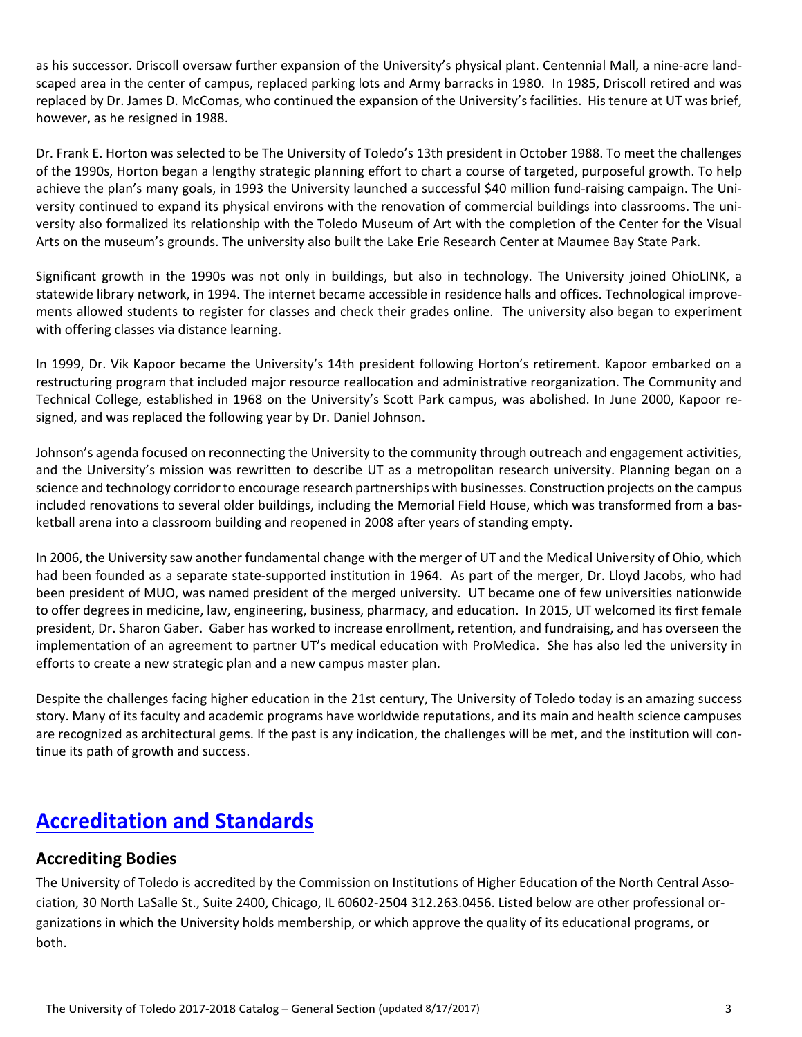as his successor. Driscoll oversaw further expansion of the University's physical plant. Centennial Mall, a nine-acre landscaped area in the center of campus, replaced parking lots and Army barracks in 1980. In 1985, Driscoll retired and was replaced by Dr. James D. McComas, who continued the expansion of the University's facilities. His tenure at UT was brief, however, as he resigned in 1988.

Dr. Frank E. Horton was selected to be The University of Toledo's 13th president in October 1988. To meet the challenges of the 1990s, Horton began a lengthy strategic planning effort to chart a course of targeted, purposeful growth. To help achieve the plan's many goals, in 1993 the University launched a successful $40 million fund-raising campaign. The University continued to expand its physical environs with the renovation of commercial buildings into classrooms. The university also formalized its relationship with the Toledo Museum of Art with the completion of the Center for the Visual Arts on the museum's grounds. The university also built the Lake Erie Research Center at Maumee Bay State Park.

Significant growth in the 1990s was not only in buildings, but also in technology. The University joined OhioLINK, a statewide library network, in 1994. The internet became accessible in residence halls and offices. Technological improvements allowed students to register for classes and check their grades online. The university also began to experiment with offering classes via distance learning.

In 1999, Dr. Vik Kapoor became the University's 14th president following Horton's retirement. Kapoor embarked on a restructuring program that included major resource reallocation and administrative reorganization. The Community and Technical College, established in 1968 on the University's Scott Park campus, was abolished. In June 2000, Kapoor resigned, and was replaced the following year by Dr. Daniel Johnson.

Johnson's agenda focused on reconnecting the University to the community through outreach and engagement activities, and the University's mission was rewritten to describe UT as a metropolitan research university. Planning began on a science and technology corridor to encourage research partnerships with businesses. Construction projects on the campus included renovations to several older buildings, including the Memorial Field House, which was transformed from a basketball arena into a classroom building and reopened in 2008 after years of standing empty.

In 2006, the University saw another fundamental change with the merger of UT and the Medical University of Ohio, which had been founded as a separate state-supported institution in 1964. As part of the merger, Dr. Lloyd Jacobs, who had been president of MUO, was named president of the merged university. UT became one of few universities nationwide to offer degrees in medicine, law, engineering, business, pharmacy, and education. In 2015, UT welcomed its first female president, Dr. Sharon Gaber. Gaber has worked to increase enrollment, retention, and fundraising, and has overseen the implementation of an agreement to partner UT's medical education with ProMedica. She has also led the university in efforts to create a new strategic plan and a new campus master plan.

Despite the challenges facing higher education in the 21st century, The University of Toledo today is an amazing success story. Many of its faculty and academic programs have worldwide reputations, and its main and health science campuses are recognized as architectural gems. If the past is any indication, the challenges will be met, and the institution will continue its path of growth and success.

# Accreditation and Standards

## Accrediting Bodies

The University of Toledo is accredited by the Commission on Institutions of Higher Education of the North Central Association, 30 North LaSalle St., Suite 2400, Chicago, IL 60602-2504 312.263.0456. Listed below are other professional organizations in which the University holds membership, or which approve the quality of its educational programs, or both.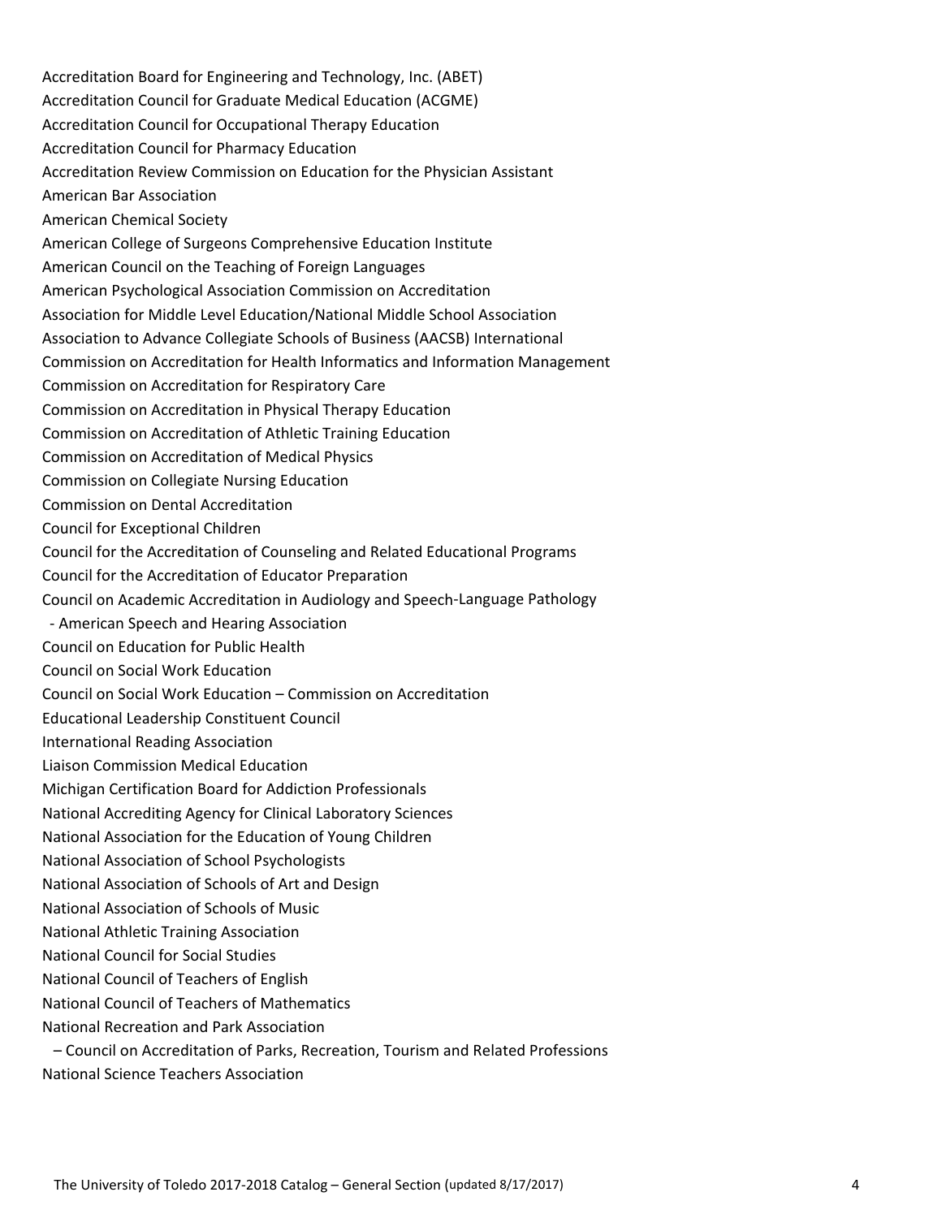Accreditation Board for Engineering and Technology, Inc. (ABET)
Accreditation Council for Graduate Medical Education (ACGME)
Accreditation Council for Occupational Therapy Education
Accreditation Council for Pharmacy Education
Accreditation Review Commission on Education for the Physician Assistant
American Bar Association
American Chemical Society
American College of Surgeons Comprehensive Education Institute
American Council on the Teaching of Foreign Languages
American Psychological Association Commission on Accreditation
Association for Middle Level Education/National Middle School Association
Association to Advance Collegiate Schools of Business (AACSB) International
Commission on Accreditation for Health Informatics and Information Management
Commission on Accreditation for Respiratory Care
Commission on Accreditation in Physical Therapy Education
Commission on Accreditation of Athletic Training Education
Commission on Accreditation of Medical Physics
Commission on Collegiate Nursing Education
Commission on Dental Accreditation
Council for Exceptional Children
Council for the Accreditation of Counseling and Related Educational Programs
Council for the Accreditation of Educator Preparation
Council on Academic Accreditation in Audiology and Speech-Language Pathology
  - American Speech and Hearing Association
Council on Education for Public Health
Council on Social Work Education
Council on Social Work Education – Commission on Accreditation
Educational Leadership Constituent Council
International Reading Association
Liaison Commission Medical Education
Michigan Certification Board for Addiction Professionals
National Accrediting Agency for Clinical Laboratory Sciences
National Association for the Education of Young Children
National Association of School Psychologists
National Association of Schools of Art and Design
National Association of Schools of Music
National Athletic Training Association
National Council for Social Studies
National Council of Teachers of English
National Council of Teachers of Mathematics
National Recreation and Park Association
  – Council on Accreditation of Parks, Recreation, Tourism and Related Professions
National Science Teachers Association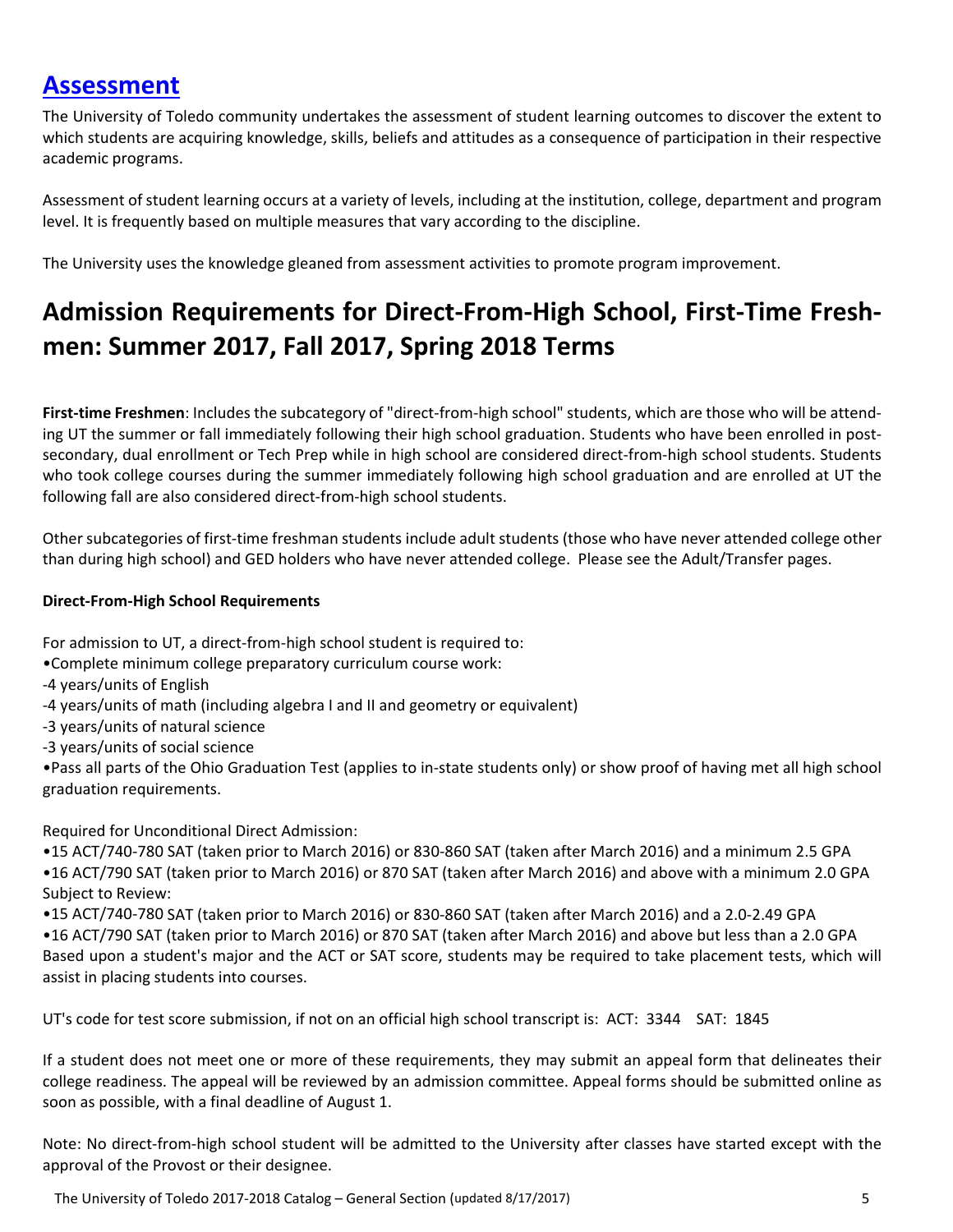## Assessment

The University of Toledo community undertakes the assessment of student learning outcomes to discover the extent to which students are acquiring knowledge, skills, beliefs and attitudes as a consequence of participation in their respective academic programs.

Assessment of student learning occurs at a variety of levels, including at the institution, college, department and program level. It is frequently based on multiple measures that vary according to the discipline.

The University uses the knowledge gleaned from assessment activities to promote program improvement.

# Admission Requirements for Direct-From-High School, First-Time Freshmen: Summer 2017, Fall 2017, Spring 2018 Terms

**First-time Freshmen**: Includes the subcategory of "direct-from-high school" students, which are those who will be attending UT the summer or fall immediately following their high school graduation. Students who have been enrolled in post-secondary, dual enrollment or Tech Prep while in high school are considered direct-from-high school students. Students who took college courses during the summer immediately following high school graduation and are enrolled at UT the following fall are also considered direct-from-high school students.

Other subcategories of first-time freshman students include adult students (those who have never attended college other than during high school) and GED holders who have never attended college. Please see the Adult/Transfer pages.

**Direct-From-High School Requirements**

For admission to UT, a direct-from-high school student is required to:

•Complete minimum college preparatory curriculum course work:

-4 years/units of English

-4 years/units of math (including algebra I and II and geometry or equivalent)

-3 years/units of natural science

-3 years/units of social science

•Pass all parts of the Ohio Graduation Test (applies to in-state students only) or show proof of having met all high school graduation requirements.

Required for Unconditional Direct Admission:

•15 ACT/740-780 SAT (taken prior to March 2016) or 830-860 SAT (taken after March 2016) and a minimum 2.5 GPA

•16 ACT/790 SAT (taken prior to March 2016) or 870 SAT (taken after March 2016) and above with a minimum 2.0 GPA

Subject to Review:

•15 ACT/740-780 SAT (taken prior to March 2016) or 830-860 SAT (taken after March 2016) and a 2.0-2.49 GPA

•16 ACT/790 SAT (taken prior to March 2016) or 870 SAT (taken after March 2016) and above but less than a 2.0 GPA

Based upon a student's major and the ACT or SAT score, students may be required to take placement tests, which will assist in placing students into courses.

UT's code for test score submission, if not on an official high school transcript is: ACT: 3344 SAT: 1845

If a student does not meet one or more of these requirements, they may submit an appeal form that delineates their college readiness. The appeal will be reviewed by an admission committee. Appeal forms should be submitted online as soon as possible, with a final deadline of August 1.

Note: No direct-from-high school student will be admitted to the University after classes have started except with the approval of the Provost or their designee.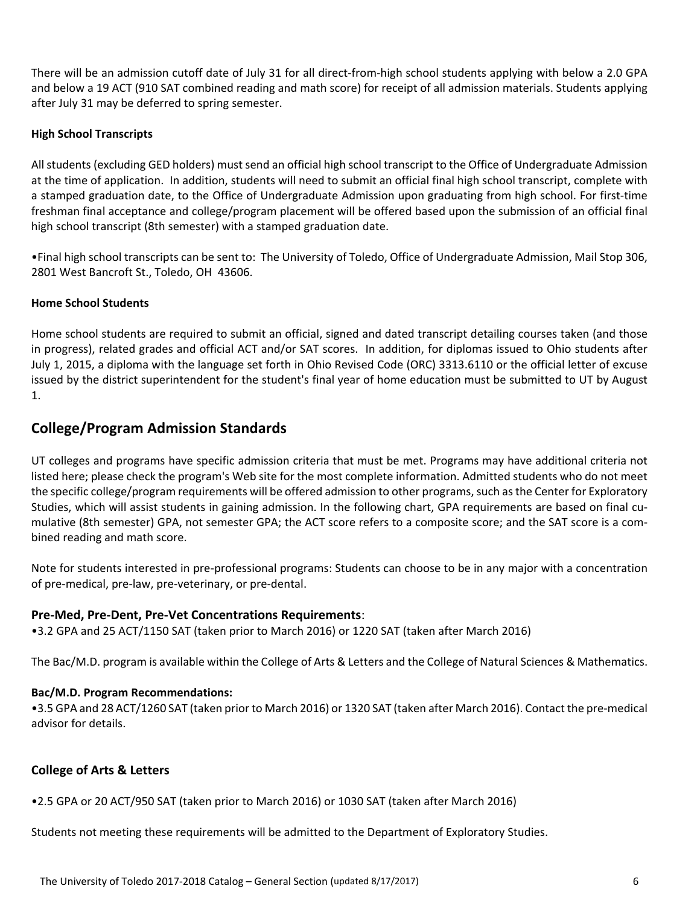There will be an admission cutoff date of July 31 for all direct-from-high school students applying with below a 2.0 GPA and below a 19 ACT (910 SAT combined reading and math score) for receipt of all admission materials. Students applying after July 31 may be deferred to spring semester.

**High School Transcripts**

All students (excluding GED holders) must send an official high school transcript to the Office of Undergraduate Admission at the time of application. In addition, students will need to submit an official final high school transcript, complete with a stamped graduation date, to the Office of Undergraduate Admission upon graduating from high school. For first-time freshman final acceptance and college/program placement will be offered based upon the submission of an official final high school transcript (8th semester) with a stamped graduation date.

•Final high school transcripts can be sent to: The University of Toledo, Office of Undergraduate Admission, Mail Stop 306, 2801 West Bancroft St., Toledo, OH 43606.

**Home School Students**

Home school students are required to submit an official, signed and dated transcript detailing courses taken (and those in progress), related grades and official ACT and/or SAT scores. In addition, for diplomas issued to Ohio students after July 1, 2015, a diploma with the language set forth in Ohio Revised Code (ORC) 3313.6110 or the official letter of excuse issued by the district superintendent for the student's final year of home education must be submitted to UT by August 1.

## College/Program Admission Standards

UT colleges and programs have specific admission criteria that must be met. Programs may have additional criteria not listed here; please check the program's Web site for the most complete information. Admitted students who do not meet the specific college/program requirements will be offered admission to other programs, such as the Center for Exploratory Studies, which will assist students in gaining admission. In the following chart, GPA requirements are based on final cumulative (8th semester) GPA, not semester GPA; the ACT score refers to a composite score; and the SAT score is a combined reading and math score.

Note for students interested in pre-professional programs: Students can choose to be in any major with a concentration of pre-medical, pre-law, pre-veterinary, or pre-dental.

### **Pre-Med, Pre-Dent, Pre-Vet Concentrations Requirements**:

•3.2 GPA and 25 ACT/1150 SAT (taken prior to March 2016) or 1220 SAT (taken after March 2016)

The Bac/M.D. program is available within the College of Arts & Letters and the College of Natural Sciences & Mathematics.

**Bac/M.D. Program Recommendations:**

•3.5 GPA and 28 ACT/1260 SAT (taken prior to March 2016) or 1320 SAT (taken after March 2016). Contact the pre-medical advisor for details.

### College of Arts & Letters

•2.5 GPA or 20 ACT/950 SAT (taken prior to March 2016) or 1030 SAT (taken after March 2016)

Students not meeting these requirements will be admitted to the Department of Exploratory Studies.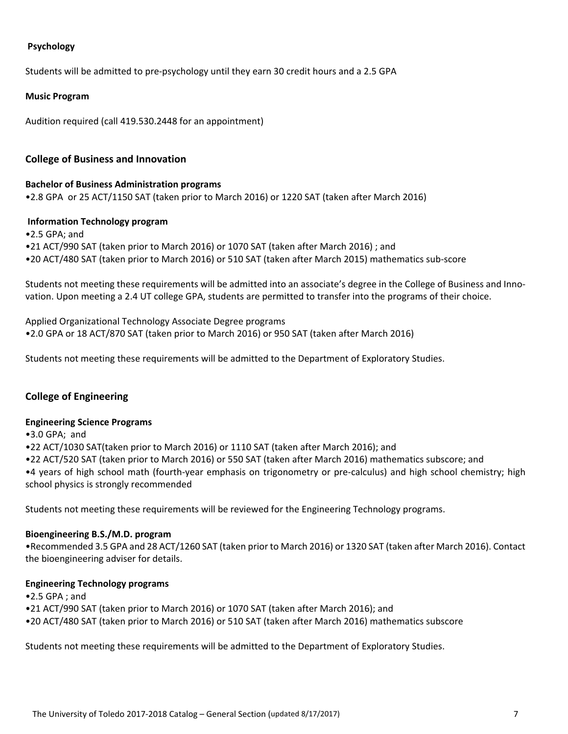**Psychology**

Students will be admitted to pre-psychology until they earn 30 credit hours and a 2.5 GPA

**Music Program**

Audition required (call 419.530.2448 for an appointment)

## College of Business and Innovation

**Bachelor of Business Administration programs**

•2.8 GPA or 25 ACT/1150 SAT (taken prior to March 2016) or 1220 SAT (taken after March 2016)

**Information Technology program**

•2.5 GPA; and

•21 ACT/990 SAT (taken prior to March 2016) or 1070 SAT (taken after March 2016) ; and

•20 ACT/480 SAT (taken prior to March 2016) or 510 SAT (taken after March 2015) mathematics sub-score

Students not meeting these requirements will be admitted into an associate's degree in the College of Business and Innovation. Upon meeting a 2.4 UT college GPA, students are permitted to transfer into the programs of their choice.

Applied Organizational Technology Associate Degree programs

•2.0 GPA or 18 ACT/870 SAT (taken prior to March 2016) or 950 SAT (taken after March 2016)

Students not meeting these requirements will be admitted to the Department of Exploratory Studies.

## College of Engineering

**Engineering Science Programs**

•3.0 GPA; and

•22 ACT/1030 SAT(taken prior to March 2016) or 1110 SAT (taken after March 2016); and

•22 ACT/520 SAT (taken prior to March 2016) or 550 SAT (taken after March 2016) mathematics subscore; and

•4 years of high school math (fourth-year emphasis on trigonometry or pre-calculus) and high school chemistry; high school physics is strongly recommended

Students not meeting these requirements will be reviewed for the Engineering Technology programs.

**Bioengineering B.S./M.D. program**

•Recommended 3.5 GPA and 28 ACT/1260 SAT (taken prior to March 2016) or 1320 SAT (taken after March 2016). Contact the bioengineering adviser for details.

**Engineering Technology programs**

•2.5 GPA ; and

•21 ACT/990 SAT (taken prior to March 2016) or 1070 SAT (taken after March 2016); and

•20 ACT/480 SAT (taken prior to March 2016) or 510 SAT (taken after March 2016) mathematics subscore

Students not meeting these requirements will be admitted to the Department of Exploratory Studies.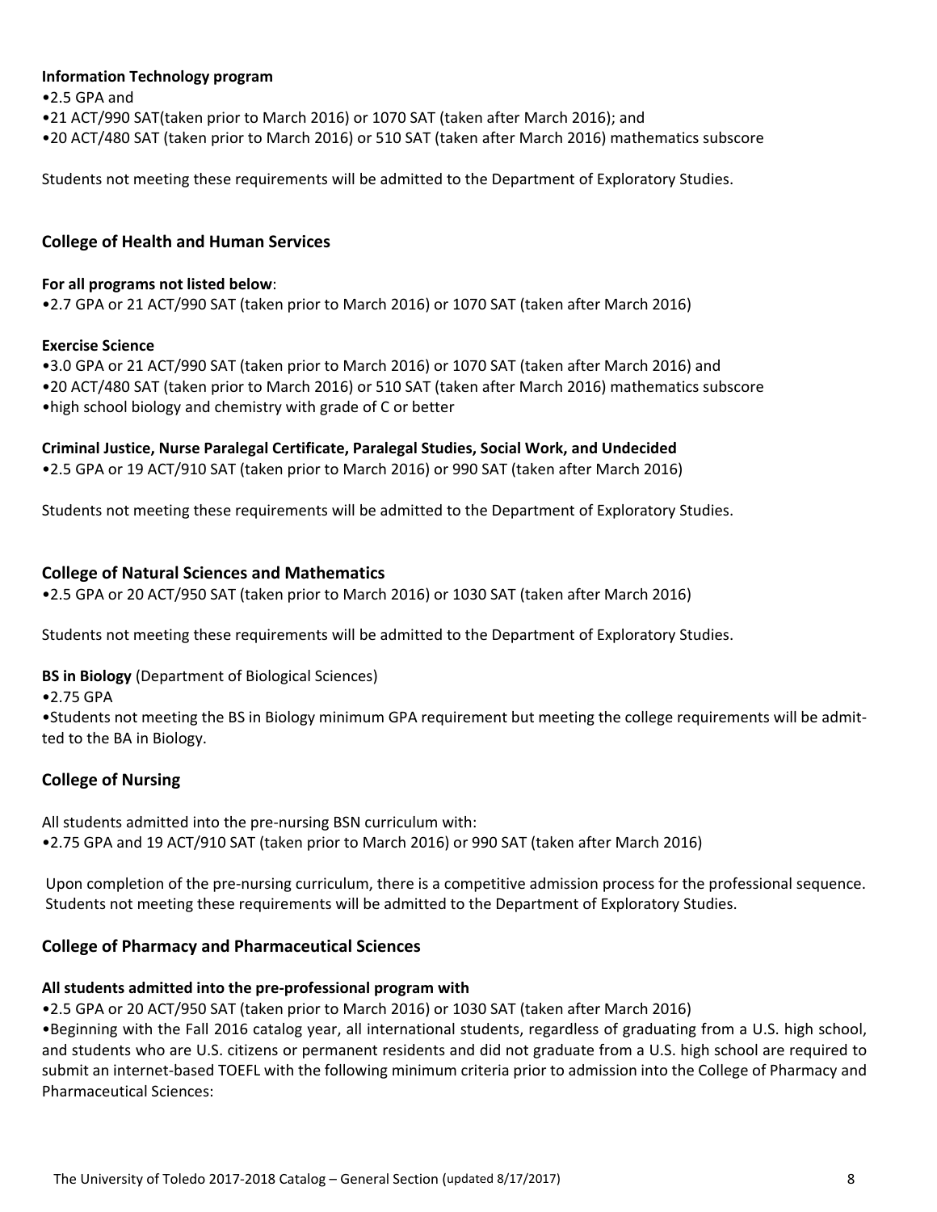**Information Technology program**

- 2.5 GPA and
- 21 ACT/990 SAT(taken prior to March 2016) or 1070 SAT (taken after March 2016); and
- 20 ACT/480 SAT (taken prior to March 2016) or 510 SAT (taken after March 2016) mathematics subscore

Students not meeting these requirements will be admitted to the Department of Exploratory Studies.

## College of Health and Human Services

**For all programs not listed below**:

- 2.7 GPA or 21 ACT/990 SAT (taken prior to March 2016) or 1070 SAT (taken after March 2016)

**Exercise Science**

- 3.0 GPA or 21 ACT/990 SAT (taken prior to March 2016) or 1070 SAT (taken after March 2016) and
- 20 ACT/480 SAT (taken prior to March 2016) or 510 SAT (taken after March 2016) mathematics subscore
- high school biology and chemistry with grade of C or better

**Criminal Justice, Nurse Paralegal Certificate, Paralegal Studies, Social Work, and Undecided**

- 2.5 GPA or 19 ACT/910 SAT (taken prior to March 2016) or 990 SAT (taken after March 2016)

Students not meeting these requirements will be admitted to the Department of Exploratory Studies.

## College of Natural Sciences and Mathematics

- 2.5 GPA or 20 ACT/950 SAT (taken prior to March 2016) or 1030 SAT (taken after March 2016)

Students not meeting these requirements will be admitted to the Department of Exploratory Studies.

**BS in Biology** (Department of Biological Sciences)

- 2.75 GPA
- Students not meeting the BS in Biology minimum GPA requirement but meeting the college requirements will be admitted to the BA in Biology.

## College of Nursing

All students admitted into the pre-nursing BSN curriculum with:

- 2.75 GPA and 19 ACT/910 SAT (taken prior to March 2016) or 990 SAT (taken after March 2016)

Upon completion of the pre-nursing curriculum, there is a competitive admission process for the professional sequence. Students not meeting these requirements will be admitted to the Department of Exploratory Studies.

## College of Pharmacy and Pharmaceutical Sciences

**All students admitted into the pre-professional program with**

- 2.5 GPA or 20 ACT/950 SAT (taken prior to March 2016) or 1030 SAT (taken after March 2016)
- Beginning with the Fall 2016 catalog year, all international students, regardless of graduating from a U.S. high school, and students who are U.S. citizens or permanent residents and did not graduate from a U.S. high school are required to submit an internet-based TOEFL with the following minimum criteria prior to admission into the College of Pharmacy and Pharmaceutical Sciences: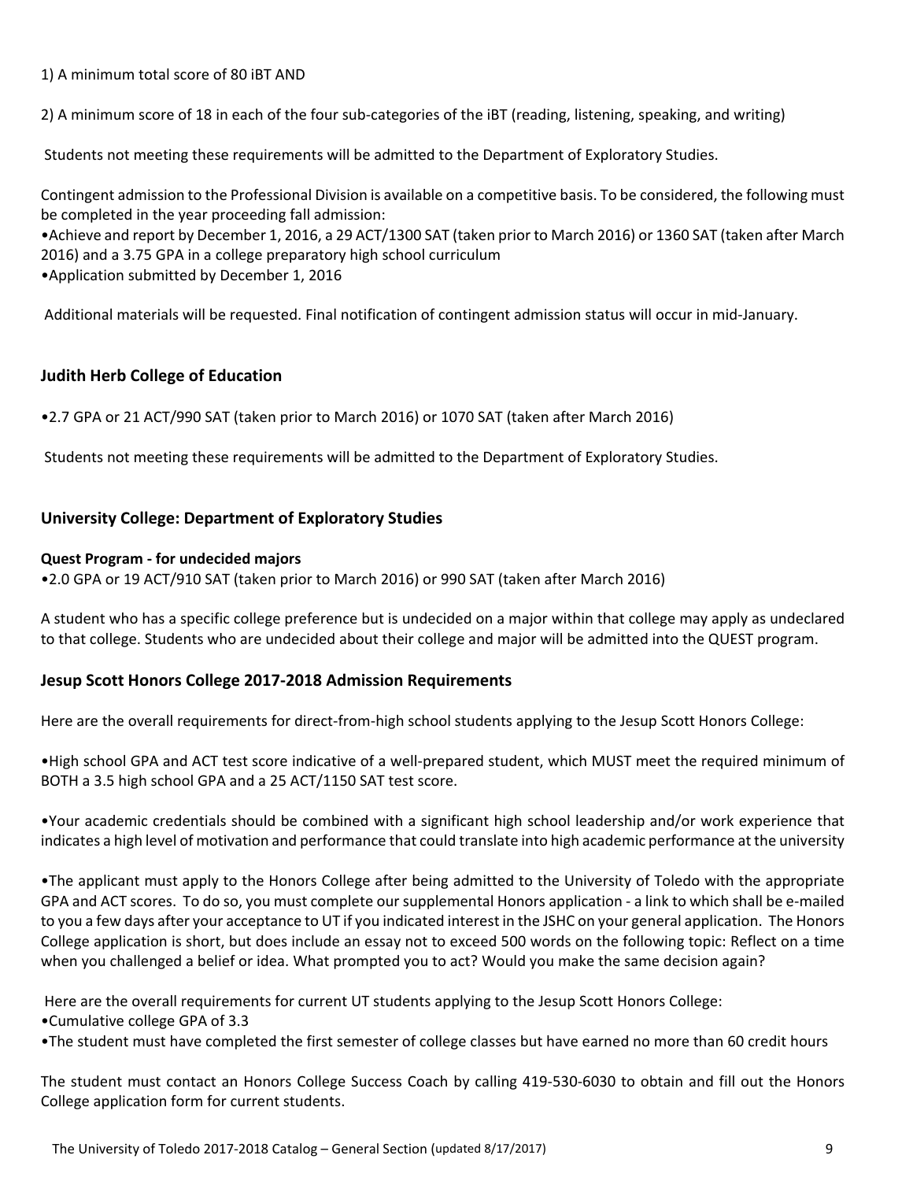1) A minimum total score of 80 iBT AND

2) A minimum score of 18 in each of the four sub-categories of the iBT (reading, listening, speaking, and writing)

Students not meeting these requirements will be admitted to the Department of Exploratory Studies.

Contingent admission to the Professional Division is available on a competitive basis. To be considered, the following must be completed in the year proceeding fall admission:

- Achieve and report by December 1, 2016, a 29 ACT/1300 SAT (taken prior to March 2016) or 1360 SAT (taken after March 2016) and a 3.75 GPA in a college preparatory high school curriculum
- Application submitted by December 1, 2016

Additional materials will be requested. Final notification of contingent admission status will occur in mid-January.

## Judith Herb College of Education

- 2.7 GPA or 21 ACT/990 SAT (taken prior to March 2016) or 1070 SAT (taken after March 2016)

Students not meeting these requirements will be admitted to the Department of Exploratory Studies.

## University College: Department of Exploratory Studies

**Quest Program - for undecided majors**

- 2.0 GPA or 19 ACT/910 SAT (taken prior to March 2016) or 990 SAT (taken after March 2016)

A student who has a specific college preference but is undecided on a major within that college may apply as undeclared to that college. Students who are undecided about their college and major will be admitted into the QUEST program.

## Jesup Scott Honors College 2017-2018 Admission Requirements

Here are the overall requirements for direct-from-high school students applying to the Jesup Scott Honors College:

- High school GPA and ACT test score indicative of a well-prepared student, which MUST meet the required minimum of BOTH a 3.5 high school GPA and a 25 ACT/1150 SAT test score.

- Your academic credentials should be combined with a significant high school leadership and/or work experience that indicates a high level of motivation and performance that could translate into high academic performance at the university

- The applicant must apply to the Honors College after being admitted to the University of Toledo with the appropriate GPA and ACT scores. To do so, you must complete our supplemental Honors application - a link to which shall be e-mailed to you a few days after your acceptance to UT if you indicated interest in the JSHC on your general application. The Honors College application is short, but does include an essay not to exceed 500 words on the following topic: Reflect on a time when you challenged a belief or idea. What prompted you to act? Would you make the same decision again?

Here are the overall requirements for current UT students applying to the Jesup Scott Honors College:

- Cumulative college GPA of 3.3
- The student must have completed the first semester of college classes but have earned no more than 60 credit hours

The student must contact an Honors College Success Coach by calling 419-530-6030 to obtain and fill out the Honors College application form for current students.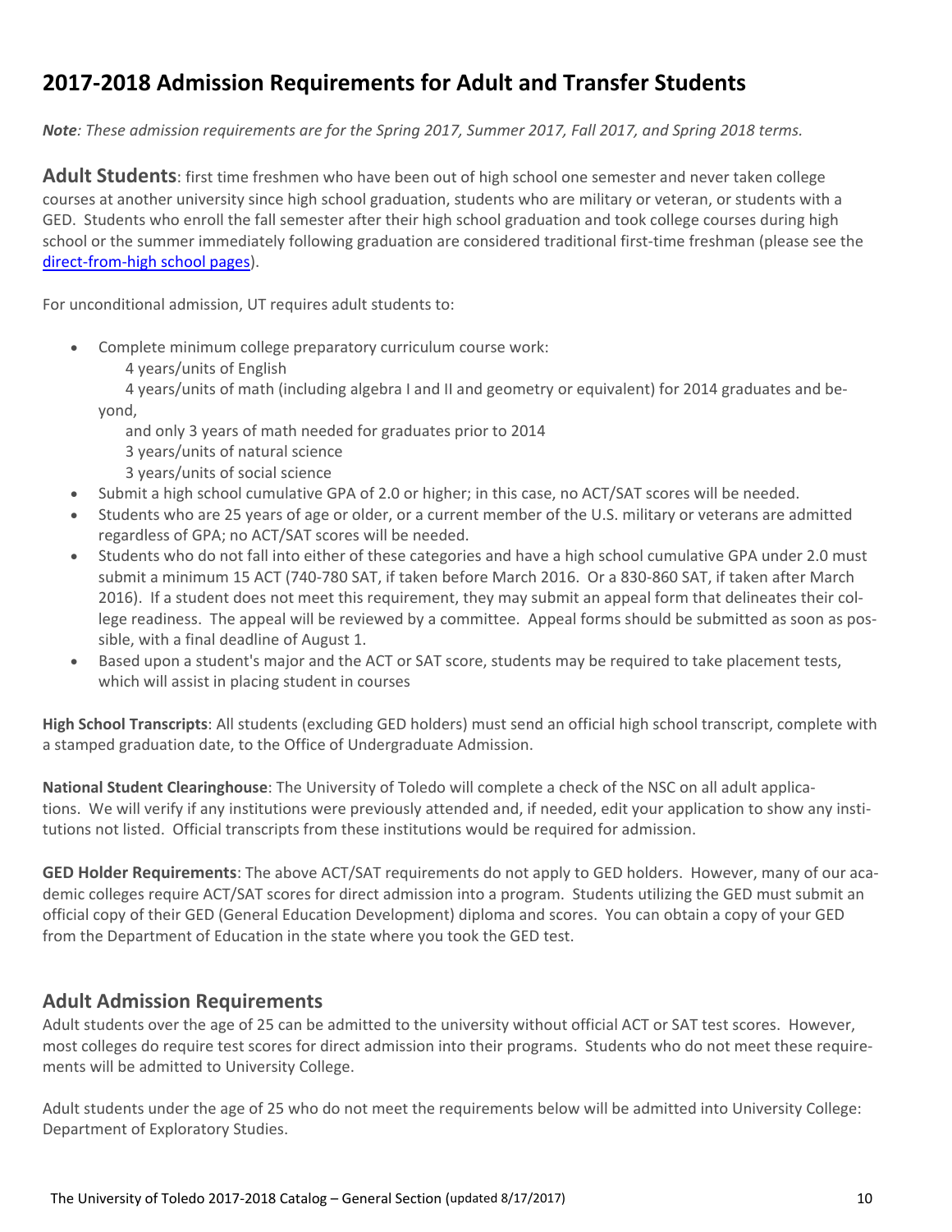## 2017-2018 Admission Requirements for Adult and Transfer Students

***Note**: These admission requirements are for the Spring 2017, Summer 2017, Fall 2017, and Spring 2018 terms.*

**Adult Students**: first time freshmen who have been out of high school one semester and never taken college courses at another university since high school graduation, students who are military or veteran, or students with a GED. Students who enroll the fall semester after their high school graduation and took college courses during high school or the summer immediately following graduation are considered traditional first-time freshman (please see the direct-from-high school pages).

For unconditional admission, UT requires adult students to:

- Complete minimum college preparatory curriculum course work:
  - 4 years/units of English
  - 4 years/units of math (including algebra I and II and geometry or equivalent) for 2014 graduates and beyond,
  - and only 3 years of math needed for graduates prior to 2014
  - 3 years/units of natural science
  - 3 years/units of social science
- Submit a high school cumulative GPA of 2.0 or higher; in this case, no ACT/SAT scores will be needed.
- Students who are 25 years of age or older, or a current member of the U.S. military or veterans are admitted regardless of GPA; no ACT/SAT scores will be needed.
- Students who do not fall into either of these categories and have a high school cumulative GPA under 2.0 must submit a minimum 15 ACT (740-780 SAT, if taken before March 2016. Or a 830-860 SAT, if taken after March 2016). If a student does not meet this requirement, they may submit an appeal form that delineates their college readiness. The appeal will be reviewed by a committee. Appeal forms should be submitted as soon as possible, with a final deadline of August 1.
- Based upon a student's major and the ACT or SAT score, students may be required to take placement tests, which will assist in placing student in courses

**High School Transcripts**: All students (excluding GED holders) must send an official high school transcript, complete with a stamped graduation date, to the Office of Undergraduate Admission.

**National Student Clearinghouse**: The University of Toledo will complete a check of the NSC on all adult applications. We will verify if any institutions were previously attended and, if needed, edit your application to show any institutions not listed. Official transcripts from these institutions would be required for admission.

**GED Holder Requirements**: The above ACT/SAT requirements do not apply to GED holders. However, many of our academic colleges require ACT/SAT scores for direct admission into a program. Students utilizing the GED must submit an official copy of their GED (General Education Development) diploma and scores. You can obtain a copy of your GED from the Department of Education in the state where you took the GED test.

### Adult Admission Requirements

Adult students over the age of 25 can be admitted to the university without official ACT or SAT test scores. However, most colleges do require test scores for direct admission into their programs. Students who do not meet these requirements will be admitted to University College.

Adult students under the age of 25 who do not meet the requirements below will be admitted into University College: Department of Exploratory Studies.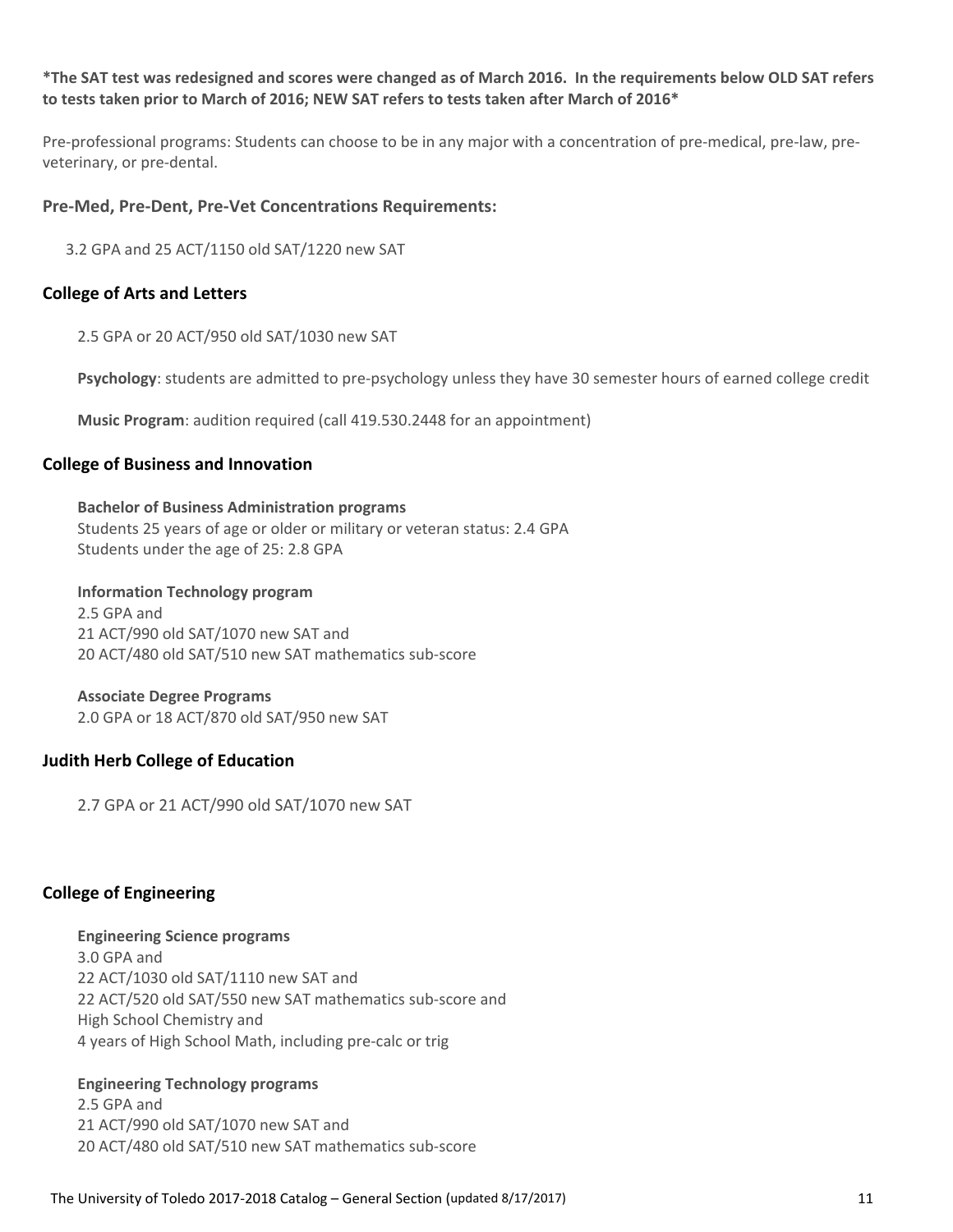**\*The SAT test was redesigned and scores were changed as of March 2016. In the requirements below OLD SAT refers to tests taken prior to March of 2016; NEW SAT refers to tests taken after March of 2016\***

Pre-professional programs: Students can choose to be in any major with a concentration of pre-medical, pre-law, pre-veterinary, or pre-dental.

### Pre-Med, Pre-Dent, Pre-Vet Concentrations Requirements:

3.2 GPA and 25 ACT/1150 old SAT/1220 new SAT

### College of Arts and Letters

2.5 GPA or 20 ACT/950 old SAT/1030 new SAT

**Psychology**: students are admitted to pre-psychology unless they have 30 semester hours of earned college credit

**Music Program**: audition required (call 419.530.2448 for an appointment)

### College of Business and Innovation

**Bachelor of Business Administration programs**
Students 25 years of age or older or military or veteran status: 2.4 GPA
Students under the age of 25: 2.8 GPA

**Information Technology program**
2.5 GPA and
21 ACT/990 old SAT/1070 new SAT and
20 ACT/480 old SAT/510 new SAT mathematics sub-score

**Associate Degree Programs**
2.0 GPA or 18 ACT/870 old SAT/950 new SAT

### Judith Herb College of Education

2.7 GPA or 21 ACT/990 old SAT/1070 new SAT

### College of Engineering

**Engineering Science programs**
3.0 GPA and
22 ACT/1030 old SAT/1110 new SAT and
22 ACT/520 old SAT/550 new SAT mathematics sub-score and
High School Chemistry and
4 years of High School Math, including pre-calc or trig

**Engineering Technology programs**
2.5 GPA and
21 ACT/990 old SAT/1070 new SAT and
20 ACT/480 old SAT/510 new SAT mathematics sub-score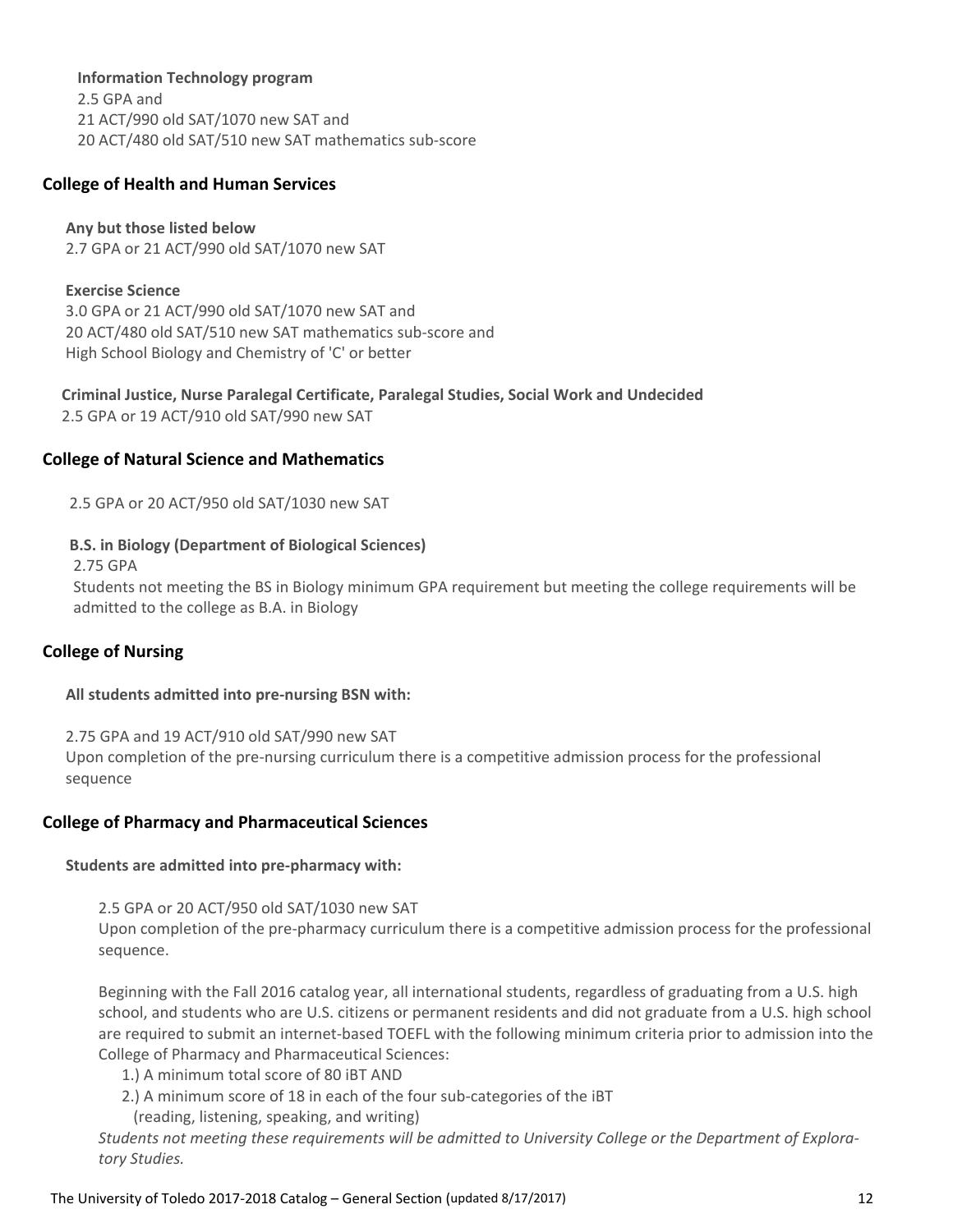**Information Technology program**
2.5 GPA and
21 ACT/990 old SAT/1070 new SAT and
20 ACT/480 old SAT/510 new SAT mathematics sub-score

## College of Health and Human Services

**Any but those listed below**
2.7 GPA or 21 ACT/990 old SAT/1070 new SAT

**Exercise Science**
3.0 GPA or 21 ACT/990 old SAT/1070 new SAT and
20 ACT/480 old SAT/510 new SAT mathematics sub-score and
High School Biology and Chemistry of 'C' or better

**Criminal Justice, Nurse Paralegal Certificate, Paralegal Studies, Social Work and Undecided**
2.5 GPA or 19 ACT/910 old SAT/990 new SAT

## College of Natural Science and Mathematics

2.5 GPA or 20 ACT/950 old SAT/1030 new SAT

**B.S. in Biology (Department of Biological Sciences)**
2.75 GPA
Students not meeting the BS in Biology minimum GPA requirement but meeting the college requirements will be admitted to the college as B.A. in Biology

## College of Nursing

**All students admitted into pre-nursing BSN with:**

2.75 GPA and 19 ACT/910 old SAT/990 new SAT
Upon completion of the pre-nursing curriculum there is a competitive admission process for the professional sequence

## College of Pharmacy and Pharmaceutical Sciences

**Students are admitted into pre-pharmacy with:**

2.5 GPA or 20 ACT/950 old SAT/1030 new SAT
Upon completion of the pre-pharmacy curriculum there is a competitive admission process for the professional sequence.

Beginning with the Fall 2016 catalog year, all international students, regardless of graduating from a U.S. high school, and students who are U.S. citizens or permanent residents and did not graduate from a U.S. high school are required to submit an internet-based TOEFL with the following minimum criteria prior to admission into the College of Pharmacy and Pharmaceutical Sciences:

1.) A minimum total score of 80 iBT AND
2.) A minimum score of 18 in each of the four sub-categories of the iBT (reading, listening, speaking, and writing)

*Students not meeting these requirements will be admitted to University College or the Department of Exploratory Studies.*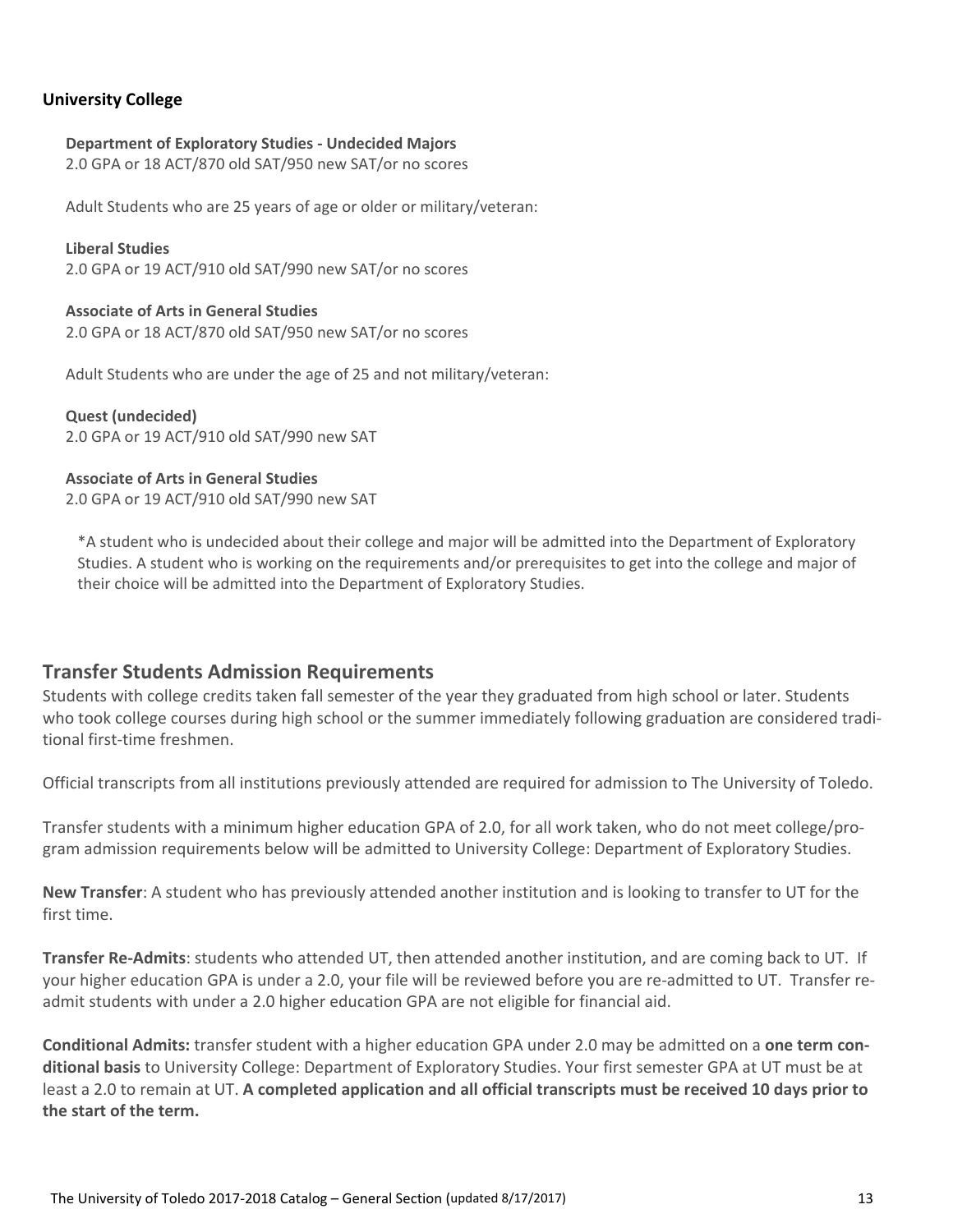### University College

**Department of Exploratory Studies - Undecided Majors**
2.0 GPA or 18 ACT/870 old SAT/950 new SAT/or no scores

Adult Students who are 25 years of age or older or military/veteran:

**Liberal Studies**
2.0 GPA or 19 ACT/910 old SAT/990 new SAT/or no scores

**Associate of Arts in General Studies**
2.0 GPA or 18 ACT/870 old SAT/950 new SAT/or no scores

Adult Students who are under the age of 25 and not military/veteran:

**Quest (undecided)**
2.0 GPA or 19 ACT/910 old SAT/990 new SAT

**Associate of Arts in General Studies**
2.0 GPA or 19 ACT/910 old SAT/990 new SAT

*A student who is undecided about their college and major will be admitted into the Department of Exploratory Studies. A student who is working on the requirements and/or prerequisites to get into the college and major of their choice will be admitted into the Department of Exploratory Studies.

## Transfer Students Admission Requirements

Students with college credits taken fall semester of the year they graduated from high school or later. Students who took college courses during high school or the summer immediately following graduation are considered traditional first-time freshmen.

Official transcripts from all institutions previously attended are required for admission to The University of Toledo.

Transfer students with a minimum higher education GPA of 2.0, for all work taken, who do not meet college/program admission requirements below will be admitted to University College: Department of Exploratory Studies.

**New Transfer**: A student who has previously attended another institution and is looking to transfer to UT for the first time.

**Transfer Re-Admits**: students who attended UT, then attended another institution, and are coming back to UT. If your higher education GPA is under a 2.0, your file will be reviewed before you are re-admitted to UT. Transfer re-admit students with under a 2.0 higher education GPA are not eligible for financial aid.

**Conditional Admits:** transfer student with a higher education GPA under 2.0 may be admitted on a **one term conditional basis** to University College: Department of Exploratory Studies. Your first semester GPA at UT must be at least a 2.0 to remain at UT. **A completed application and all official transcripts must be received 10 days prior to the start of the term.**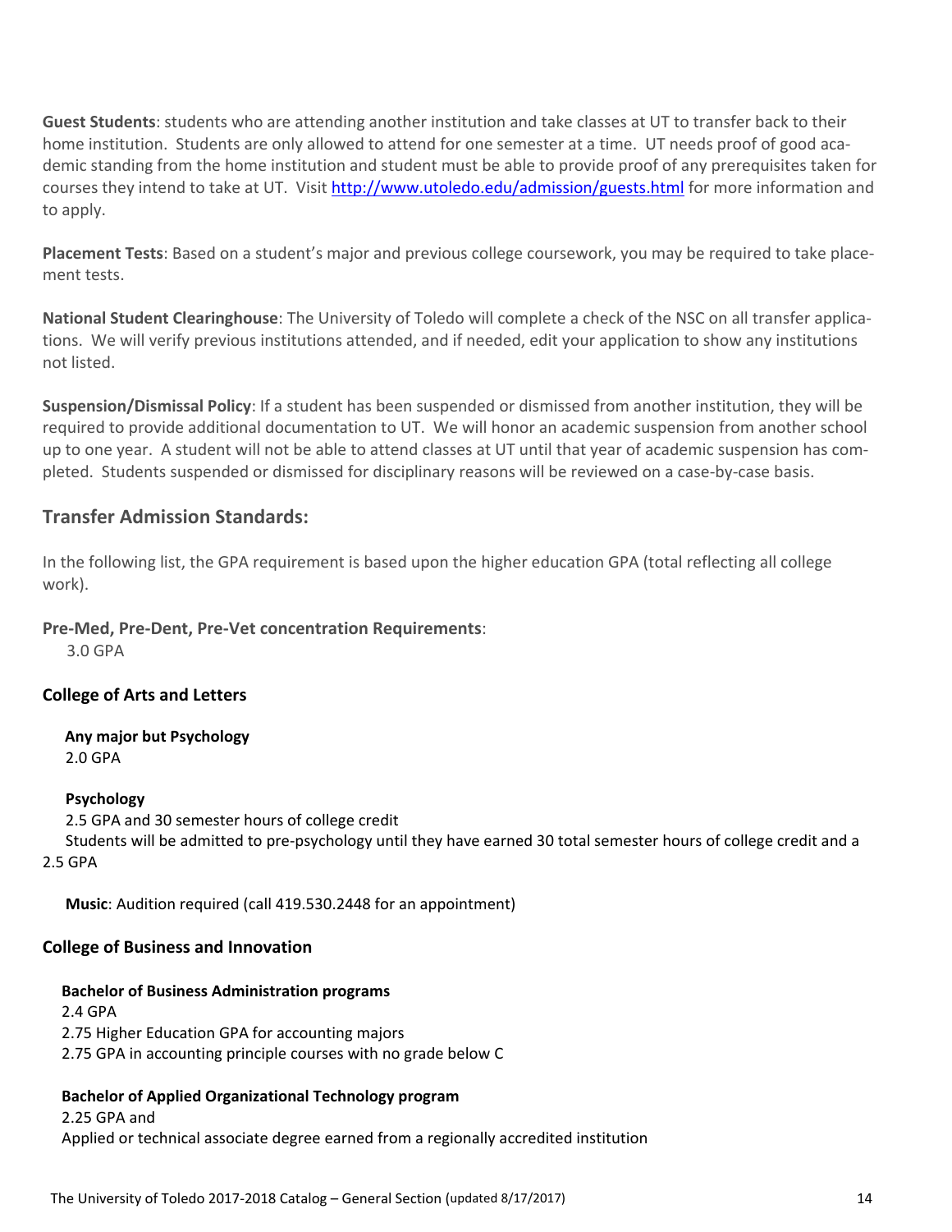**Guest Students**: students who are attending another institution and take classes at UT to transfer back to their home institution. Students are only allowed to attend for one semester at a time. UT needs proof of good academic standing from the home institution and student must be able to provide proof of any prerequisites taken for courses they intend to take at UT. Visit http://www.utoledo.edu/admission/guests.html for more information and to apply.

**Placement Tests**: Based on a student's major and previous college coursework, you may be required to take placement tests.

**National Student Clearinghouse**: The University of Toledo will complete a check of the NSC on all transfer applications. We will verify previous institutions attended, and if needed, edit your application to show any institutions not listed.

**Suspension/Dismissal Policy**: If a student has been suspended or dismissed from another institution, they will be required to provide additional documentation to UT. We will honor an academic suspension from another school up to one year. A student will not be able to attend classes at UT until that year of academic suspension has completed. Students suspended or dismissed for disciplinary reasons will be reviewed on a case-by-case basis.

## Transfer Admission Standards:

In the following list, the GPA requirement is based upon the higher education GPA (total reflecting all college work).

**Pre-Med, Pre-Dent, Pre-Vet concentration Requirements**:
3.0 GPA

### College of Arts and Letters

**Any major but Psychology**
2.0 GPA

**Psychology**
2.5 GPA and 30 semester hours of college credit
Students will be admitted to pre-psychology until they have earned 30 total semester hours of college credit and a 2.5 GPA

**Music**: Audition required (call 419.530.2448 for an appointment)

### College of Business and Innovation

**Bachelor of Business Administration programs**
2.4 GPA
2.75 Higher Education GPA for accounting majors
2.75 GPA in accounting principle courses with no grade below C

**Bachelor of Applied Organizational Technology program**
2.25 GPA and
Applied or technical associate degree earned from a regionally accredited institution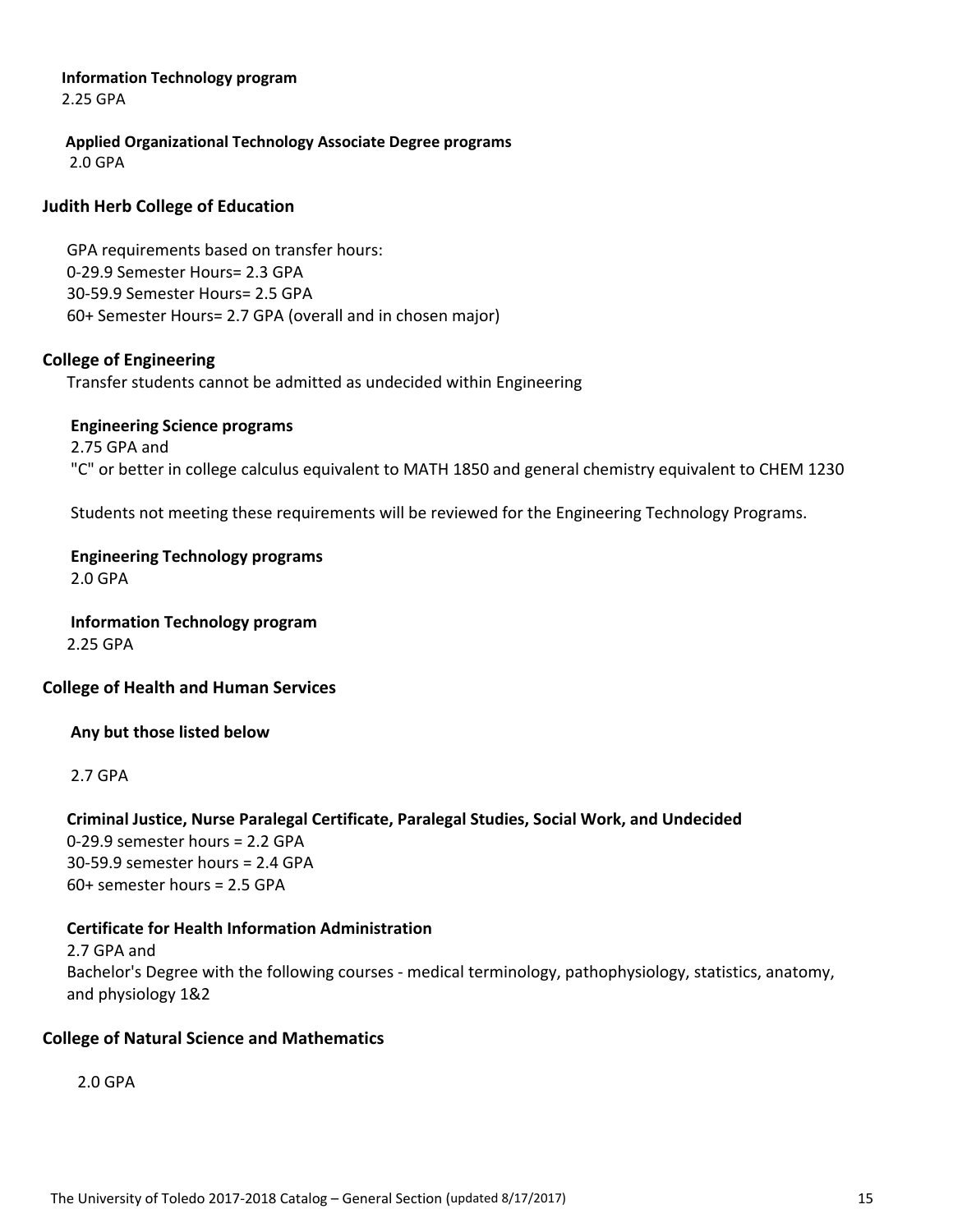**Information Technology program**

2.25 GPA

**Applied Organizational Technology Associate Degree programs**

2.0 GPA

### Judith Herb College of Education

GPA requirements based on transfer hours:
0-29.9 Semester Hours= 2.3 GPA
30-59.9 Semester Hours= 2.5 GPA
60+ Semester Hours= 2.7 GPA (overall and in chosen major)

### College of Engineering

Transfer students cannot be admitted as undecided within Engineering

**Engineering Science programs**

2.75 GPA and
"C" or better in college calculus equivalent to MATH 1850 and general chemistry equivalent to CHEM 1230

Students not meeting these requirements will be reviewed for the Engineering Technology Programs.

**Engineering Technology programs**

2.0 GPA

**Information Technology program**

2.25 GPA

### College of Health and Human Services

**Any but those listed below**

2.7 GPA

**Criminal Justice, Nurse Paralegal Certificate, Paralegal Studies, Social Work, and Undecided**

0-29.9 semester hours = 2.2 GPA
30-59.9 semester hours = 2.4 GPA
60+ semester hours = 2.5 GPA

**Certificate for Health Information Administration**

2.7 GPA and
Bachelor's Degree with the following courses - medical terminology, pathophysiology, statistics, anatomy, and physiology 1&2

### College of Natural Science and Mathematics

2.0 GPA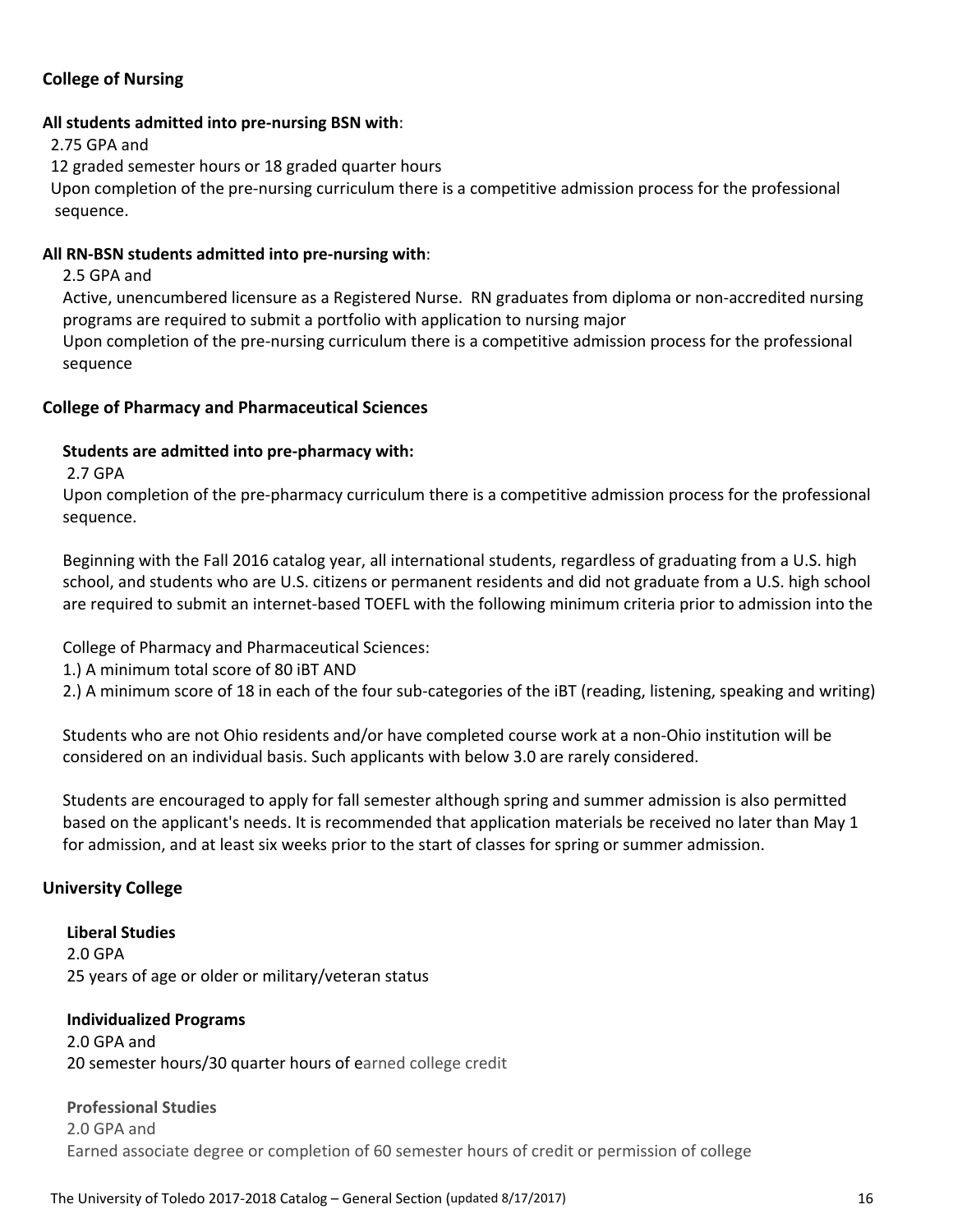**College of Nursing**

**All students admitted into pre-nursing BSN with**:

2.75 GPA and

12 graded semester hours or 18 graded quarter hours

Upon completion of the pre-nursing curriculum there is a competitive admission process for the professional sequence.

**All RN-BSN students admitted into pre-nursing with**:

2.5 GPA and

Active, unencumbered licensure as a Registered Nurse. RN graduates from diploma or non-accredited nursing programs are required to submit a portfolio with application to nursing major

Upon completion of the pre-nursing curriculum there is a competitive admission process for the professional sequence

**College of Pharmacy and Pharmaceutical Sciences**

**Students are admitted into pre-pharmacy with:**

2.7 GPA

Upon completion of the pre-pharmacy curriculum there is a competitive admission process for the professional sequence.

Beginning with the Fall 2016 catalog year, all international students, regardless of graduating from a U.S. high school, and students who are U.S. citizens or permanent residents and did not graduate from a U.S. high school are required to submit an internet-based TOEFL with the following minimum criteria prior to admission into the

College of Pharmacy and Pharmaceutical Sciences:

1.) A minimum total score of 80 iBT AND

2.) A minimum score of 18 in each of the four sub-categories of the iBT (reading, listening, speaking and writing)

Students who are not Ohio residents and/or have completed course work at a non-Ohio institution will be considered on an individual basis. Such applicants with below 3.0 are rarely considered.

Students are encouraged to apply for fall semester although spring and summer admission is also permitted based on the applicant's needs. It is recommended that application materials be received no later than May 1 for admission, and at least six weeks prior to the start of classes for spring or summer admission.

**University College**

**Liberal Studies**

2.0 GPA

25 years of age or older or military/veteran status

**Individualized Programs**

2.0 GPA and

20 semester hours/30 quarter hours of earned college credit

**Professional Studies**

2.0 GPA and

Earned associate degree or completion of 60 semester hours of credit or permission of college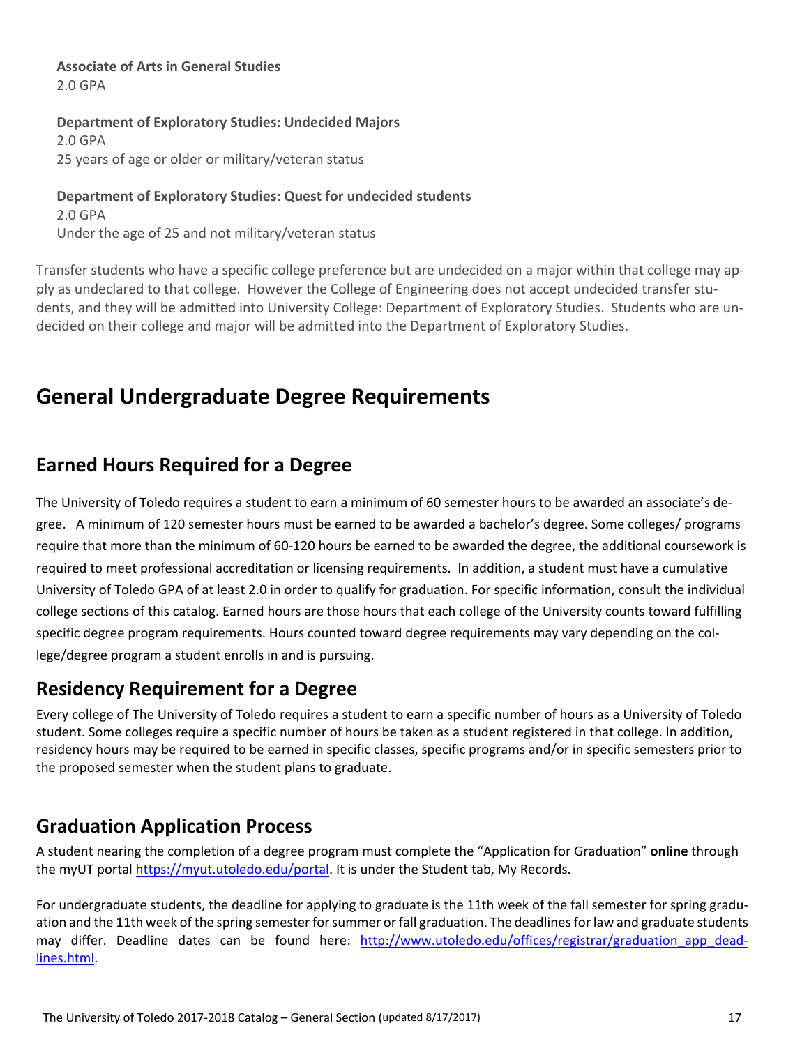**Associate of Arts in General Studies**
2.0 GPA

**Department of Exploratory Studies: Undecided Majors**
2.0 GPA
25 years of age or older or military/veteran status

**Department of Exploratory Studies: Quest for undecided students**
2.0 GPA
Under the age of 25 and not military/veteran status

Transfer students who have a specific college preference but are undecided on a major within that college may apply as undeclared to that college. However the College of Engineering does not accept undecided transfer students, and they will be admitted into University College: Department of Exploratory Studies. Students who are undecided on their college and major will be admitted into the Department of Exploratory Studies.

# General Undergraduate Degree Requirements

## Earned Hours Required for a Degree

The University of Toledo requires a student to earn a minimum of 60 semester hours to be awarded an associate's degree. A minimum of 120 semester hours must be earned to be awarded a bachelor's degree. Some colleges/ programs require that more than the minimum of 60-120 hours be earned to be awarded the degree, the additional coursework is required to meet professional accreditation or licensing requirements. In addition, a student must have a cumulative University of Toledo GPA of at least 2.0 in order to qualify for graduation. For specific information, consult the individual college sections of this catalog. Earned hours are those hours that each college of the University counts toward fulfilling specific degree program requirements. Hours counted toward degree requirements may vary depending on the college/degree program a student enrolls in and is pursuing.

## Residency Requirement for a Degree

Every college of The University of Toledo requires a student to earn a specific number of hours as a University of Toledo student. Some colleges require a specific number of hours be taken as a student registered in that college. In addition, residency hours may be required to be earned in specific classes, specific programs and/or in specific semesters prior to the proposed semester when the student plans to graduate.

## Graduation Application Process

A student nearing the completion of a degree program must complete the "Application for Graduation" **online** through the myUT portal https://myut.utoledo.edu/portal. It is under the Student tab, My Records.

For undergraduate students, the deadline for applying to graduate is the 11th week of the fall semester for spring graduation and the 11th week of the spring semester for summer or fall graduation. The deadlines for law and graduate students may differ. Deadline dates can be found here: http://www.utoledo.edu/offices/registrar/graduation_app_deadlines.html.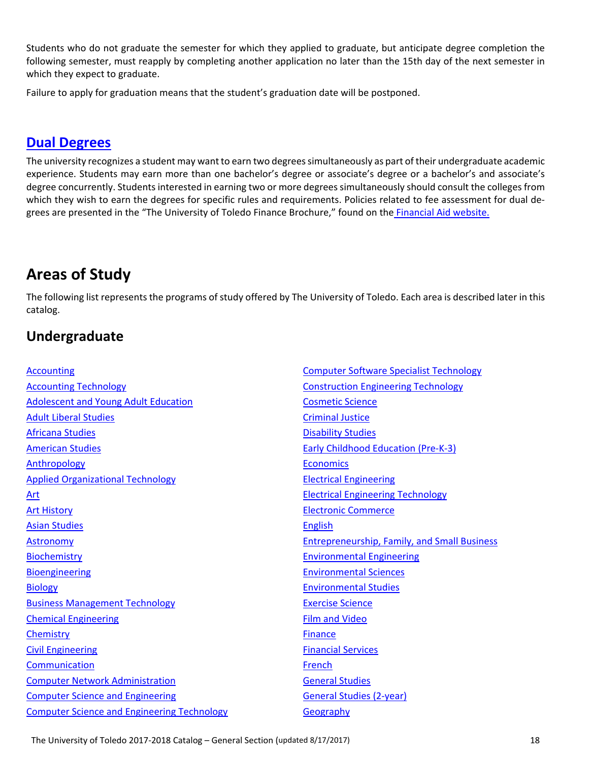Students who do not graduate the semester for which they applied to graduate, but anticipate degree completion the following semester, must reapply by completing another application no later than the 15th day of the next semester in which they expect to graduate.

Failure to apply for graduation means that the student's graduation date will be postponed.

## Dual Degrees

The university recognizes a student may want to earn two degrees simultaneously as part of their undergraduate academic experience. Students may earn more than one bachelor's degree or associate's degree or a bachelor's and associate's degree concurrently. Students interested in earning two or more degrees simultaneously should consult the colleges from which they wish to earn the degrees for specific rules and requirements. Policies related to fee assessment for dual degrees are presented in the "The University of Toledo Finance Brochure," found on the Financial Aid website.

# Areas of Study

The following list represents the programs of study offered by The University of Toledo. Each area is described later in this catalog.

## Undergraduate

- Accounting
- Accounting Technology
- Adolescent and Young Adult Education
- Adult Liberal Studies
- Africana Studies
- American Studies
- Anthropology
- Applied Organizational Technology
- Art
- Art History
- Asian Studies
- Astronomy
- Biochemistry
- Bioengineering
- Biology
- Business Management Technology
- Chemical Engineering
- Chemistry
- Civil Engineering
- Communication
- Computer Network Administration
- Computer Science and Engineering
- Computer Science and Engineering Technology
- Computer Software Specialist Technology
- Construction Engineering Technology
- Cosmetic Science
- Criminal Justice
- Disability Studies
- Early Childhood Education (Pre-K-3)
- Economics
- Electrical Engineering
- Electrical Engineering Technology
- Electronic Commerce
- English
- Entrepreneurship, Family, and Small Business
- Environmental Engineering
- Environmental Sciences
- Environmental Studies
- Exercise Science
- Film and Video
- Finance
- Financial Services
- French
- General Studies
- General Studies (2-year)
- Geography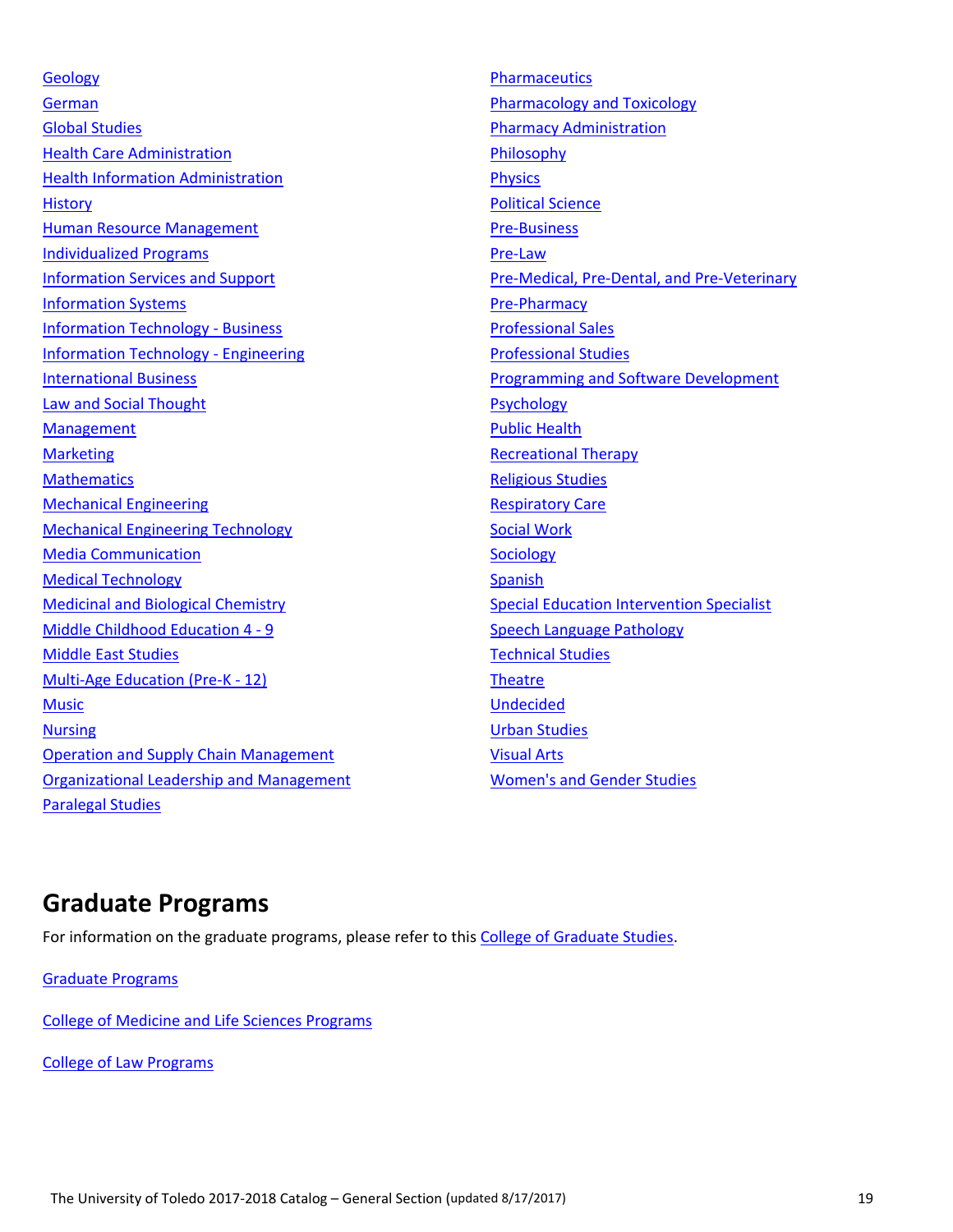- Geology
- German
- Global Studies
- Health Care Administration
- Health Information Administration
- History
- Human Resource Management
- Individualized Programs
- Information Services and Support
- Information Systems
- Information Technology - Business
- Information Technology - Engineering
- International Business
- Law and Social Thought
- Management
- Marketing
- Mathematics
- Mechanical Engineering
- Mechanical Engineering Technology
- Media Communication
- Medical Technology
- Medicinal and Biological Chemistry
- Middle Childhood Education 4 - 9
- Middle East Studies
- Multi-Age Education (Pre-K - 12)
- Music
- Nursing
- Operation and Supply Chain Management
- Organizational Leadership and Management
- Paralegal Studies
- Pharmaceutics
- Pharmacology and Toxicology
- Pharmacy Administration
- Philosophy
- Physics
- Political Science
- Pre-Business
- Pre-Law
- Pre-Medical, Pre-Dental, and Pre-Veterinary
- Pre-Pharmacy
- Professional Sales
- Professional Studies
- Programming and Software Development
- Psychology
- Public Health
- Recreational Therapy
- Religious Studies
- Respiratory Care
- Social Work
- Sociology
- Spanish
- Special Education Intervention Specialist
- Speech Language Pathology
- Technical Studies
- Theatre
- Undecided
- Urban Studies
- Visual Arts
- Women's and Gender Studies

## Graduate Programs

For information on the graduate programs, please refer to this College of Graduate Studies.

Graduate Programs

College of Medicine and Life Sciences Programs

College of Law Programs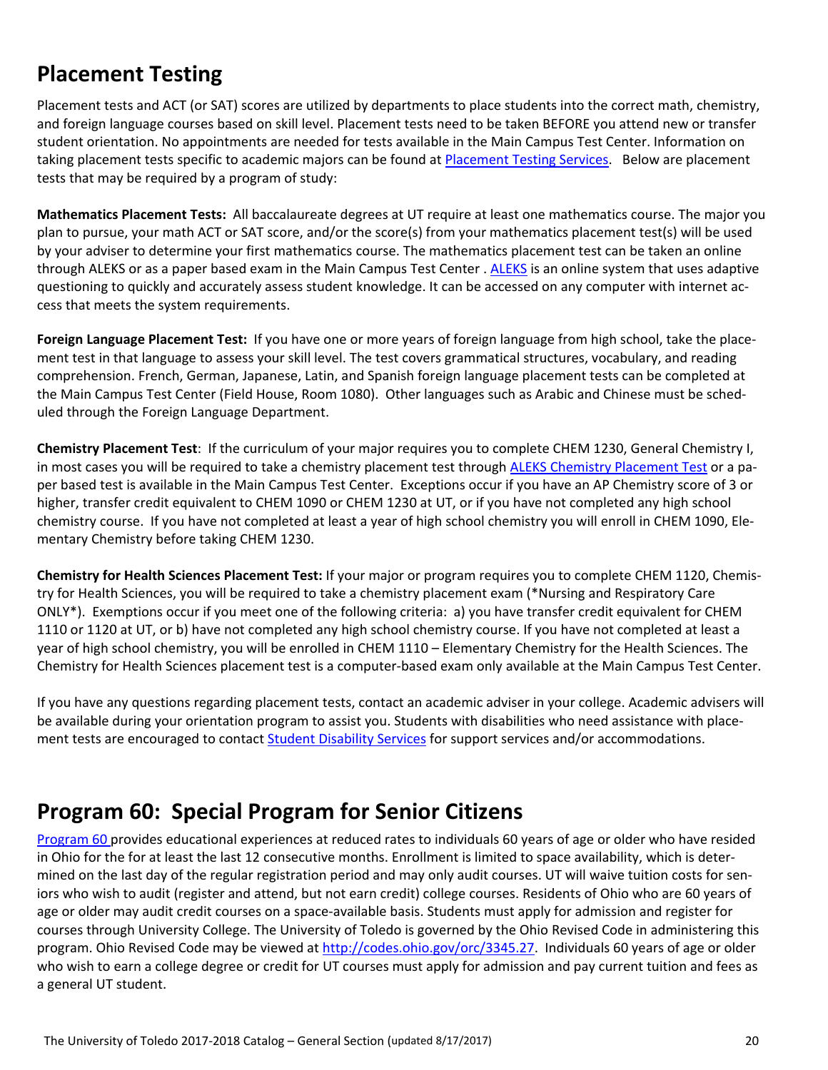## Placement Testing

Placement tests and ACT (or SAT) scores are utilized by departments to place students into the correct math, chemistry, and foreign language courses based on skill level. Placement tests need to be taken BEFORE you attend new or transfer student orientation. No appointments are needed for tests available in the Main Campus Test Center. Information on taking placement tests specific to academic majors can be found at Placement Testing Services. Below are placement tests that may be required by a program of study:

**Mathematics Placement Tests:** All baccalaureate degrees at UT require at least one mathematics course. The major you plan to pursue, your math ACT or SAT score, and/or the score(s) from your mathematics placement test(s) will be used by your adviser to determine your first mathematics course. The mathematics placement test can be taken an online through ALEKS or as a paper based exam in the Main Campus Test Center . ALEKS is an online system that uses adaptive questioning to quickly and accurately assess student knowledge. It can be accessed on any computer with internet access that meets the system requirements.

**Foreign Language Placement Test:** If you have one or more years of foreign language from high school, take the placement test in that language to assess your skill level. The test covers grammatical structures, vocabulary, and reading comprehension. French, German, Japanese, Latin, and Spanish foreign language placement tests can be completed at the Main Campus Test Center (Field House, Room 1080). Other languages such as Arabic and Chinese must be scheduled through the Foreign Language Department.

**Chemistry Placement Test**: If the curriculum of your major requires you to complete CHEM 1230, General Chemistry I, in most cases you will be required to take a chemistry placement test through ALEKS Chemistry Placement Test or a paper based test is available in the Main Campus Test Center. Exceptions occur if you have an AP Chemistry score of 3 or higher, transfer credit equivalent to CHEM 1090 or CHEM 1230 at UT, or if you have not completed any high school chemistry course. If you have not completed at least a year of high school chemistry you will enroll in CHEM 1090, Elementary Chemistry before taking CHEM 1230.

**Chemistry for Health Sciences Placement Test:** If your major or program requires you to complete CHEM 1120, Chemistry for Health Sciences, you will be required to take a chemistry placement exam (*Nursing and Respiratory Care ONLY*). Exemptions occur if you meet one of the following criteria: a) you have transfer credit equivalent for CHEM 1110 or 1120 at UT, or b) have not completed any high school chemistry course. If you have not completed at least a year of high school chemistry, you will be enrolled in CHEM 1110 – Elementary Chemistry for the Health Sciences. The Chemistry for Health Sciences placement test is a computer-based exam only available at the Main Campus Test Center.

If you have any questions regarding placement tests, contact an academic adviser in your college. Academic advisers will be available during your orientation program to assist you. Students with disabilities who need assistance with placement tests are encouraged to contact Student Disability Services for support services and/or accommodations.

## Program 60: Special Program for Senior Citizens

Program 60 provides educational experiences at reduced rates to individuals 60 years of age or older who have resided in Ohio for the for at least the last 12 consecutive months. Enrollment is limited to space availability, which is determined on the last day of the regular registration period and may only audit courses. UT will waive tuition costs for seniors who wish to audit (register and attend, but not earn credit) college courses. Residents of Ohio who are 60 years of age or older may audit credit courses on a space-available basis. Students must apply for admission and register for courses through University College. The University of Toledo is governed by the Ohio Revised Code in administering this program. Ohio Revised Code may be viewed at http://codes.ohio.gov/orc/3345.27. Individuals 60 years of age or older who wish to earn a college degree or credit for UT courses must apply for admission and pay current tuition and fees as a general UT student.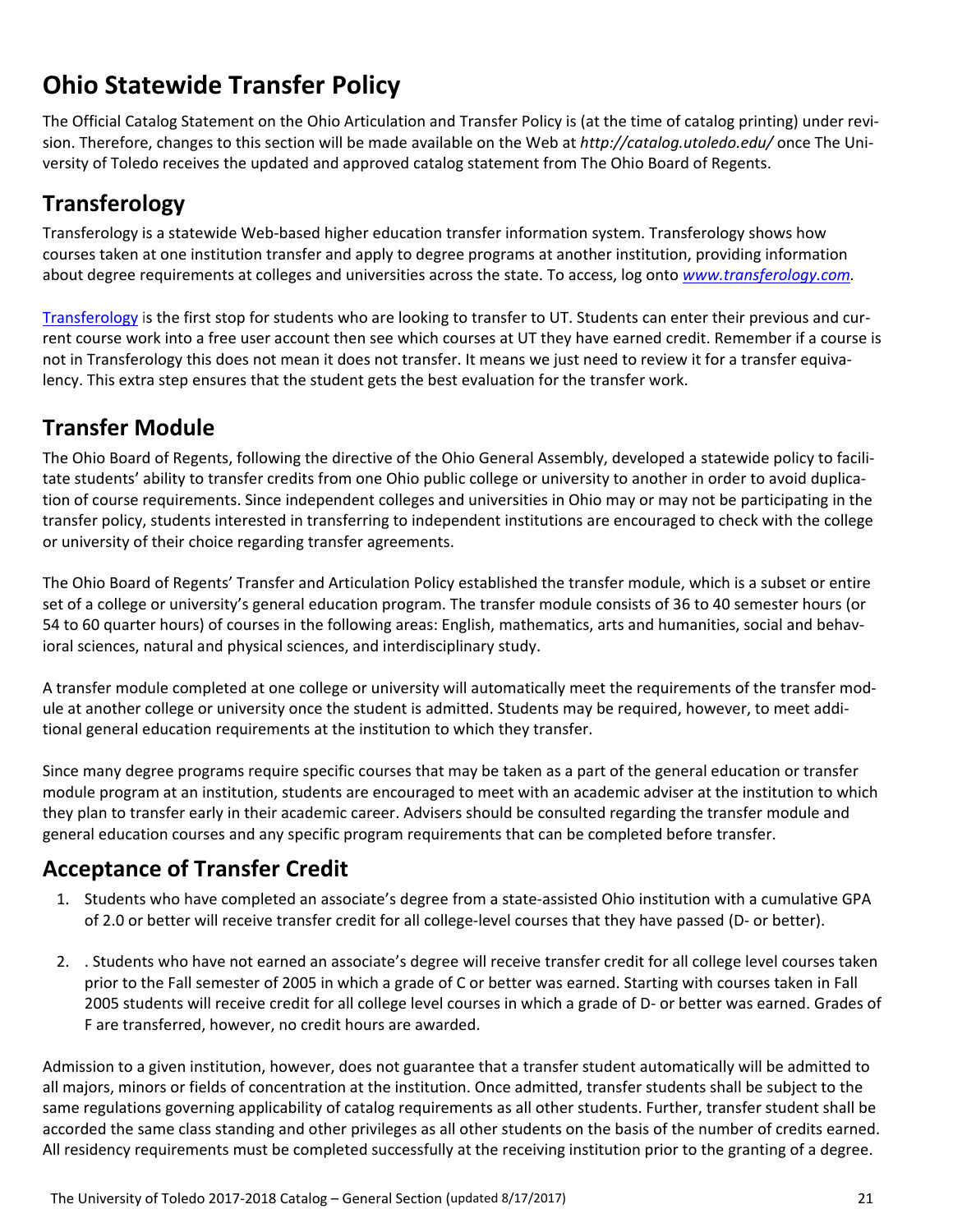# Ohio Statewide Transfer Policy

The Official Catalog Statement on the Ohio Articulation and Transfer Policy is (at the time of catalog printing) under revision. Therefore, changes to this section will be made available on the Web at *http://catalog.utoledo.edu/* once The University of Toledo receives the updated and approved catalog statement from The Ohio Board of Regents.

## Transferology

Transferology is a statewide Web-based higher education transfer information system. Transferology shows how courses taken at one institution transfer and apply to degree programs at another institution, providing information about degree requirements at colleges and universities across the state. To access, log onto *www.transferology.com.*

Transferology is the first stop for students who are looking to transfer to UT. Students can enter their previous and current course work into a free user account then see which courses at UT they have earned credit. Remember if a course is not in Transferology this does not mean it does not transfer. It means we just need to review it for a transfer equivalency. This extra step ensures that the student gets the best evaluation for the transfer work.

## Transfer Module

The Ohio Board of Regents, following the directive of the Ohio General Assembly, developed a statewide policy to facilitate students' ability to transfer credits from one Ohio public college or university to another in order to avoid duplication of course requirements. Since independent colleges and universities in Ohio may or may not be participating in the transfer policy, students interested in transferring to independent institutions are encouraged to check with the college or university of their choice regarding transfer agreements.

The Ohio Board of Regents' Transfer and Articulation Policy established the transfer module, which is a subset or entire set of a college or university's general education program. The transfer module consists of 36 to 40 semester hours (or 54 to 60 quarter hours) of courses in the following areas: English, mathematics, arts and humanities, social and behavioral sciences, natural and physical sciences, and interdisciplinary study.

A transfer module completed at one college or university will automatically meet the requirements of the transfer module at another college or university once the student is admitted. Students may be required, however, to meet additional general education requirements at the institution to which they transfer.

Since many degree programs require specific courses that may be taken as a part of the general education or transfer module program at an institution, students are encouraged to meet with an academic adviser at the institution to which they plan to transfer early in their academic career. Advisers should be consulted regarding the transfer module and general education courses and any specific program requirements that can be completed before transfer.

## Acceptance of Transfer Credit

1. Students who have completed an associate's degree from a state-assisted Ohio institution with a cumulative GPA of 2.0 or better will receive transfer credit for all college-level courses that they have passed (D- or better).

2. . Students who have not earned an associate's degree will receive transfer credit for all college level courses taken prior to the Fall semester of 2005 in which a grade of C or better was earned. Starting with courses taken in Fall 2005 students will receive credit for all college level courses in which a grade of D- or better was earned. Grades of F are transferred, however, no credit hours are awarded.

Admission to a given institution, however, does not guarantee that a transfer student automatically will be admitted to all majors, minors or fields of concentration at the institution. Once admitted, transfer students shall be subject to the same regulations governing applicability of catalog requirements as all other students. Further, transfer student shall be accorded the same class standing and other privileges as all other students on the basis of the number of credits earned. All residency requirements must be completed successfully at the receiving institution prior to the granting of a degree.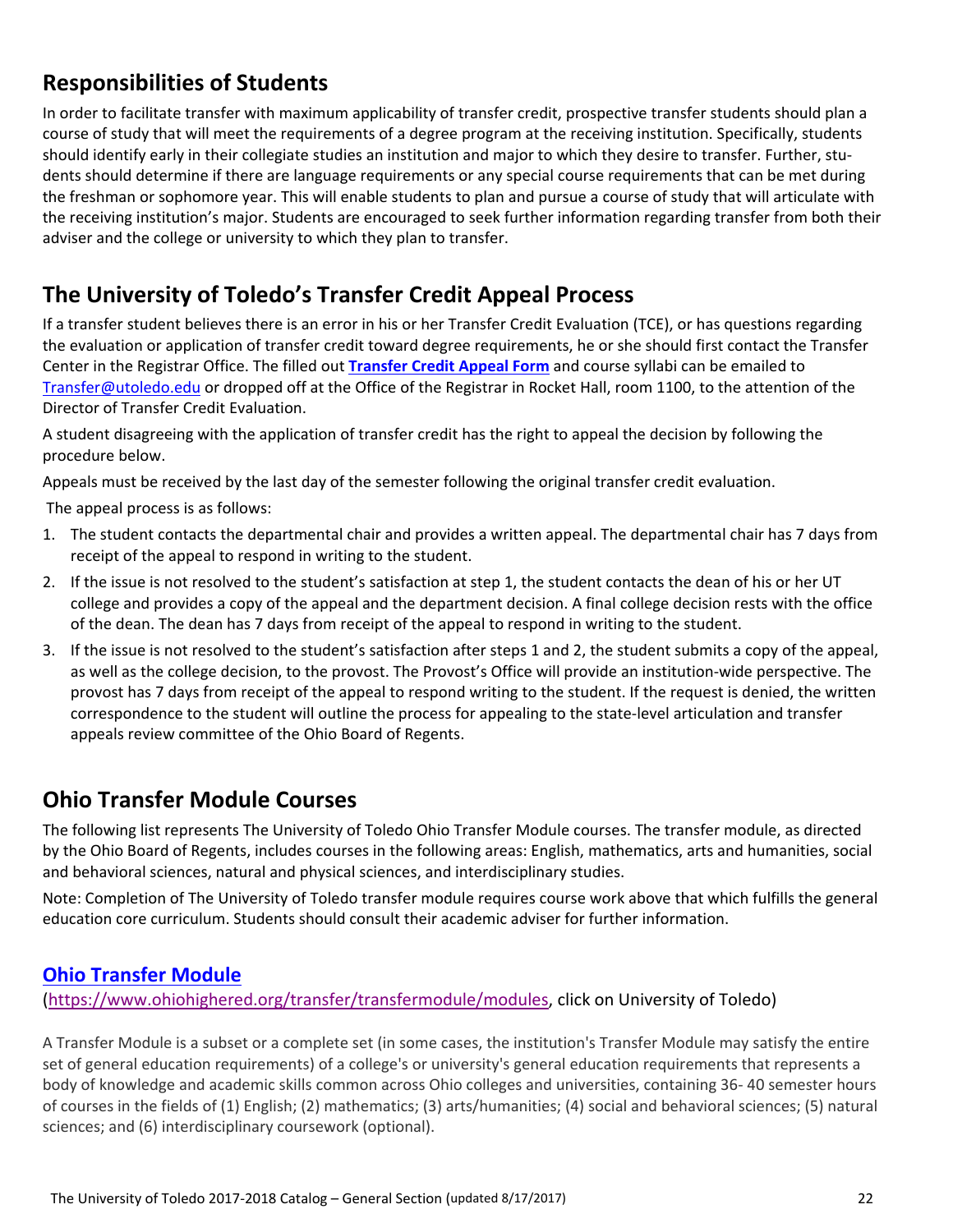## Responsibilities of Students

In order to facilitate transfer with maximum applicability of transfer credit, prospective transfer students should plan a course of study that will meet the requirements of a degree program at the receiving institution. Specifically, students should identify early in their collegiate studies an institution and major to which they desire to transfer. Further, students should determine if there are language requirements or any special course requirements that can be met during the freshman or sophomore year. This will enable students to plan and pursue a course of study that will articulate with the receiving institution's major. Students are encouraged to seek further information regarding transfer from both their adviser and the college or university to which they plan to transfer.

## The University of Toledo's Transfer Credit Appeal Process

If a transfer student believes there is an error in his or her Transfer Credit Evaluation (TCE), or has questions regarding the evaluation or application of transfer credit toward degree requirements, he or she should first contact the Transfer Center in the Registrar Office. The filled out **Transfer Credit Appeal Form** and course syllabi can be emailed to Transfer@utoledo.edu or dropped off at the Office of the Registrar in Rocket Hall, room 1100, to the attention of the Director of Transfer Credit Evaluation.

A student disagreeing with the application of transfer credit has the right to appeal the decision by following the procedure below.

Appeals must be received by the last day of the semester following the original transfer credit evaluation.

The appeal process is as follows:

1. The student contacts the departmental chair and provides a written appeal. The departmental chair has 7 days from receipt of the appeal to respond in writing to the student.
2. If the issue is not resolved to the student's satisfaction at step 1, the student contacts the dean of his or her UT college and provides a copy of the appeal and the department decision. A final college decision rests with the office of the dean. The dean has 7 days from receipt of the appeal to respond in writing to the student.
3. If the issue is not resolved to the student's satisfaction after steps 1 and 2, the student submits a copy of the appeal, as well as the college decision, to the provost. The Provost's Office will provide an institution-wide perspective. The provost has 7 days from receipt of the appeal to respond writing to the student. If the request is denied, the written correspondence to the student will outline the process for appealing to the state-level articulation and transfer appeals review committee of the Ohio Board of Regents.

## Ohio Transfer Module Courses

The following list represents The University of Toledo Ohio Transfer Module courses. The transfer module, as directed by the Ohio Board of Regents, includes courses in the following areas: English, mathematics, arts and humanities, social and behavioral sciences, natural and physical sciences, and interdisciplinary studies.

Note: Completion of The University of Toledo transfer module requires course work above that which fulfills the general education core curriculum. Students should consult their academic adviser for further information.

### Ohio Transfer Module

(https://www.ohiohighered.org/transfer/transfermodule/modules, click on University of Toledo)

A Transfer Module is a subset or a complete set (in some cases, the institution's Transfer Module may satisfy the entire set of general education requirements) of a college's or university's general education requirements that represents a body of knowledge and academic skills common across Ohio colleges and universities, containing 36- 40 semester hours of courses in the fields of (1) English; (2) mathematics; (3) arts/humanities; (4) social and behavioral sciences; (5) natural sciences; and (6) interdisciplinary coursework (optional).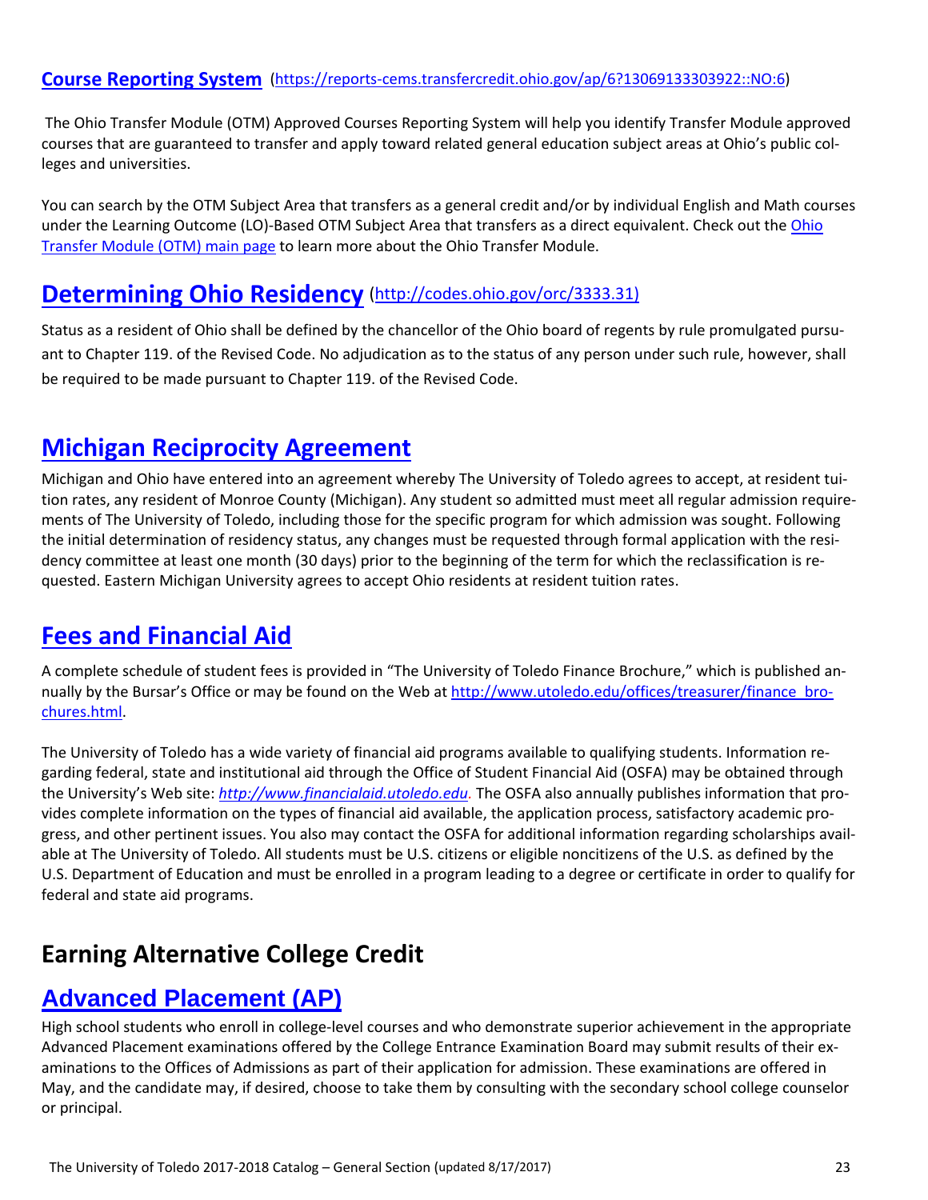## [Course Reporting System](https://reports-cems.transfercredit.ohio.gov/ap/6?13069133303922::NO:6) (https://reports-cems.transfercredit.ohio.gov/ap/6?13069133303922::NO:6)

The Ohio Transfer Module (OTM) Approved Courses Reporting System will help you identify Transfer Module approved courses that are guaranteed to transfer and apply toward related general education subject areas at Ohio's public colleges and universities.

You can search by the OTM Subject Area that transfers as a general credit and/or by individual English and Math courses under the Learning Outcome (LO)-Based OTM Subject Area that transfers as a direct equivalent. Check out the Ohio Transfer Module (OTM) main page to learn more about the Ohio Transfer Module.

## [Determining Ohio Residency](http://codes.ohio.gov/orc/3333.31) (http://codes.ohio.gov/orc/3333.31)

Status as a resident of Ohio shall be defined by the chancellor of the Ohio board of regents by rule promulgated pursuant to Chapter 119. of the Revised Code. No adjudication as to the status of any person under such rule, however, shall be required to be made pursuant to Chapter 119. of the Revised Code.

## Michigan Reciprocity Agreement

Michigan and Ohio have entered into an agreement whereby The University of Toledo agrees to accept, at resident tuition rates, any resident of Monroe County (Michigan). Any student so admitted must meet all regular admission requirements of The University of Toledo, including those for the specific program for which admission was sought. Following the initial determination of residency status, any changes must be requested through formal application with the residency committee at least one month (30 days) prior to the beginning of the term for which the reclassification is requested. Eastern Michigan University agrees to accept Ohio residents at resident tuition rates.

## Fees and Financial Aid

A complete schedule of student fees is provided in "The University of Toledo Finance Brochure," which is published annually by the Bursar's Office or may be found on the Web at http://www.utoledo.edu/offices/treasurer/finance_brochures.html.

The University of Toledo has a wide variety of financial aid programs available to qualifying students. Information regarding federal, state and institutional aid through the Office of Student Financial Aid (OSFA) may be obtained through the University's Web site: *http://www.financialaid.utoledo.edu*. The OSFA also annually publishes information that provides complete information on the types of financial aid available, the application process, satisfactory academic progress, and other pertinent issues. You also may contact the OSFA for additional information regarding scholarships available at The University of Toledo. All students must be U.S. citizens or eligible noncitizens of the U.S. as defined by the U.S. Department of Education and must be enrolled in a program leading to a degree or certificate in order to qualify for federal and state aid programs.

# Earning Alternative College Credit

## Advanced Placement (AP)

High school students who enroll in college-level courses and who demonstrate superior achievement in the appropriate Advanced Placement examinations offered by the College Entrance Examination Board may submit results of their examinations to the Offices of Admissions as part of their application for admission. These examinations are offered in May, and the candidate may, if desired, choose to take them by consulting with the secondary school college counselor or principal.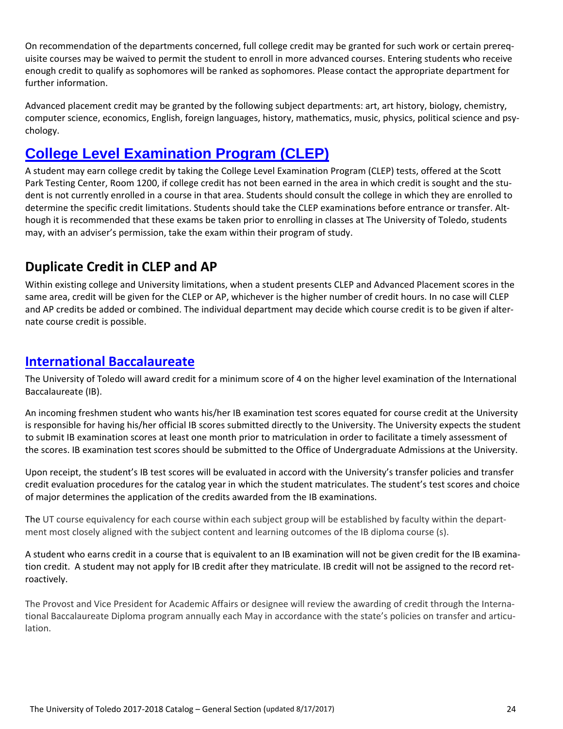On recommendation of the departments concerned, full college credit may be granted for such work or certain prerequisite courses may be waived to permit the student to enroll in more advanced courses. Entering students who receive enough credit to qualify as sophomores will be ranked as sophomores. Please contact the appropriate department for further information.

Advanced placement credit may be granted by the following subject departments: art, art history, biology, chemistry, computer science, economics, English, foreign languages, history, mathematics, music, physics, political science and psychology.

## College Level Examination Program (CLEP)

A student may earn college credit by taking the College Level Examination Program (CLEP) tests, offered at the Scott Park Testing Center, Room 1200, if college credit has not been earned in the area in which credit is sought and the student is not currently enrolled in a course in that area. Students should consult the college in which they are enrolled to determine the specific credit limitations. Students should take the CLEP examinations before entrance or transfer. Although it is recommended that these exams be taken prior to enrolling in classes at The University of Toledo, students may, with an adviser's permission, take the exam within their program of study.

### Duplicate Credit in CLEP and AP

Within existing college and University limitations, when a student presents CLEP and Advanced Placement scores in the same area, credit will be given for the CLEP or AP, whichever is the higher number of credit hours. In no case will CLEP and AP credits be added or combined. The individual department may decide which course credit is to be given if alternate course credit is possible.

### International Baccalaureate

The University of Toledo will award credit for a minimum score of 4 on the higher level examination of the International Baccalaureate (IB).

An incoming freshmen student who wants his/her IB examination test scores equated for course credit at the University is responsible for having his/her official IB scores submitted directly to the University. The University expects the student to submit IB examination scores at least one month prior to matriculation in order to facilitate a timely assessment of the scores. IB examination test scores should be submitted to the Office of Undergraduate Admissions at the University.

Upon receipt, the student's IB test scores will be evaluated in accord with the University's transfer policies and transfer credit evaluation procedures for the catalog year in which the student matriculates. The student's test scores and choice of major determines the application of the credits awarded from the IB examinations.

The UT course equivalency for each course within each subject group will be established by faculty within the department most closely aligned with the subject content and learning outcomes of the IB diploma course (s).

A student who earns credit in a course that is equivalent to an IB examination will not be given credit for the IB examination credit. A student may not apply for IB credit after they matriculate. IB credit will not be assigned to the record retroactively.

The Provost and Vice President for Academic Affairs or designee will review the awarding of credit through the International Baccalaureate Diploma program annually each May in accordance with the state's policies on transfer and articulation.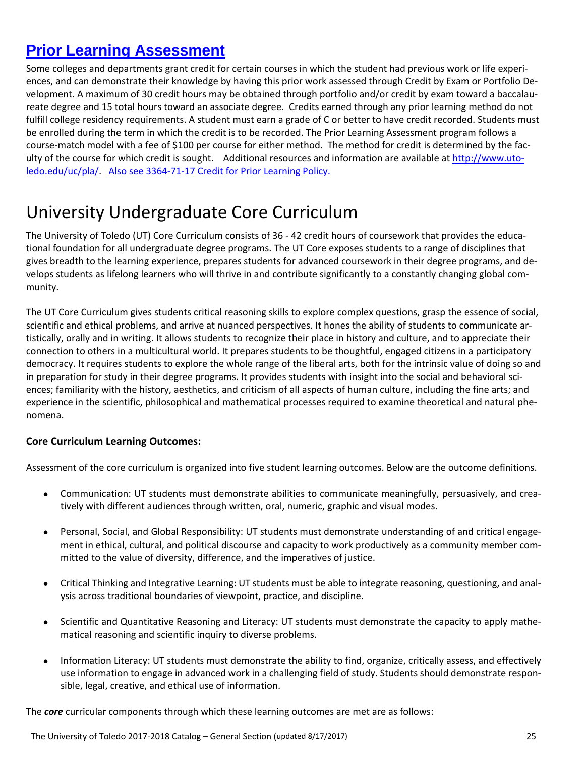## Prior Learning Assessment

Some colleges and departments grant credit for certain courses in which the student had previous work or life experiences, and can demonstrate their knowledge by having this prior work assessed through Credit by Exam or Portfolio Development. A maximum of 30 credit hours may be obtained through portfolio and/or credit by exam toward a baccalaureate degree and 15 total hours toward an associate degree. Credits earned through any prior learning method do not fulfill college residency requirements. A student must earn a grade of C or better to have credit recorded. Students must be enrolled during the term in which the credit is to be recorded. The Prior Learning Assessment program follows a course-match model with a fee of $100 per course for either method. The method for credit is determined by the faculty of the course for which credit is sought. Additional resources and information are available at http://www.utoledo.edu/uc/pla/. Also see 3364-71-17 Credit for Prior Learning Policy.

# University Undergraduate Core Curriculum

The University of Toledo (UT) Core Curriculum consists of 36 - 42 credit hours of coursework that provides the educational foundation for all undergraduate degree programs. The UT Core exposes students to a range of disciplines that gives breadth to the learning experience, prepares students for advanced coursework in their degree programs, and develops students as lifelong learners who will thrive in and contribute significantly to a constantly changing global community.

The UT Core Curriculum gives students critical reasoning skills to explore complex questions, grasp the essence of social, scientific and ethical problems, and arrive at nuanced perspectives. It hones the ability of students to communicate artistically, orally and in writing. It allows students to recognize their place in history and culture, and to appreciate their connection to others in a multicultural world. It prepares students to be thoughtful, engaged citizens in a participatory democracy. It requires students to explore the whole range of the liberal arts, both for the intrinsic value of doing so and in preparation for study in their degree programs. It provides students with insight into the social and behavioral sciences; familiarity with the history, aesthetics, and criticism of all aspects of human culture, including the fine arts; and experience in the scientific, philosophical and mathematical processes required to examine theoretical and natural phenomena.

**Core Curriculum Learning Outcomes:**

Assessment of the core curriculum is organized into five student learning outcomes. Below are the outcome definitions.

- Communication: UT students must demonstrate abilities to communicate meaningfully, persuasively, and creatively with different audiences through written, oral, numeric, graphic and visual modes.
- Personal, Social, and Global Responsibility: UT students must demonstrate understanding of and critical engagement in ethical, cultural, and political discourse and capacity to work productively as a community member committed to the value of diversity, difference, and the imperatives of justice.
- Critical Thinking and Integrative Learning: UT students must be able to integrate reasoning, questioning, and analysis across traditional boundaries of viewpoint, practice, and discipline.
- Scientific and Quantitative Reasoning and Literacy: UT students must demonstrate the capacity to apply mathematical reasoning and scientific inquiry to diverse problems.
- Information Literacy: UT students must demonstrate the ability to find, organize, critically assess, and effectively use information to engage in advanced work in a challenging field of study. Students should demonstrate responsible, legal, creative, and ethical use of information.

The ***core*** curricular components through which these learning outcomes are met are as follows: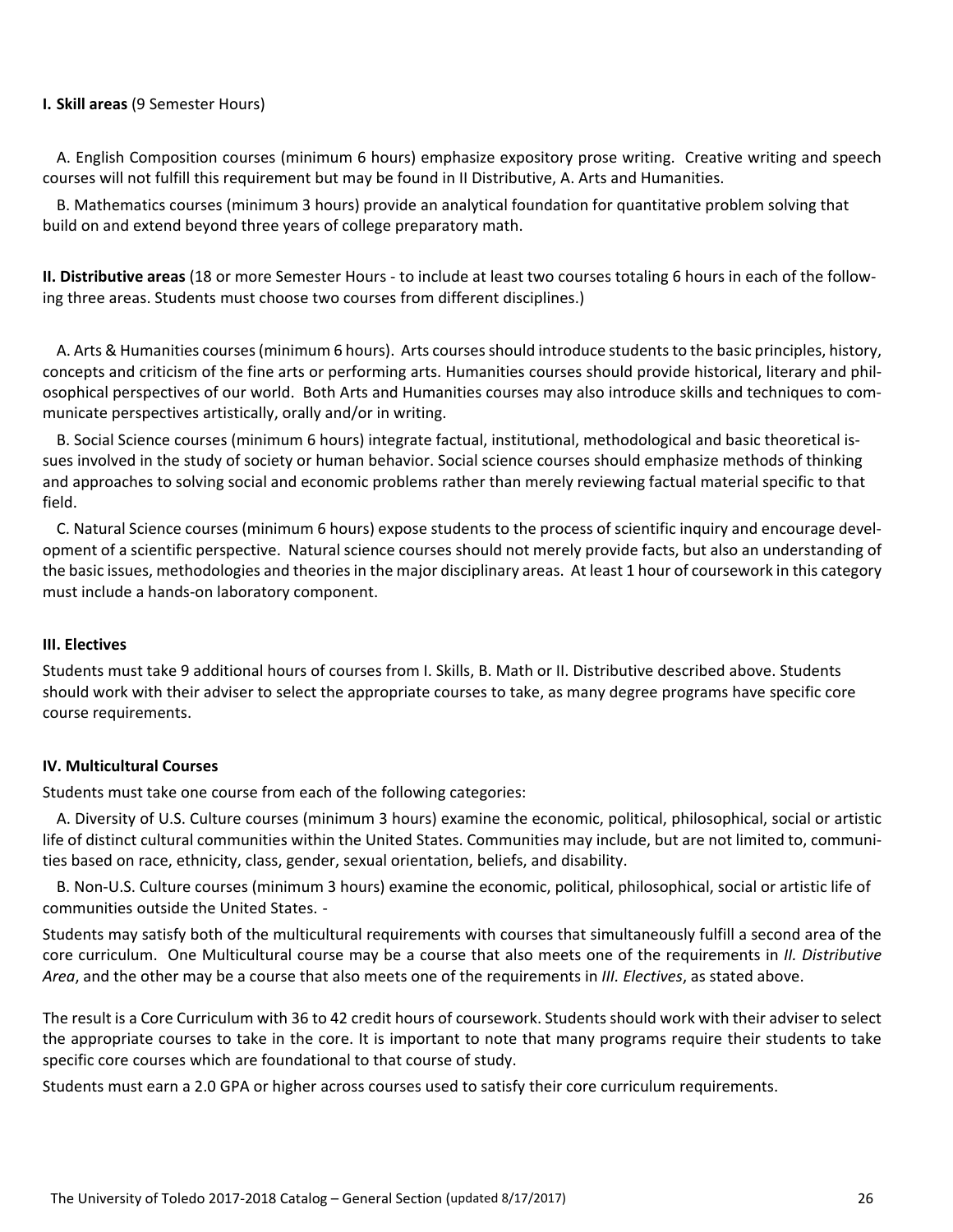**I. Skill areas** (9 Semester Hours)

A. English Composition courses (minimum 6 hours) emphasize expository prose writing. Creative writing and speech courses will not fulfill this requirement but may be found in II Distributive, A. Arts and Humanities.

B. Mathematics courses (minimum 3 hours) provide an analytical foundation for quantitative problem solving that build on and extend beyond three years of college preparatory math.

**II. Distributive areas** (18 or more Semester Hours - to include at least two courses totaling 6 hours in each of the following three areas. Students must choose two courses from different disciplines.)

A. Arts & Humanities courses (minimum 6 hours). Arts courses should introduce students to the basic principles, history, concepts and criticism of the fine arts or performing arts. Humanities courses should provide historical, literary and philosophical perspectives of our world. Both Arts and Humanities courses may also introduce skills and techniques to communicate perspectives artistically, orally and/or in writing.

B. Social Science courses (minimum 6 hours) integrate factual, institutional, methodological and basic theoretical issues involved in the study of society or human behavior. Social science courses should emphasize methods of thinking and approaches to solving social and economic problems rather than merely reviewing factual material specific to that field.

C. Natural Science courses (minimum 6 hours) expose students to the process of scientific inquiry and encourage development of a scientific perspective. Natural science courses should not merely provide facts, but also an understanding of the basic issues, methodologies and theories in the major disciplinary areas. At least 1 hour of coursework in this category must include a hands-on laboratory component.

**III. Electives**

Students must take 9 additional hours of courses from I. Skills, B. Math or II. Distributive described above. Students should work with their adviser to select the appropriate courses to take, as many degree programs have specific core course requirements.

**IV. Multicultural Courses**

Students must take one course from each of the following categories:

A. Diversity of U.S. Culture courses (minimum 3 hours) examine the economic, political, philosophical, social or artistic life of distinct cultural communities within the United States. Communities may include, but are not limited to, communities based on race, ethnicity, class, gender, sexual orientation, beliefs, and disability.

B. Non-U.S. Culture courses (minimum 3 hours) examine the economic, political, philosophical, social or artistic life of communities outside the United States. -

Students may satisfy both of the multicultural requirements with courses that simultaneously fulfill a second area of the core curriculum. One Multicultural course may be a course that also meets one of the requirements in *II. Distributive Area*, and the other may be a course that also meets one of the requirements in *III. Electives*, as stated above.

The result is a Core Curriculum with 36 to 42 credit hours of coursework. Students should work with their adviser to select the appropriate courses to take in the core. It is important to note that many programs require their students to take specific core courses which are foundational to that course of study.

Students must earn a 2.0 GPA or higher across courses used to satisfy their core curriculum requirements.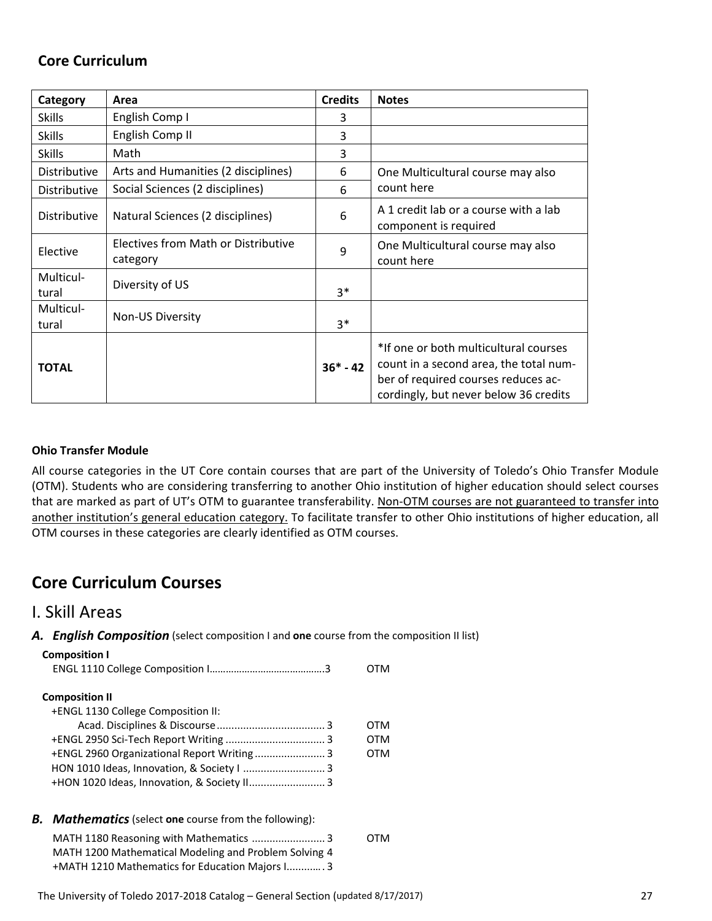## Core Curriculum

| Category | Area | Credits | Notes |
|---|---|---|---|
| Skills | English Comp I | 3 | |
| Skills | English Comp II | 3 | |
| Skills | Math | 3 | |
| Distributive | Arts and Humanities (2 disciplines) | 6 | One Multicultural course may also count here |
| Distributive | Social Sciences (2 disciplines) | 6 | |
| Distributive | Natural Sciences (2 disciplines) | 6 | A 1 credit lab or a course with a lab component is required |
| Elective | Electives from Math or Distributive category | 9 | One Multicultural course may also count here |
| Multicultural | Diversity of US | 3* | |
| Multicultural | Non-US Diversity | 3* | |
| **TOTAL** | | **36* - 42** | *If one or both multicultural courses count in a second area, the total number of required courses reduces accordingly, but never below 36 credits |

**Ohio Transfer Module**

All course categories in the UT Core contain courses that are part of the University of Toledo's Ohio Transfer Module (OTM). Students who are considering transferring to another Ohio institution of higher education should select courses that are marked as part of UT's OTM to guarantee transferability. Non-OTM courses are not guaranteed to transfer into another institution's general education category. To facilitate transfer to other Ohio institutions of higher education, all OTM courses in these categories are clearly identified as OTM courses.

# Core Curriculum Courses

## I. Skill Areas

### A. *English Composition* (select composition I and **one** course from the composition II list)

**Composition I**

ENGL 1110 College Composition I..........................................3 OTM

**Composition II**

+ENGL 1130 College Composition II: Acad. Disciplines & Discourse.....................................3 OTM
+ENGL 2950 Sci-Tech Report Writing .................................3 OTM
+ENGL 2960 Organizational Report Writing........................3 OTM
HON 1010 Ideas, Innovation, & Society I ............................3
+HON 1020 Ideas, Innovation, & Society II..........................3

### B. *Mathematics* (select **one** course from the following):

MATH 1180 Reasoning with Mathematics .........................3 OTM
MATH 1200 Mathematical Modeling and Problem Solving 4
+MATH 1210 Mathematics for Education Majors I............3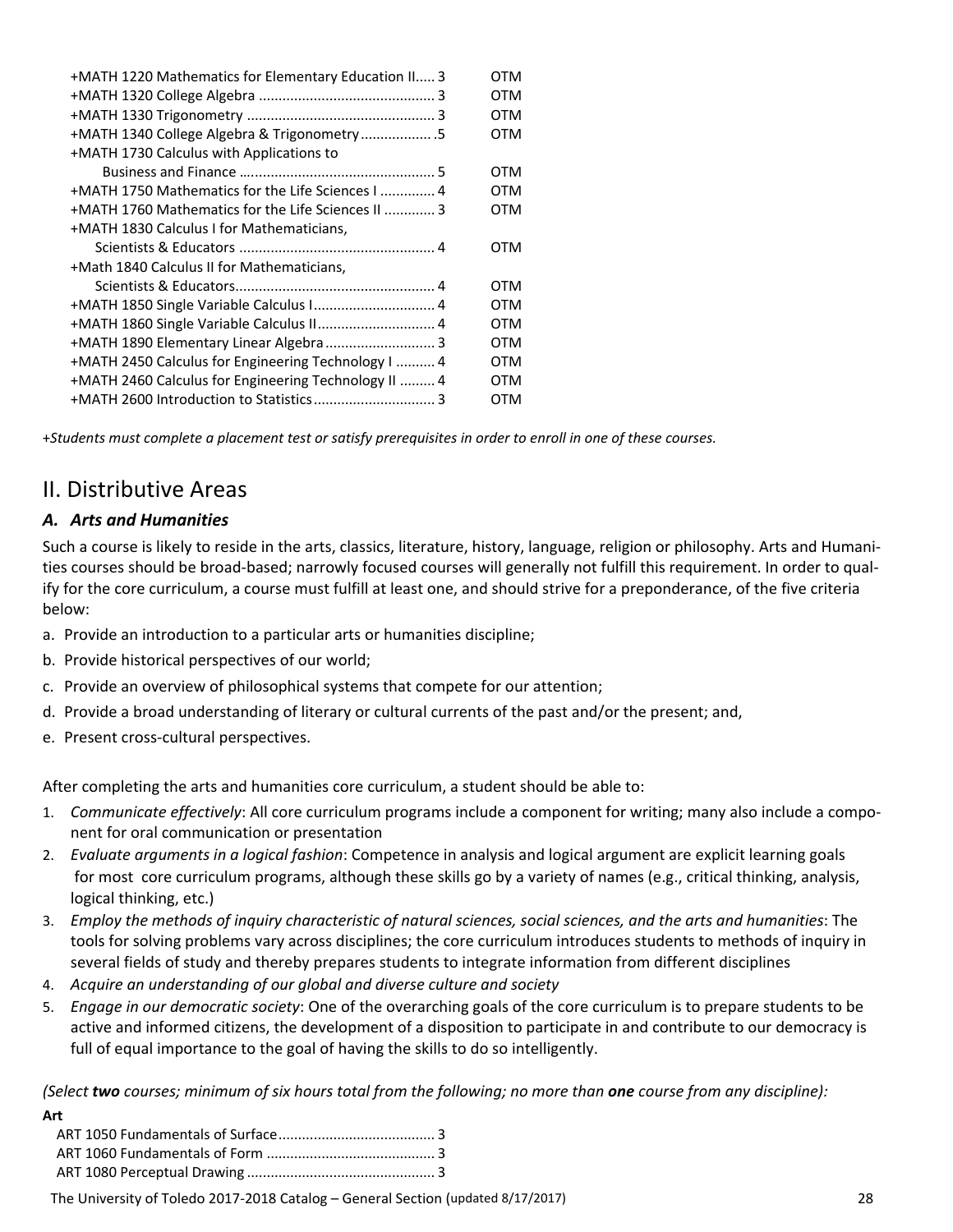| Course | Hours | |
|---|---|---|
| +MATH 1220 Mathematics for Elementary Education II | 3 | OTM |
| +MATH 1320 College Algebra | 3 | OTM |
| +MATH 1330 Trigonometry | 3 | OTM |
| +MATH 1340 College Algebra & Trigonometry | 5 | OTM |
| +MATH 1730 Calculus with Applications to Business and Finance | 5 | OTM |
| +MATH 1750 Mathematics for the Life Sciences I | 4 | OTM |
| +MATH 1760 Mathematics for the Life Sciences II | 3 | OTM |
| +MATH 1830 Calculus I for Mathematicians, Scientists & Educators | 4 | OTM |
| +Math 1840 Calculus II for Mathematicians, Scientists & Educators | 4 | OTM |
| +MATH 1850 Single Variable Calculus I | 4 | OTM |
| +MATH 1860 Single Variable Calculus II | 4 | OTM |
| +MATH 1890 Elementary Linear Algebra | 3 | OTM |
| +MATH 2450 Calculus for Engineering Technology I | 4 | OTM |
| +MATH 2460 Calculus for Engineering Technology II | 4 | OTM |
| +MATH 2600 Introduction to Statistics | 3 | OTM |

*+Students must complete a placement test or satisfy prerequisites in order to enroll in one of these courses.*

## II. Distributive Areas

### *A. Arts and Humanities*

Such a course is likely to reside in the arts, classics, literature, history, language, religion or philosophy. Arts and Humanities courses should be broad-based; narrowly focused courses will generally not fulfill this requirement. In order to qualify for the core curriculum, a course must fulfill at least one, and should strive for a preponderance, of the five criteria below:

a. Provide an introduction to a particular arts or humanities discipline;
b. Provide historical perspectives of our world;
c. Provide an overview of philosophical systems that compete for our attention;
d. Provide a broad understanding of literary or cultural currents of the past and/or the present; and,
e. Present cross-cultural perspectives.

After completing the arts and humanities core curriculum, a student should be able to:

1. *Communicate effectively*: All core curriculum programs include a component for writing; many also include a component for oral communication or presentation
2. *Evaluate arguments in a logical fashion*: Competence in analysis and logical argument are explicit learning goals for most core curriculum programs, although these skills go by a variety of names (e.g., critical thinking, analysis, logical thinking, etc.)
3. *Employ the methods of inquiry characteristic of natural sciences, social sciences, and the arts and humanities*: The tools for solving problems vary across disciplines; the core curriculum introduces students to methods of inquiry in several fields of study and thereby prepares students to integrate information from different disciplines
4. *Acquire an understanding of our global and diverse culture and society*
5. *Engage in our democratic society*: One of the overarching goals of the core curriculum is to prepare students to be active and informed citizens, the development of a disposition to participate in and contribute to our democracy is full of equal importance to the goal of having the skills to do so intelligently.

*(Select **two** courses; minimum of six hours total from the following; no more than **one** course from any discipline):*

**Art**

| Course | Hours |
|---|---|
| ART 1050 Fundamentals of Surface | 3 |
| ART 1060 Fundamentals of Form | 3 |
| ART 1080 Perceptual Drawing | 3 |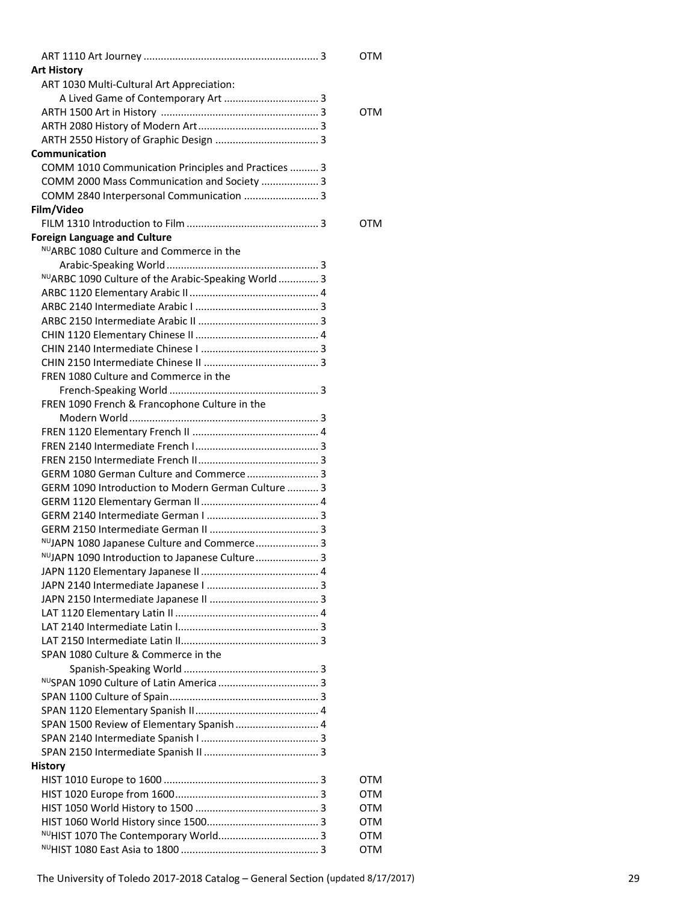| Course | Credits | |
|---|---|---|
| ART 1110 Art Journey | 3 | OTM |
| **Art History** | | |
| ART 1030 Multi-Cultural Art Appreciation: A Lived Game of Contemporary Art | 3 | |
| ARTH 1500 Art in History | 3 | OTM |
| ARTH 2080 History of Modern Art | 3 | |
| ARTH 2550 History of Graphic Design | 3 | |
| **Communication** | | |
| COMM 1010 Communication Principles and Practices | 3 | |
| COMM 2000 Mass Communication and Society | 3 | |
| COMM 2840 Interpersonal Communication | 3 | |
| **Film/Video** | | |
| FILM 1310 Introduction to Film | 3 | OTM |
| **Foreign Language and Culture** | | |
| [NU]ARBC 1080 Culture and Commerce in the Arabic-Speaking World | 3 | |
| [NU]ARBC 1090 Culture of the Arabic-Speaking World | 3 | |
| ARBC 1120 Elementary Arabic II | 4 | |
| ARBC 2140 Intermediate Arabic I | 3 | |
| ARBC 2150 Intermediate Arabic II | 3 | |
| CHIN 1120 Elementary Chinese II | 4 | |
| CHIN 2140 Intermediate Chinese I | 3 | |
| CHIN 2150 Intermediate Chinese II | 3 | |
| FREN 1080 Culture and Commerce in the French-Speaking World | 3 | |
| FREN 1090 French & Francophone Culture in the Modern World | 3 | |
| FREN 1120 Elementary French II | 4 | |
| FREN 2140 Intermediate French I | 3 | |
| FREN 2150 Intermediate French II | 3 | |
| GERM 1080 German Culture and Commerce | 3 | |
| GERM 1090 Introduction to Modern German Culture | 3 | |
| GERM 1120 Elementary German II | 4 | |
| GERM 2140 Intermediate German I | 3 | |
| GERM 2150 Intermediate German II | 3 | |
| [NU]JAPN 1080 Japanese Culture and Commerce | 3 | |
| [NU]JAPN 1090 Introduction to Japanese Culture | 3 | |
| JAPN 1120 Elementary Japanese II | 4 | |
| JAPN 2140 Intermediate Japanese I | 3 | |
| JAPN 2150 Intermediate Japanese II | 3 | |
| LAT 1120 Elementary Latin II | 4 | |
| LAT 2140 Intermediate Latin I | 3 | |
| LAT 2150 Intermediate Latin II | 3 | |
| SPAN 1080 Culture & Commerce in the Spanish-Speaking World | 3 | |
| [NU]SPAN 1090 Culture of Latin America | 3 | |
| SPAN 1100 Culture of Spain | 3 | |
| SPAN 1120 Elementary Spanish II | 4 | |
| SPAN 1500 Review of Elementary Spanish | 4 | |
| SPAN 2140 Intermediate Spanish I | 3 | |
| SPAN 2150 Intermediate Spanish II | 3 | |
| **History** | | |
| HIST 1010 Europe to 1600 | 3 | OTM |
| HIST 1020 Europe from 1600 | 3 | OTM |
| HIST 1050 World History to 1500 | 3 | OTM |
| HIST 1060 World History since 1500 | 3 | OTM |
| [NU]HIST 1070 The Contemporary World | 3 | OTM |
| [NU]HIST 1080 East Asia to 1800 | 3 | OTM |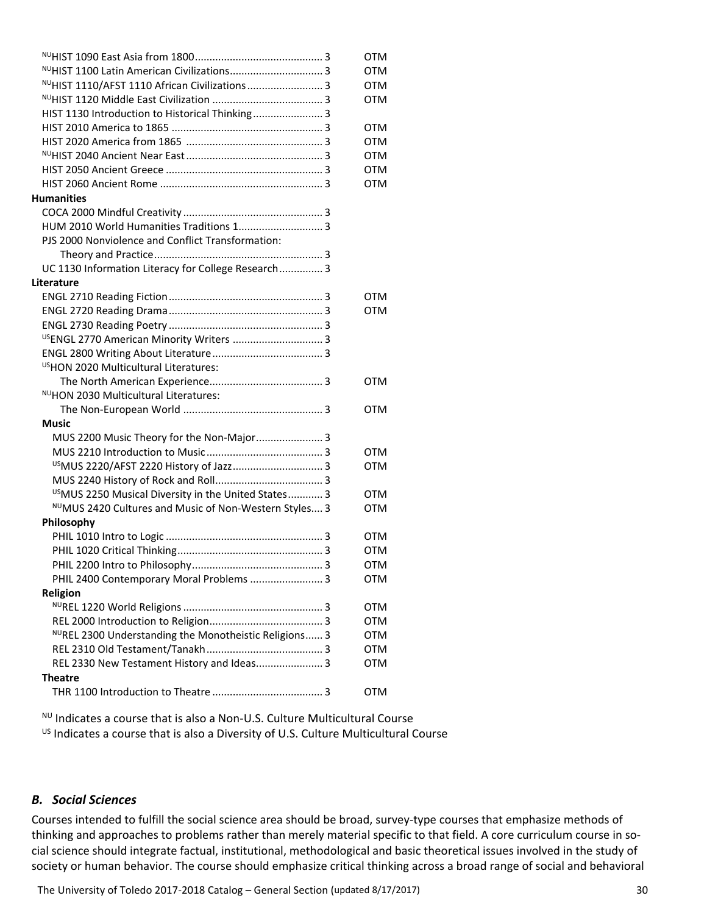| Course | Credits | |
|---|---|---|
| [NU]HIST 1090 East Asia from 1800 | 3 | OTM |
| [NU]HIST 1100 Latin American Civilizations | 3 | OTM |
| [NU]HIST 1110/AFST 1110 African Civilizations | 3 | OTM |
| [NU]HIST 1120 Middle East Civilization | 3 | OTM |
| HIST 1130 Introduction to Historical Thinking | 3 | |
| HIST 2010 America to 1865 | 3 | OTM |
| HIST 2020 America from 1865 | 3 | OTM |
| [NU]HIST 2040 Ancient Near East | 3 | OTM |
| HIST 2050 Ancient Greece | 3 | OTM |
| HIST 2060 Ancient Rome | 3 | OTM |
| **Humanities** | | |
| COCA 2000 Mindful Creativity | 3 | |
| HUM 2010 World Humanities Traditions 1 | 3 | |
| PJS 2000 Nonviolence and Conflict Transformation: Theory and Practice | 3 | |
| UC 1130 Information Literacy for College Research | 3 | |
| **Literature** | | |
| ENGL 2710 Reading Fiction | 3 | OTM |
| ENGL 2720 Reading Drama | 3 | OTM |
| ENGL 2730 Reading Poetry | 3 | |
| [US]ENGL 2770 American Minority Writers | 3 | |
| ENGL 2800 Writing About Literature | 3 | |
| [US]HON 2020 Multicultural Literatures: The North American Experience | 3 | OTM |
| [NU]HON 2030 Multicultural Literatures: The Non-European World | 3 | OTM |
| **Music** | | |
| MUS 2200 Music Theory for the Non-Major | 3 | |
| MUS 2210 Introduction to Music | 3 | OTM |
| [US]MUS 2220/AFST 2220 History of Jazz | 3 | OTM |
| MUS 2240 History of Rock and Roll | 3 | |
| [US]MUS 2250 Musical Diversity in the United States | 3 | OTM |
| [NU]MUS 2420 Cultures and Music of Non-Western Styles | 3 | OTM |
| **Philosophy** | | |
| PHIL 1010 Intro to Logic | 3 | OTM |
| PHIL 1020 Critical Thinking | 3 | OTM |
| PHIL 2200 Intro to Philosophy | 3 | OTM |
| PHIL 2400 Contemporary Moral Problems | 3 | OTM |
| **Religion** | | |
| [NU]REL 1220 World Religions | 3 | OTM |
| REL 2000 Introduction to Religion | 3 | OTM |
| [NU]REL 2300 Understanding the Monotheistic Religions | 3 | OTM |
| REL 2310 Old Testament/Tanakh | 3 | OTM |
| REL 2330 New Testament History and Ideas | 3 | OTM |
| **Theatre** | | |
| THR 1100 Introduction to Theatre | 3 | OTM |

[NU] Indicates a course that is also a Non-U.S. Culture Multicultural Course
[US] Indicates a course that is also a Diversity of U.S. Culture Multicultural Course

### *B. Social Sciences*

Courses intended to fulfill the social science area should be broad, survey-type courses that emphasize methods of thinking and approaches to problems rather than merely material specific to that field. A core curriculum course in social science should integrate factual, institutional, methodological and basic theoretical issues involved in the study of society or human behavior. The course should emphasize critical thinking across a broad range of social and behavioral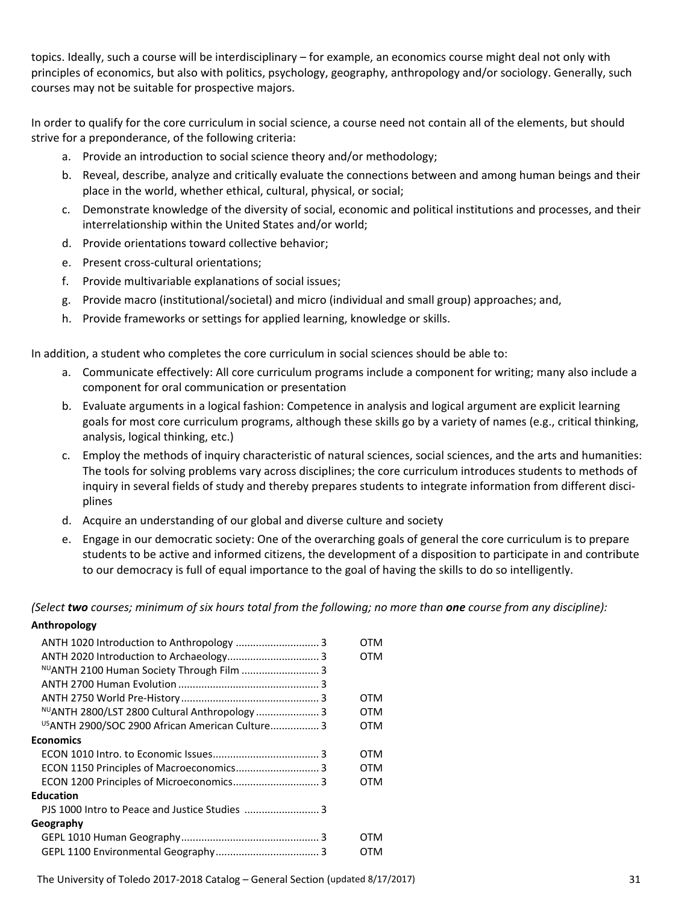topics. Ideally, such a course will be interdisciplinary – for example, an economics course might deal not only with principles of economics, but also with politics, psychology, geography, anthropology and/or sociology. Generally, such courses may not be suitable for prospective majors.

In order to qualify for the core curriculum in social science, a course need not contain all of the elements, but should strive for a preponderance, of the following criteria:

a. Provide an introduction to social science theory and/or methodology;
b. Reveal, describe, analyze and critically evaluate the connections between and among human beings and their place in the world, whether ethical, cultural, physical, or social;
c. Demonstrate knowledge of the diversity of social, economic and political institutions and processes, and their interrelationship within the United States and/or world;
d. Provide orientations toward collective behavior;
e. Present cross-cultural orientations;
f. Provide multivariable explanations of social issues;
g. Provide macro (institutional/societal) and micro (individual and small group) approaches; and,
h. Provide frameworks or settings for applied learning, knowledge or skills.

In addition, a student who completes the core curriculum in social sciences should be able to:

a. Communicate effectively: All core curriculum programs include a component for writing; many also include a component for oral communication or presentation
b. Evaluate arguments in a logical fashion: Competence in analysis and logical argument are explicit learning goals for most core curriculum programs, although these skills go by a variety of names (e.g., critical thinking, analysis, logical thinking, etc.)
c. Employ the methods of inquiry characteristic of natural sciences, social sciences, and the arts and humanities: The tools for solving problems vary across disciplines; the core curriculum introduces students to methods of inquiry in several fields of study and thereby prepares students to integrate information from different disciplines
d. Acquire an understanding of our global and diverse culture and society
e. Engage in our democratic society: One of the overarching goals of general the core curriculum is to prepare students to be active and informed citizens, the development of a disposition to participate in and contribute to our democracy is full of equal importance to the goal of having the skills to do so intelligently.

*(Select **two** courses; minimum of six hours total from the following; no more than **one** course from any discipline):*

**Anthropology**

ANTH 1020 Introduction to Anthropology ............................ 3 OTM
ANTH 2020 Introduction to Archaeology................................ 3 OTM
[NU]ANTH 2100 Human Society Through Film ........................... 3
ANTH 2700 Human Evolution ................................................ 3
ANTH 2750 World Pre-History................................................ 3 OTM
[NU]ANTH 2800/LST 2800 Cultural Anthropology ...................... 3 OTM
[US]ANTH 2900/SOC 2900 African American Culture................. 3 OTM

**Economics**

ECON 1010 Intro. to Economic Issues..................................... 3 OTM
ECON 1150 Principles of Macroeconomics............................. 3 OTM
ECON 1200 Principles of Microeconomics.............................. 3 OTM

**Education**

PJS 1000 Intro to Peace and Justice Studies .......................... 3

**Geography**

GEPL 1010 Human Geography................................................ 3 OTM
GEPL 1100 Environmental Geography.................................... 3 OTM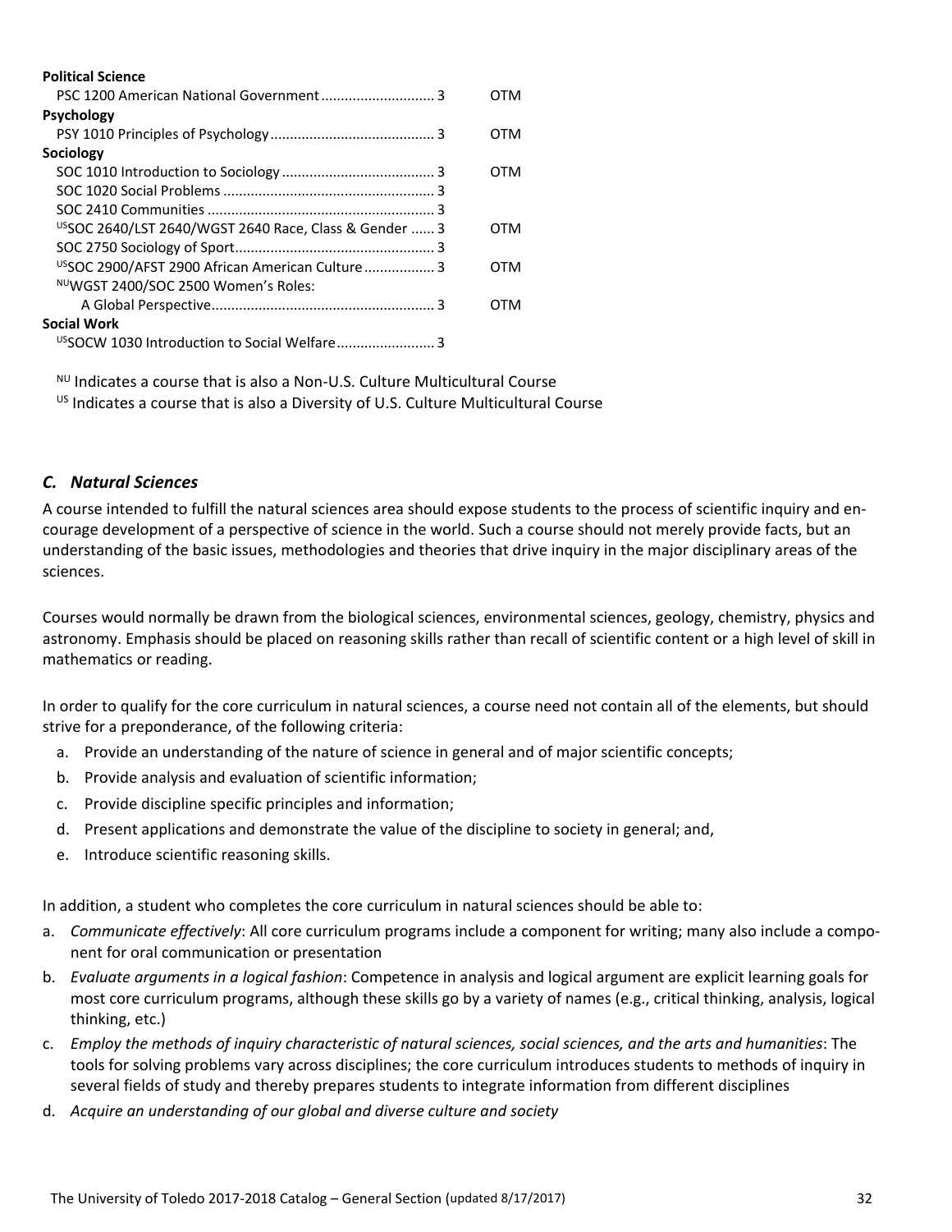**Political Science**

PSC 1200 American National Government ............................ 3 OTM

**Psychology**

PSY 1010 Principles of Psychology .......................................... 3 OTM

**Sociology**

SOC 1010 Introduction to Sociology ....................................... 3 OTM
SOC 1020 Social Problems ...................................................... 3
SOC 2410 Communities ........................................................... 3
[US]SOC 2640/LST 2640/WGST 2640 Race, Class & Gender ...... 3 OTM
SOC 2750 Sociology of Sport.................................................. 3
[US]SOC 2900/AFST 2900 African American Culture ................. 3 OTM
[NU]WGST 2400/SOC 2500 Women's Roles:
A Global Perspective........................................................ 3 OTM

**Social Work**

[US]SOCW 1030 Introduction to Social Welfare......................... 3

[NU] Indicates a course that is also a Non-U.S. Culture Multicultural Course
[US] Indicates a course that is also a Diversity of U.S. Culture Multicultural Course

### *C. Natural Sciences*

A course intended to fulfill the natural sciences area should expose students to the process of scientific inquiry and encourage development of a perspective of science in the world. Such a course should not merely provide facts, but an understanding of the basic issues, methodologies and theories that drive inquiry in the major disciplinary areas of the sciences.

Courses would normally be drawn from the biological sciences, environmental sciences, geology, chemistry, physics and astronomy. Emphasis should be placed on reasoning skills rather than recall of scientific content or a high level of skill in mathematics or reading.

In order to qualify for the core curriculum in natural sciences, a course need not contain all of the elements, but should strive for a preponderance, of the following criteria:

a. Provide an understanding of the nature of science in general and of major scientific concepts;
b. Provide analysis and evaluation of scientific information;
c. Provide discipline specific principles and information;
d. Present applications and demonstrate the value of the discipline to society in general; and,
e. Introduce scientific reasoning skills.

In addition, a student who completes the core curriculum in natural sciences should be able to:

a. *Communicate effectively*: All core curriculum programs include a component for writing; many also include a component for oral communication or presentation
b. *Evaluate arguments in a logical fashion*: Competence in analysis and logical argument are explicit learning goals for most core curriculum programs, although these skills go by a variety of names (e.g., critical thinking, analysis, logical thinking, etc.)
c. *Employ the methods of inquiry characteristic of natural sciences, social sciences, and the arts and humanities*: The tools for solving problems vary across disciplines; the core curriculum introduces students to methods of inquiry in several fields of study and thereby prepares students to integrate information from different disciplines
d. *Acquire an understanding of our global and diverse culture and society*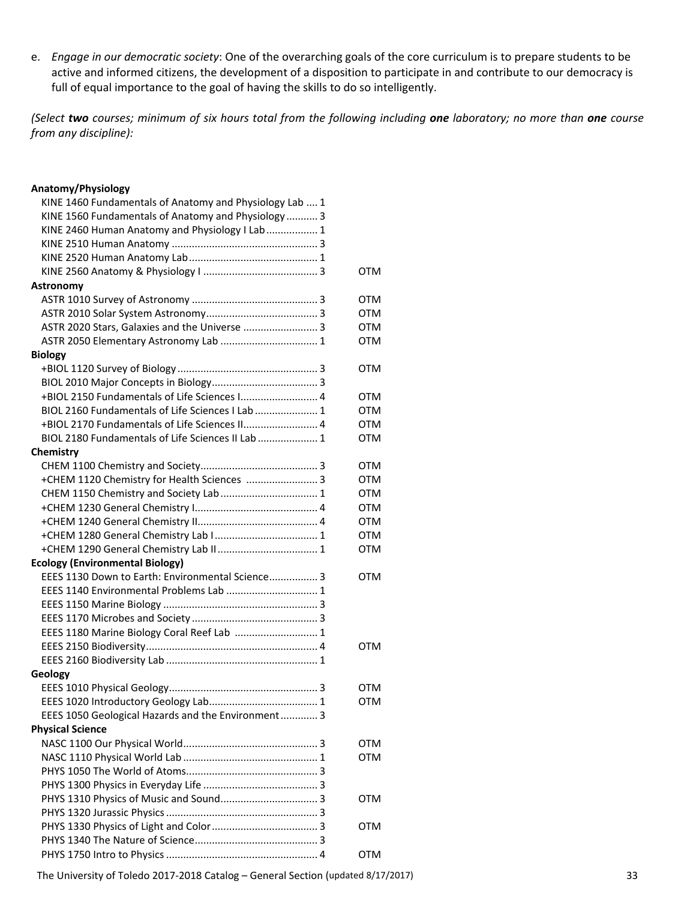e. *Engage in our democratic society*: One of the overarching goals of the core curriculum is to prepare students to be active and informed citizens, the development of a disposition to participate in and contribute to our democracy is full of equal importance to the goal of having the skills to do so intelligently.

*(Select **two** courses; minimum of six hours total from the following including **one** laboratory; no more than **one** course from any discipline):*

**Anatomy/Physiology**

| Course | Hours | |
|---|---|---|
| KINE 1460 Fundamentals of Anatomy and Physiology Lab | 1 | |
| KINE 1560 Fundamentals of Anatomy and Physiology | 3 | |
| KINE 2460 Human Anatomy and Physiology I Lab | 1 | |
| KINE 2510 Human Anatomy | 3 | |
| KINE 2520 Human Anatomy Lab | 1 | |
| KINE 2560 Anatomy & Physiology I | 3 | OTM |

**Astronomy**

| Course | Hours | |
|---|---|---|
| ASTR 1010 Survey of Astronomy | 3 | OTM |
| ASTR 2010 Solar System Astronomy | 3 | OTM |
| ASTR 2020 Stars, Galaxies and the Universe | 3 | OTM |
| ASTR 2050 Elementary Astronomy Lab | 1 | OTM |

**Biology**

| Course | Hours | |
|---|---|---|
| +BIOL 1120 Survey of Biology | 3 | OTM |
| BIOL 2010 Major Concepts in Biology | 3 | |
| +BIOL 2150 Fundamentals of Life Sciences I | 4 | OTM |
| BIOL 2160 Fundamentals of Life Sciences I Lab | 1 | OTM |
| +BIOL 2170 Fundamentals of Life Sciences II | 4 | OTM |
| BIOL 2180 Fundamentals of Life Sciences II Lab | 1 | OTM |

**Chemistry**

| Course | Hours | |
|---|---|---|
| CHEM 1100 Chemistry and Society | 3 | OTM |
| +CHEM 1120 Chemistry for Health Sciences | 3 | OTM |
| CHEM 1150 Chemistry and Society Lab | 1 | OTM |
| +CHEM 1230 General Chemistry I | 4 | OTM |
| +CHEM 1240 General Chemistry II | 4 | OTM |
| +CHEM 1280 General Chemistry Lab I | 1 | OTM |
| +CHEM 1290 General Chemistry Lab II | 1 | OTM |

**Ecology (Environmental Biology)**

| Course | Hours | |
|---|---|---|
| EEES 1130 Down to Earth: Environmental Science | 3 | OTM |
| EEES 1140 Environmental Problems Lab | 1 | |
| EEES 1150 Marine Biology | 3 | |
| EEES 1170 Microbes and Society | 3 | |
| EEES 1180 Marine Biology Coral Reef Lab | 1 | |
| EEES 2150 Biodiversity | 4 | OTM |
| EEES 2160 Biodiversity Lab | 1 | |

**Geology**

| Course | Hours | |
|---|---|---|
| EEES 1010 Physical Geology | 3 | OTM |
| EEES 1020 Introductory Geology Lab | 1 | OTM |
| EEES 1050 Geological Hazards and the Environment | 3 | |

**Physical Science**

| Course | Hours | |
|---|---|---|
| NASC 1100 Our Physical World | 3 | OTM |
| NASC 1110 Physical World Lab | 1 | OTM |
| PHYS 1050 The World of Atoms | 3 | |
| PHYS 1300 Physics in Everyday Life | 3 | |
| PHYS 1310 Physics of Music and Sound | 3 | OTM |
| PHYS 1320 Jurassic Physics | 3 | |
| PHYS 1330 Physics of Light and Color | 3 | OTM |
| PHYS 1340 The Nature of Science | 3 | |
| PHYS 1750 Intro to Physics | 4 | OTM |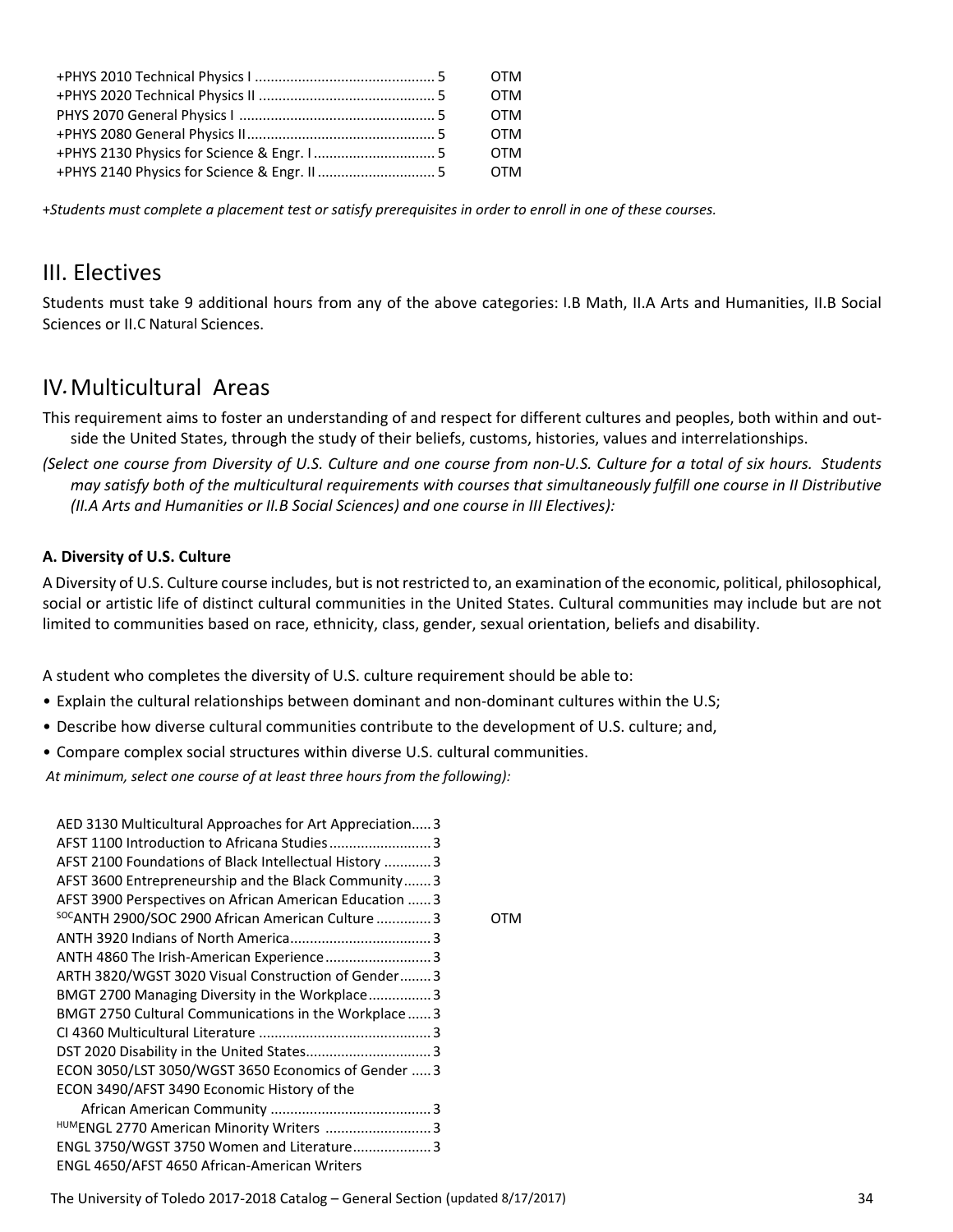| Course | Hours | |
|---|---|---|
| +PHYS 2010 Technical Physics I | 5 | OTM |
| +PHYS 2020 Technical Physics II | 5 | OTM |
| PHYS 2070 General Physics I | 5 | OTM |
| +PHYS 2080 General Physics II | 5 | OTM |
| +PHYS 2130 Physics for Science & Engr. I | 5 | OTM |
| +PHYS 2140 Physics for Science & Engr. II | 5 | OTM |

*+Students must complete a placement test or satisfy prerequisites in order to enroll in one of these courses.*

## III. Electives

Students must take 9 additional hours from any of the above categories: I.B Math, II.A Arts and Humanities, II.B Social Sciences or II.C Natural Sciences.

## IV. Multicultural Areas

This requirement aims to foster an understanding of and respect for different cultures and peoples, both within and outside the United States, through the study of their beliefs, customs, histories, values and interrelationships.

*(Select one course from Diversity of U.S. Culture and one course from non-U.S. Culture for a total of six hours. Students may satisfy both of the multicultural requirements with courses that simultaneously fulfill one course in II Distributive (II.A Arts and Humanities or II.B Social Sciences) and one course in III Electives):*

**A. Diversity of U.S. Culture**

A Diversity of U.S. Culture course includes, but is not restricted to, an examination of the economic, political, philosophical, social or artistic life of distinct cultural communities in the United States. Cultural communities may include but are not limited to communities based on race, ethnicity, class, gender, sexual orientation, beliefs and disability.

A student who completes the diversity of U.S. culture requirement should be able to:

- Explain the cultural relationships between dominant and non-dominant cultures within the U.S;
- Describe how diverse cultural communities contribute to the development of U.S. culture; and,
- Compare complex social structures within diverse U.S. cultural communities.

*At minimum, select one course of at least three hours from the following):*

| Course | Hours | |
|---|---|---|
| AED 3130 Multicultural Approaches for Art Appreciation | 3 | |
| AFST 1100 Introduction to Africana Studies | 3 | |
| AFST 2100 Foundations of Black Intellectual History | 3 | |
| AFST 3600 Entrepreneurship and the Black Community | 3 | |
| AFST 3900 Perspectives on African American Education | 3 | |
| [SOC]ANTH 2900/SOC 2900 African American Culture | 3 | OTM |
| ANTH 3920 Indians of North America | 3 | |
| ANTH 4860 The Irish-American Experience | 3 | |
| ARTH 3820/WGST 3020 Visual Construction of Gender | 3 | |
| BMGT 2700 Managing Diversity in the Workplace | 3 | |
| BMGT 2750 Cultural Communications in the Workplace | 3 | |
| CI 4360 Multicultural Literature | 3 | |
| DST 2020 Disability in the United States | 3 | |
| ECON 3050/LST 3050/WGST 3650 Economics of Gender | 3 | |
| ECON 3490/AFST 3490 Economic History of the African American Community | 3 | |
| [HUM]ENGL 2770 American Minority Writers | 3 | |
| ENGL 3750/WGST 3750 Women and Literature | 3 | |
| ENGL 4650/AFST 4650 African-American Writers | | |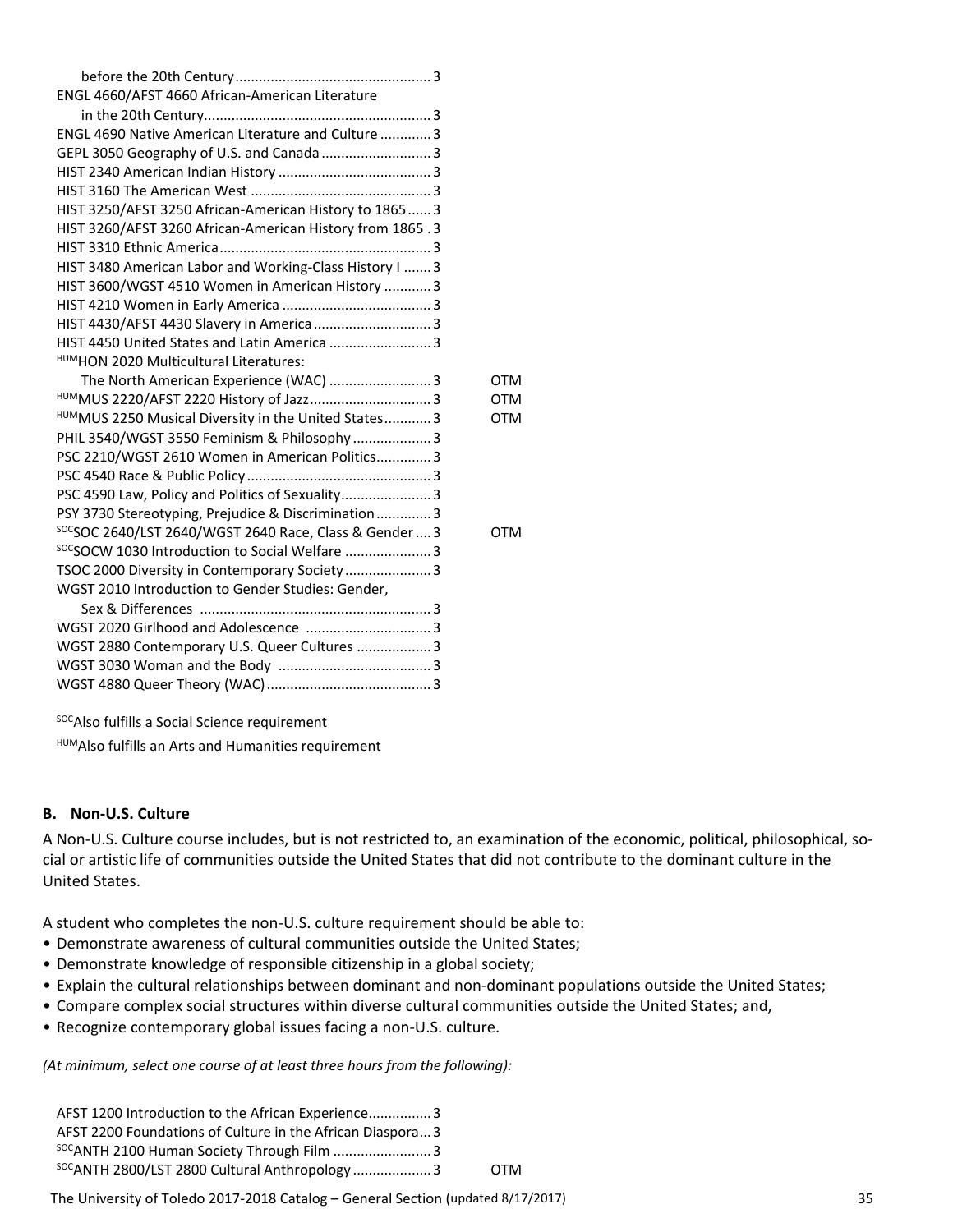| Course | Hours | |
|---|---|---|
| before the 20th Century | 3 | |
| ENGL 4660/AFST 4660 African-American Literature in the 20th Century | 3 | |
| ENGL 4690 Native American Literature and Culture | 3 | |
| GEPL 3050 Geography of U.S. and Canada | 3 | |
| HIST 2340 American Indian History | 3 | |
| HIST 3160 The American West | 3 | |
| HIST 3250/AFST 3250 African-American History to 1865 | 3 | |
| HIST 3260/AFST 3260 African-American History from 1865 | 3 | |
| HIST 3310 Ethnic America | 3 | |
| HIST 3480 American Labor and Working-Class History I | 3 | |
| HIST 3600/WGST 4510 Women in American History | 3 | |
| HIST 4210 Women in Early America | 3 | |
| HIST 4430/AFST 4430 Slavery in America | 3 | |
| HIST 4450 United States and Latin America | 3 | |
| [HUM]HON 2020 Multicultural Literatures: The North American Experience (WAC) | 3 | OTM |
| [HUM]MUS 2220/AFST 2220 History of Jazz | 3 | OTM |
| [HUM]MUS 2250 Musical Diversity in the United States | 3 | OTM |
| PHIL 3540/WGST 3550 Feminism & Philosophy | 3 | |
| PSC 2210/WGST 2610 Women in American Politics | 3 | |
| PSC 4540 Race & Public Policy | 3 | |
| PSC 4590 Law, Policy and Politics of Sexuality | 3 | |
| PSY 3730 Stereotyping, Prejudice & Discrimination | 3 | |
| [SOC]SOC 2640/LST 2640/WGST 2640 Race, Class & Gender | 3 | OTM |
| [SOC]SOCW 1030 Introduction to Social Welfare | 3 | |
| TSOC 2000 Diversity in Contemporary Society | 3 | |
| WGST 2010 Introduction to Gender Studies: Gender, Sex & Differences | 3 | |
| WGST 2020 Girlhood and Adolescence | 3 | |
| WGST 2880 Contemporary U.S. Queer Cultures | 3 | |
| WGST 3030 Woman and the Body | 3 | |
| WGST 4880 Queer Theory (WAC) | 3 | |

[SOC]Also fulfills a Social Science requirement

[HUM]Also fulfills an Arts and Humanities requirement

### B. Non-U.S. Culture

A Non-U.S. Culture course includes, but is not restricted to, an examination of the economic, political, philosophical, social or artistic life of communities outside the United States that did not contribute to the dominant culture in the United States.

A student who completes the non-U.S. culture requirement should be able to:

- Demonstrate awareness of cultural communities outside the United States;
- Demonstrate knowledge of responsible citizenship in a global society;
- Explain the cultural relationships between dominant and non-dominant populations outside the United States;
- Compare complex social structures within diverse cultural communities outside the United States; and,
- Recognize contemporary global issues facing a non-U.S. culture.

*(At minimum, select one course of at least three hours from the following):*

| Course | Hours | |
|---|---|---|
| AFST 1200 Introduction to the African Experience | 3 | |
| AFST 2200 Foundations of Culture in the African Diaspora | 3 | |
| [SOC]ANTH 2100 Human Society Through Film | 3 | |
| [SOC]ANTH 2800/LST 2800 Cultural Anthropology | 3 | OTM |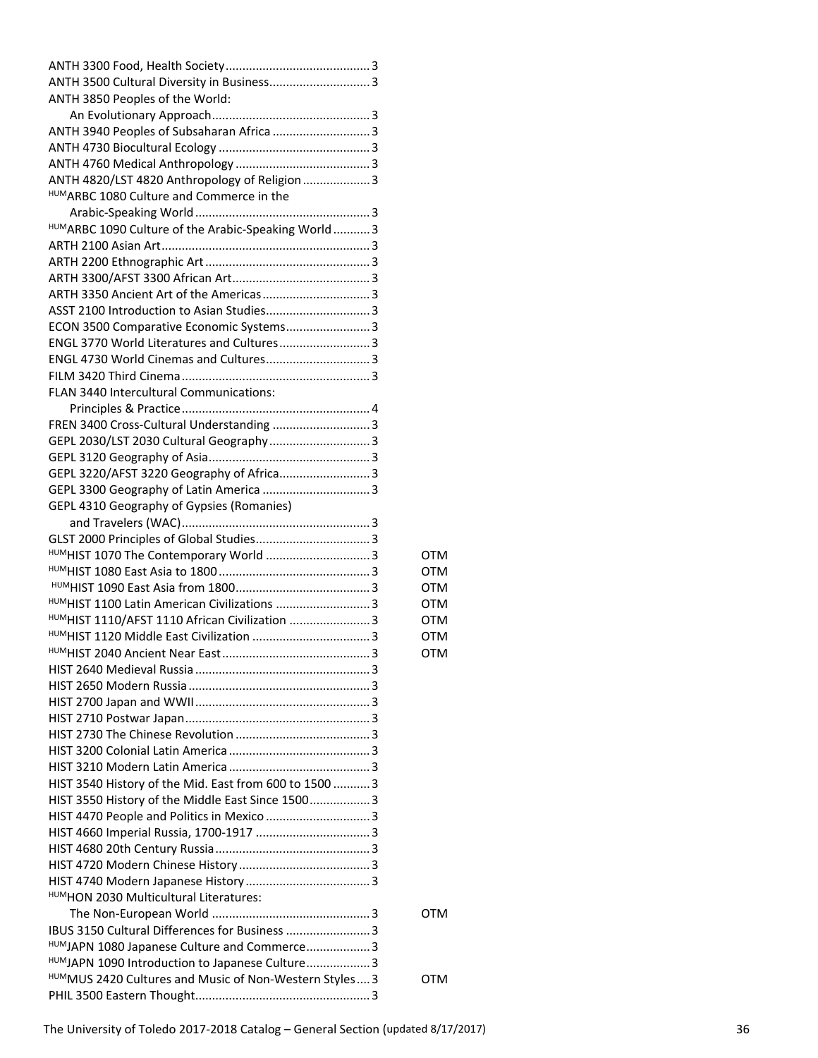ANTH 3300 Food, Health Society .......... 3
ANTH 3500 Cultural Diversity in Business .......... 3
ANTH 3850 Peoples of the World:
An Evolutionary Approach .......... 3
ANTH 3940 Peoples of Subsaharan Africa .......... 3
ANTH 4730 Biocultural Ecology .......... 3
ANTH 4760 Medical Anthropology .......... 3
ANTH 4820/LST 4820 Anthropology of Religion .......... 3
HUM ARBC 1080 Culture and Commerce in the
Arabic-Speaking World .......... 3
HUM ARBC 1090 Culture of the Arabic-Speaking World .......... 3
ARTH 2100 Asian Art .......... 3
ARTH 2200 Ethnographic Art .......... 3
ARTH 3300/AFST 3300 African Art .......... 3
ARTH 3350 Ancient Art of the Americas .......... 3
ASST 2100 Introduction to Asian Studies .......... 3
ECON 3500 Comparative Economic Systems .......... 3
ENGL 3770 World Literatures and Cultures .......... 3
ENGL 4730 World Cinemas and Cultures .......... 3
FILM 3420 Third Cinema .......... 3
FLAN 3440 Intercultural Communications:
Principles & Practice .......... 4
FREN 3400 Cross-Cultural Understanding .......... 3
GEPL 2030/LST 2030 Cultural Geography .......... 3
GEPL 3120 Geography of Asia .......... 3
GEPL 3220/AFST 3220 Geography of Africa .......... 3
GEPL 3300 Geography of Latin America .......... 3
GEPL 4310 Geography of Gypsies (Romanies)
and Travelers (WAC) .......... 3
GLST 2000 Principles of Global Studies .......... 3
HUM HIST 1070 The Contemporary World .......... 3 OTM
HUM HIST 1080 East Asia to 1800 .......... 3 OTM
HUM HIST 1090 East Asia from 1800 .......... 3 OTM
HUM HIST 1100 Latin American Civilizations .......... 3 OTM
HUM HIST 1110/AFST 1110 African Civilization .......... 3 OTM
HUM HIST 1120 Middle East Civilization .......... 3 OTM
HUM HIST 2040 Ancient Near East .......... 3 OTM
HIST 2640 Medieval Russia .......... 3
HIST 2650 Modern Russia .......... 3
HIST 2700 Japan and WWII .......... 3
HIST 2710 Postwar Japan .......... 3
HIST 2730 The Chinese Revolution .......... 3
HIST 3200 Colonial Latin America .......... 3
HIST 3210 Modern Latin America .......... 3
HIST 3540 History of the Mid. East from 600 to 1500 .......... 3
HIST 3550 History of the Middle East Since 1500 .......... 3
HIST 4470 People and Politics in Mexico .......... 3
HIST 4660 Imperial Russia, 1700-1917 .......... 3
HIST 4680 20th Century Russia .......... 3
HIST 4720 Modern Chinese History .......... 3
HIST 4740 Modern Japanese History .......... 3
HUM HON 2030 Multicultural Literatures:
The Non-European World .......... 3 OTM
IBUS 3150 Cultural Differences for Business .......... 3
HUM JAPN 1080 Japanese Culture and Commerce .......... 3
HUM JAPN 1090 Introduction to Japanese Culture .......... 3
HUM MUS 2420 Cultures and Music of Non-Western Styles .......... 3 OTM
PHIL 3500 Eastern Thought .......... 3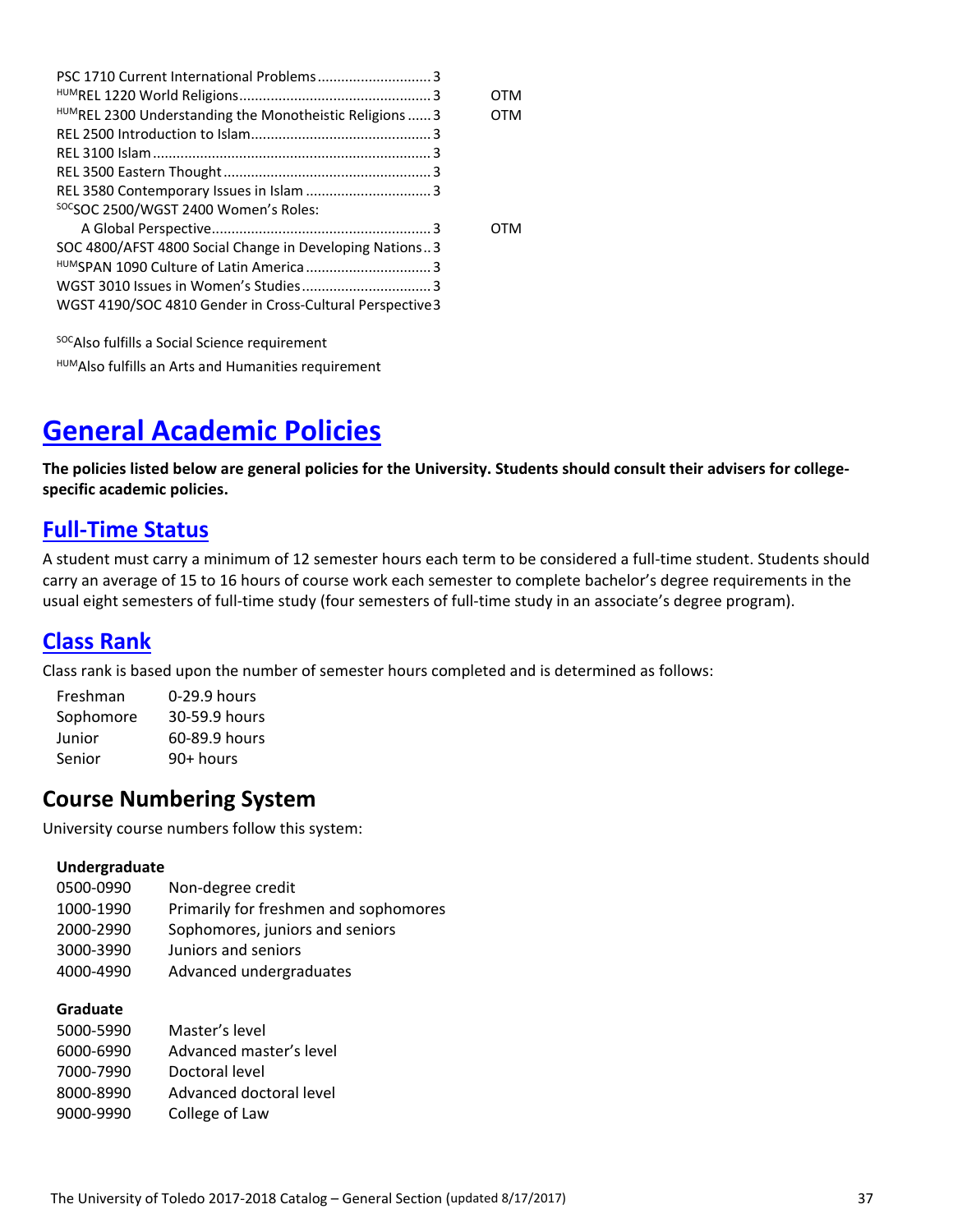PSC 1710 Current International Problems ............................ 3
[HUM]REL 1220 World Religions ................................................ 3 OTM
[HUM]REL 2300 Understanding the Monotheistic Religions ...... 3 OTM
REL 2500 Introduction to Islam ............................................. 3
REL 3100 Islam ...................................................................... 3
REL 3500 Eastern Thought .................................................... 3
REL 3580 Contemporary Issues in Islam ............................... 3
[SOC]SOC 2500/WGST 2400 Women's Roles:
A Global Perspective ....................................................... 3 OTM
SOC 4800/AFST 4800 Social Change in Developing Nations .. 3
[HUM]SPAN 1090 Culture of Latin America ............................... 3
WGST 3010 Issues in Women's Studies ................................ 3
WGST 4190/SOC 4810 Gender in Cross-Cultural Perspective 3

[SOC]Also fulfills a Social Science requirement

[HUM]Also fulfills an Arts and Humanities requirement

# General Academic Policies

**The policies listed below are general policies for the University. Students should consult their advisers for college-specific academic policies.**

## Full-Time Status

A student must carry a minimum of 12 semester hours each term to be considered a full-time student. Students should carry an average of 15 to 16 hours of course work each semester to complete bachelor's degree requirements in the usual eight semesters of full-time study (four semesters of full-time study in an associate's degree program).

## Class Rank

Class rank is based upon the number of semester hours completed and is determined as follows:

| | |
|---|---|
| Freshman | 0-29.9 hours |
| Sophomore | 30-59.9 hours |
| Junior | 60-89.9 hours |
| Senior | 90+ hours |

## Course Numbering System

University course numbers follow this system:

**Undergraduate**

| | |
|---|---|
| 0500-0990 | Non-degree credit |
| 1000-1990 | Primarily for freshmen and sophomores |
| 2000-2990 | Sophomores, juniors and seniors |
| 3000-3990 | Juniors and seniors |
| 4000-4990 | Advanced undergraduates |

**Graduate**

| | |
|---|---|
| 5000-5990 | Master's level |
| 6000-6990 | Advanced master's level |
| 7000-7990 | Doctoral level |
| 8000-8990 | Advanced doctoral level |
| 9000-9990 | College of Law |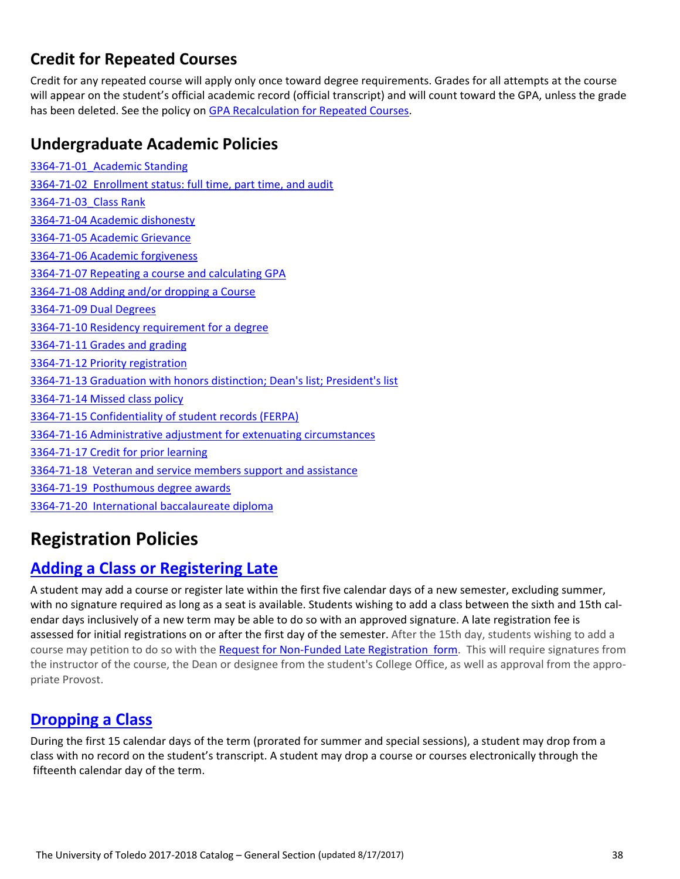## Credit for Repeated Courses

Credit for any repeated course will apply only once toward degree requirements. Grades for all attempts at the course will appear on the student's official academic record (official transcript) and will count toward the GPA, unless the grade has been deleted. See the policy on GPA Recalculation for Repeated Courses.

## Undergraduate Academic Policies

3364-71-01_Academic Standing

3364-71-02 Enrollment status: full time, part time, and audit

3364-71-03_Class Rank

3364-71-04 Academic dishonesty

3364-71-05 Academic Grievance

3364-71-06 Academic forgiveness

3364-71-07 Repeating a course and calculating GPA

3364-71-08 Adding and/or dropping a Course

3364-71-09 Dual Degrees

3364-71-10 Residency requirement for a degree

3364-71-11 Grades and grading

3364-71-12 Priority registration

3364-71-13 Graduation with honors distinction; Dean's list; President's list

3364-71-14 Missed class policy

3364-71-15 Confidentiality of student records (FERPA)

3364-71-16 Administrative adjustment for extenuating circumstances

3364-71-17 Credit for prior learning

3364-71-18 Veteran and service members support and assistance

3364-71-19 Posthumous degree awards

3364-71-20 International baccalaureate diploma

# Registration Policies

## Adding a Class or Registering Late

A student may add a course or register late within the first five calendar days of a new semester, excluding summer, with no signature required as long as a seat is available. Students wishing to add a class between the sixth and 15th calendar days inclusively of a new term may be able to do so with an approved signature. A late registration fee is assessed for initial registrations on or after the first day of the semester. After the 15th day, students wishing to add a course may petition to do so with the Request for Non-Funded Late Registration form. This will require signatures from the instructor of the course, the Dean or designee from the student's College Office, as well as approval from the appropriate Provost.

## Dropping a Class

During the first 15 calendar days of the term (prorated for summer and special sessions), a student may drop from a class with no record on the student's transcript. A student may drop a course or courses electronically through the fifteenth calendar day of the term.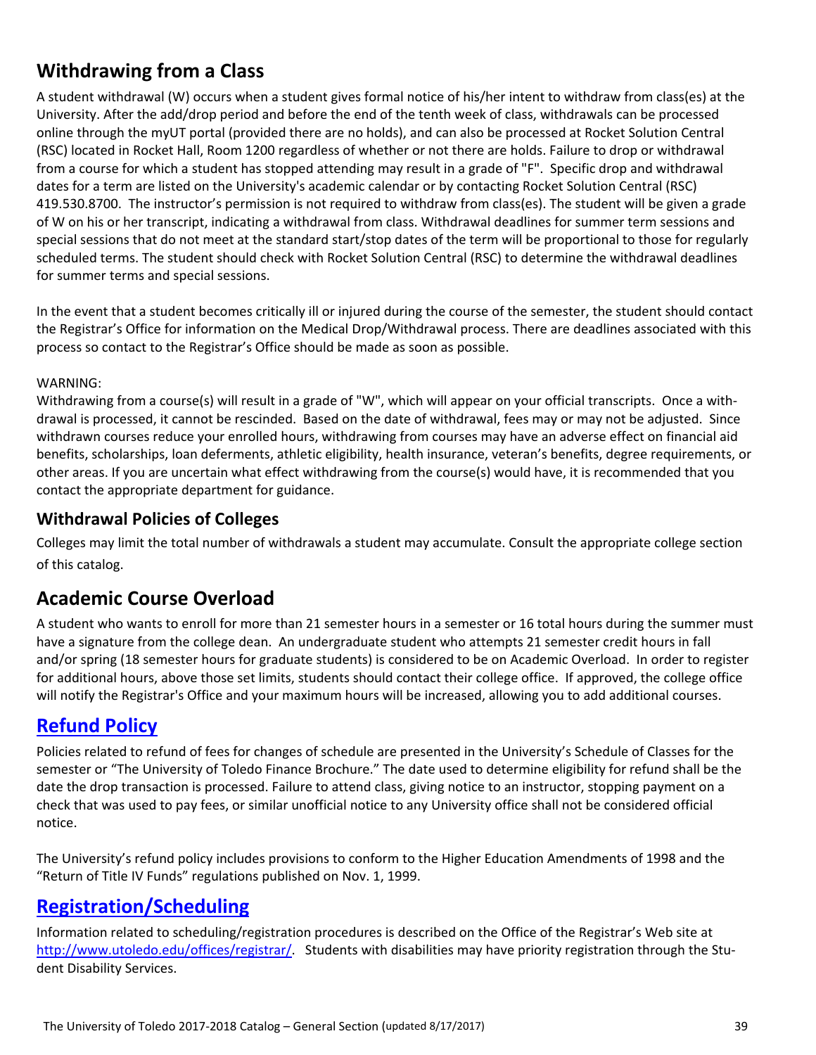## Withdrawing from a Class

A student withdrawal (W) occurs when a student gives formal notice of his/her intent to withdraw from class(es) at the University. After the add/drop period and before the end of the tenth week of class, withdrawals can be processed online through the myUT portal (provided there are no holds), and can also be processed at Rocket Solution Central (RSC) located in Rocket Hall, Room 1200 regardless of whether or not there are holds. Failure to drop or withdrawal from a course for which a student has stopped attending may result in a grade of "F". Specific drop and withdrawal dates for a term are listed on the University's academic calendar or by contacting Rocket Solution Central (RSC) 419.530.8700. The instructor's permission is not required to withdraw from class(es). The student will be given a grade of W on his or her transcript, indicating a withdrawal from class. Withdrawal deadlines for summer term sessions and special sessions that do not meet at the standard start/stop dates of the term will be proportional to those for regularly scheduled terms. The student should check with Rocket Solution Central (RSC) to determine the withdrawal deadlines for summer terms and special sessions.

In the event that a student becomes critically ill or injured during the course of the semester, the student should contact the Registrar's Office for information on the Medical Drop/Withdrawal process. There are deadlines associated with this process so contact to the Registrar's Office should be made as soon as possible.

WARNING:
Withdrawing from a course(s) will result in a grade of "W", which will appear on your official transcripts. Once a withdrawal is processed, it cannot be rescinded. Based on the date of withdrawal, fees may or may not be adjusted. Since withdrawn courses reduce your enrolled hours, withdrawing from courses may have an adverse effect on financial aid benefits, scholarships, loan deferments, athletic eligibility, health insurance, veteran's benefits, degree requirements, or other areas. If you are uncertain what effect withdrawing from the course(s) would have, it is recommended that you contact the appropriate department for guidance.

### Withdrawal Policies of Colleges

Colleges may limit the total number of withdrawals a student may accumulate. Consult the appropriate college section of this catalog.

## Academic Course Overload

A student who wants to enroll for more than 21 semester hours in a semester or 16 total hours during the summer must have a signature from the college dean. An undergraduate student who attempts 21 semester credit hours in fall and/or spring (18 semester hours for graduate students) is considered to be on Academic Overload. In order to register for additional hours, above those set limits, students should contact their college office. If approved, the college office will notify the Registrar's Office and your maximum hours will be increased, allowing you to add additional courses.

## Refund Policy

Policies related to refund of fees for changes of schedule are presented in the University's Schedule of Classes for the semester or "The University of Toledo Finance Brochure." The date used to determine eligibility for refund shall be the date the drop transaction is processed. Failure to attend class, giving notice to an instructor, stopping payment on a check that was used to pay fees, or similar unofficial notice to any University office shall not be considered official notice.

The University's refund policy includes provisions to conform to the Higher Education Amendments of 1998 and the "Return of Title IV Funds" regulations published on Nov. 1, 1999.

## Registration/Scheduling

Information related to scheduling/registration procedures is described on the Office of the Registrar's Web site at http://www.utoledo.edu/offices/registrar/. Students with disabilities may have priority registration through the Student Disability Services.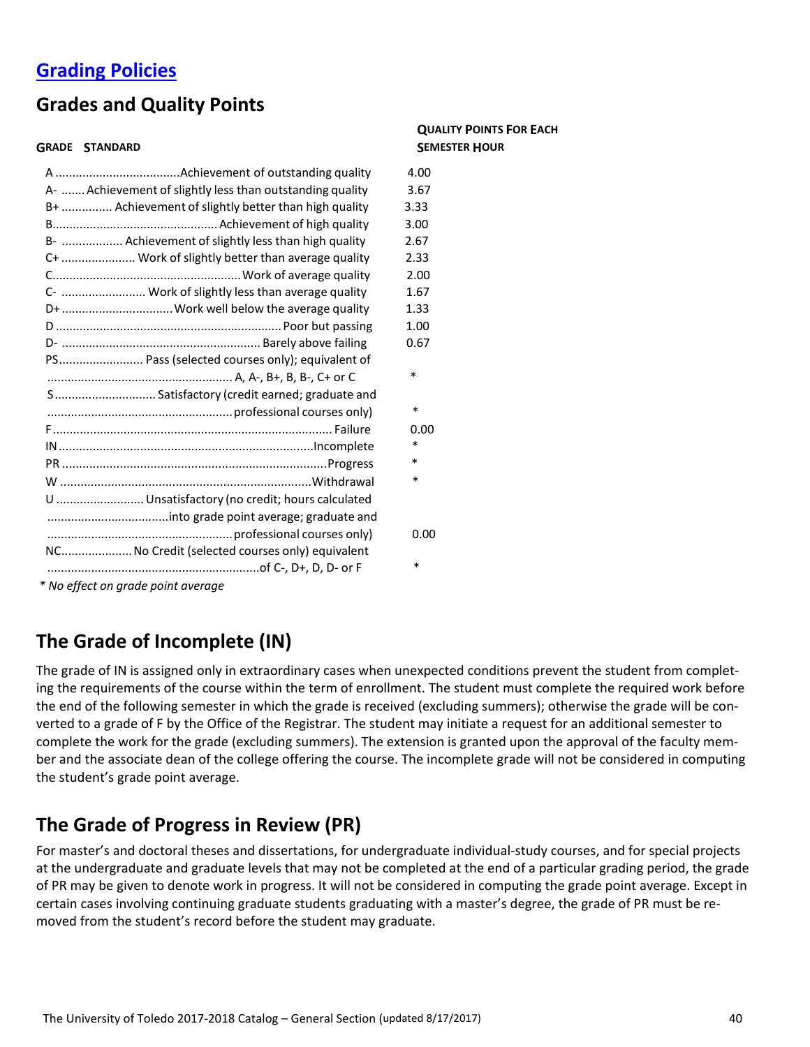## Grading Policies

## Grades and Quality Points

| Grade | Standard | Quality Points for Each Semester Hour |
|---|---|---|
| A | Achievement of outstanding quality | 4.00 |
| A- | Achievement of slightly less than outstanding quality | 3.67 |
| B+ | Achievement of slightly better than high quality | 3.33 |
| B | Achievement of high quality | 3.00 |
| B- | Achievement of slightly less than high quality | 2.67 |
| C+ | Work of slightly better than average quality | 2.33 |
| C | Work of average quality | 2.00 |
| C- | Work of slightly less than average quality | 1.67 |
| D+ | Work well below the average quality | 1.33 |
| D | Poor but passing | 1.00 |
| D- | Barely above failing | 0.67 |
| PS | Pass (selected courses only); equivalent of A, A-, B+, B, B-, C+ or C | * |
| S | Satisfactory (credit earned; graduate and professional courses only) | * |
| F | Failure | 0.00 |
| IN | Incomplete | * |
| PR | Progress | * |
| W | Withdrawal | * |
| U | Unsatisfactory (no credit; hours calculated into grade point average; graduate and professional courses only) | 0.00 |
| NC | No Credit (selected courses only) equivalent of C-, D+, D, D- or F | * |

*\* No effect on grade point average*

## The Grade of Incomplete (IN)

The grade of IN is assigned only in extraordinary cases when unexpected conditions prevent the student from completing the requirements of the course within the term of enrollment. The student must complete the required work before the end of the following semester in which the grade is received (excluding summers); otherwise the grade will be converted to a grade of F by the Office of the Registrar. The student may initiate a request for an additional semester to complete the work for the grade (excluding summers). The extension is granted upon the approval of the faculty member and the associate dean of the college offering the course. The incomplete grade will not be considered in computing the student's grade point average.

## The Grade of Progress in Review (PR)

For master's and doctoral theses and dissertations, for undergraduate individual-study courses, and for special projects at the undergraduate and graduate levels that may not be completed at the end of a particular grading period, the grade of PR may be given to denote work in progress. It will not be considered in computing the grade point average. Except in certain cases involving continuing graduate students graduating with a master's degree, the grade of PR must be removed from the student's record before the student may graduate.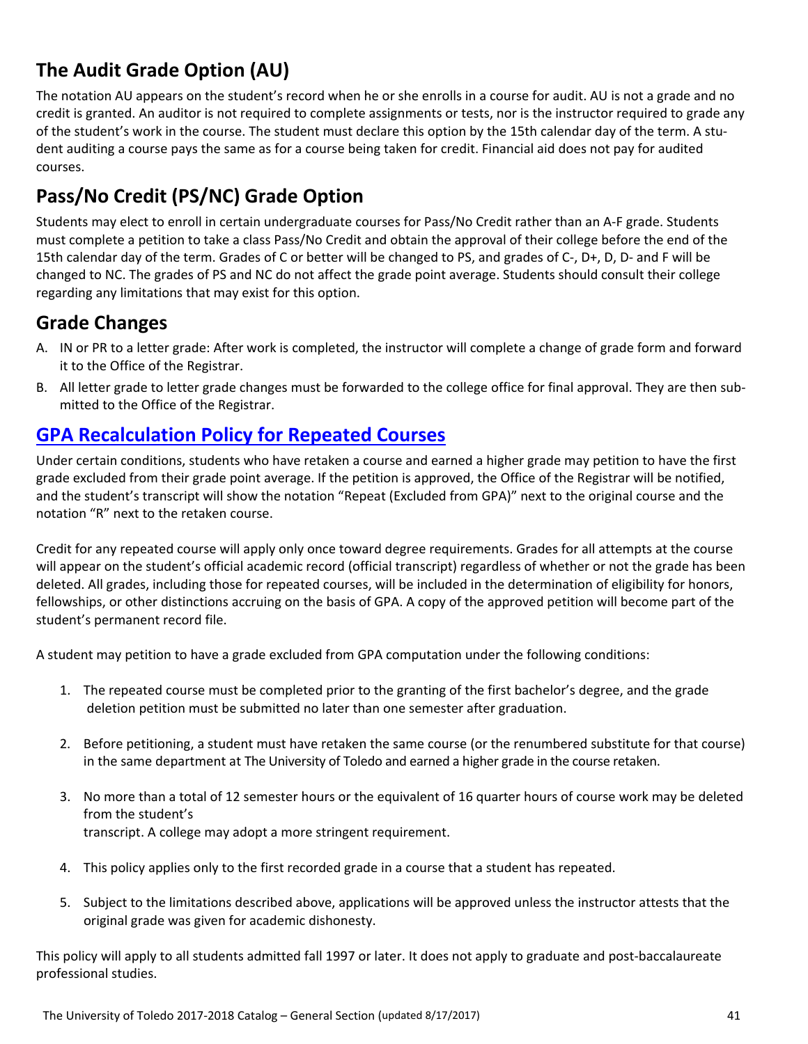## The Audit Grade Option (AU)

The notation AU appears on the student's record when he or she enrolls in a course for audit. AU is not a grade and no credit is granted. An auditor is not required to complete assignments or tests, nor is the instructor required to grade any of the student's work in the course. The student must declare this option by the 15th calendar day of the term. A student auditing a course pays the same as for a course being taken for credit. Financial aid does not pay for audited courses.

## Pass/No Credit (PS/NC) Grade Option

Students may elect to enroll in certain undergraduate courses for Pass/No Credit rather than an A-F grade. Students must complete a petition to take a class Pass/No Credit and obtain the approval of their college before the end of the 15th calendar day of the term. Grades of C or better will be changed to PS, and grades of C-, D+, D, D- and F will be changed to NC. The grades of PS and NC do not affect the grade point average. Students should consult their college regarding any limitations that may exist for this option.

## Grade Changes

A. IN or PR to a letter grade: After work is completed, the instructor will complete a change of grade form and forward it to the Office of the Registrar.

B. All letter grade to letter grade changes must be forwarded to the college office for final approval. They are then submitted to the Office of the Registrar.

## GPA Recalculation Policy for Repeated Courses

Under certain conditions, students who have retaken a course and earned a higher grade may petition to have the first grade excluded from their grade point average. If the petition is approved, the Office of the Registrar will be notified, and the student's transcript will show the notation "Repeat (Excluded from GPA)" next to the original course and the notation "R" next to the retaken course.

Credit for any repeated course will apply only once toward degree requirements. Grades for all attempts at the course will appear on the student's official academic record (official transcript) regardless of whether or not the grade has been deleted. All grades, including those for repeated courses, will be included in the determination of eligibility for honors, fellowships, or other distinctions accruing on the basis of GPA. A copy of the approved petition will become part of the student's permanent record file.

A student may petition to have a grade excluded from GPA computation under the following conditions:

1. The repeated course must be completed prior to the granting of the first bachelor's degree, and the grade deletion petition must be submitted no later than one semester after graduation.

2. Before petitioning, a student must have retaken the same course (or the renumbered substitute for that course) in the same department at The University of Toledo and earned a higher grade in the course retaken.

3. No more than a total of 12 semester hours or the equivalent of 16 quarter hours of course work may be deleted from the student's transcript. A college may adopt a more stringent requirement.

4. This policy applies only to the first recorded grade in a course that a student has repeated.

5. Subject to the limitations described above, applications will be approved unless the instructor attests that the original grade was given for academic dishonesty.

This policy will apply to all students admitted fall 1997 or later. It does not apply to graduate and post-baccalaureate professional studies.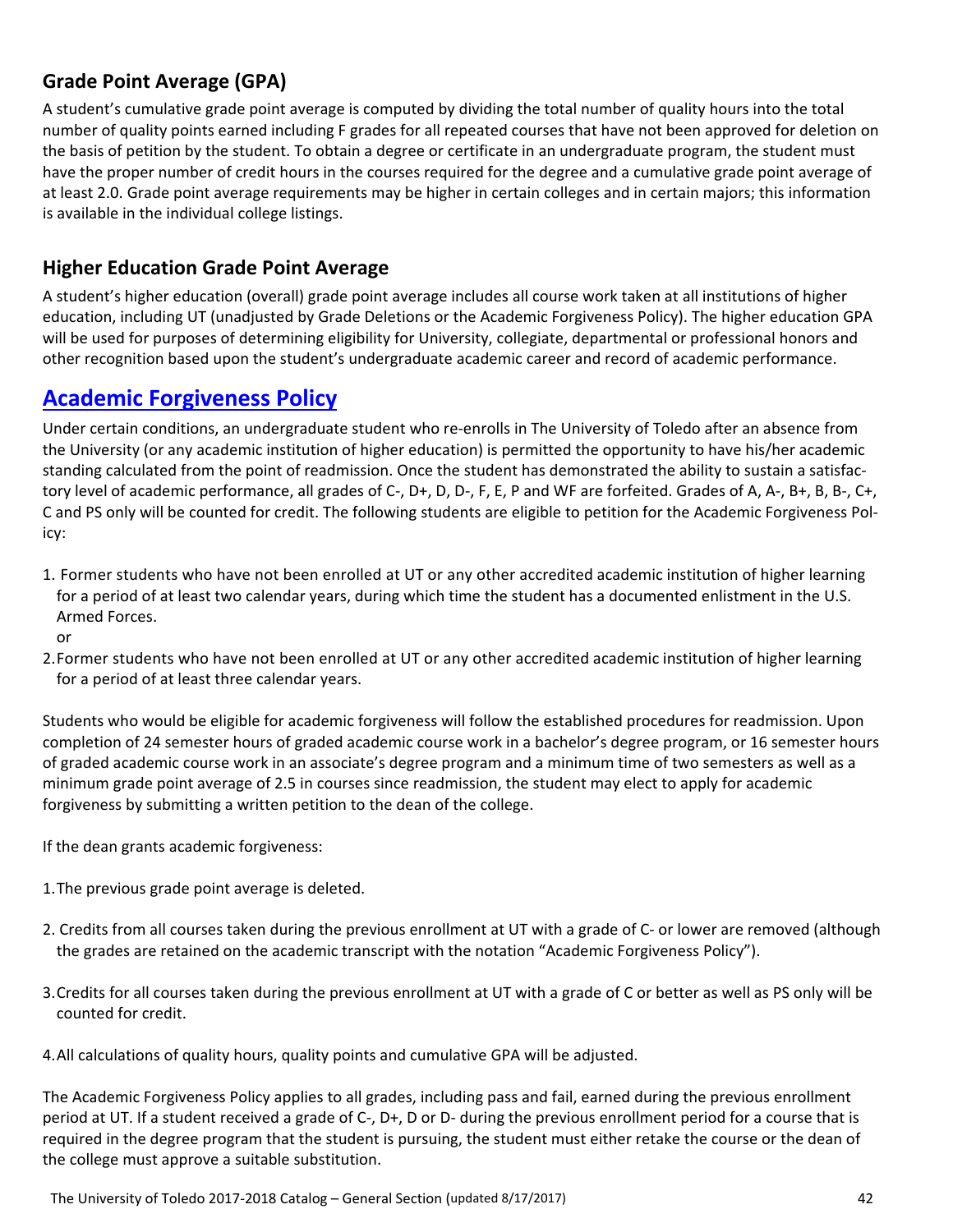## Grade Point Average (GPA)

A student's cumulative grade point average is computed by dividing the total number of quality hours into the total number of quality points earned including F grades for all repeated courses that have not been approved for deletion on the basis of petition by the student. To obtain a degree or certificate in an undergraduate program, the student must have the proper number of credit hours in the courses required for the degree and a cumulative grade point average of at least 2.0. Grade point average requirements may be higher in certain colleges and in certain majors; this information is available in the individual college listings.

## Higher Education Grade Point Average

A student's higher education (overall) grade point average includes all course work taken at all institutions of higher education, including UT (unadjusted by Grade Deletions or the Academic Forgiveness Policy). The higher education GPA will be used for purposes of determining eligibility for University, collegiate, departmental or professional honors and other recognition based upon the student's undergraduate academic career and record of academic performance.

## Academic Forgiveness Policy

Under certain conditions, an undergraduate student who re-enrolls in The University of Toledo after an absence from the University (or any academic institution of higher education) is permitted the opportunity to have his/her academic standing calculated from the point of readmission. Once the student has demonstrated the ability to sustain a satisfactory level of academic performance, all grades of C-, D+, D, D-, F, E, P and WF are forfeited. Grades of A, A-, B+, B, B-, C+, C and PS only will be counted for credit. The following students are eligible to petition for the Academic Forgiveness Policy:

1. Former students who have not been enrolled at UT or any other accredited academic institution of higher learning for a period of at least two calendar years, during which time the student has a documented enlistment in the U.S. Armed Forces.
   or
2. Former students who have not been enrolled at UT or any other accredited academic institution of higher learning for a period of at least three calendar years.

Students who would be eligible for academic forgiveness will follow the established procedures for readmission. Upon completion of 24 semester hours of graded academic course work in a bachelor's degree program, or 16 semester hours of graded academic course work in an associate's degree program and a minimum time of two semesters as well as a minimum grade point average of 2.5 in courses since readmission, the student may elect to apply for academic forgiveness by submitting a written petition to the dean of the college.

If the dean grants academic forgiveness:

1. The previous grade point average is deleted.
2. Credits from all courses taken during the previous enrollment at UT with a grade of C- or lower are removed (although the grades are retained on the academic transcript with the notation "Academic Forgiveness Policy").
3. Credits for all courses taken during the previous enrollment at UT with a grade of C or better as well as PS only will be counted for credit.
4. All calculations of quality hours, quality points and cumulative GPA will be adjusted.

The Academic Forgiveness Policy applies to all grades, including pass and fail, earned during the previous enrollment period at UT. If a student received a grade of C-, D+, D or D- during the previous enrollment period for a course that is required in the degree program that the student is pursuing, the student must either retake the course or the dean of the college must approve a suitable substitution.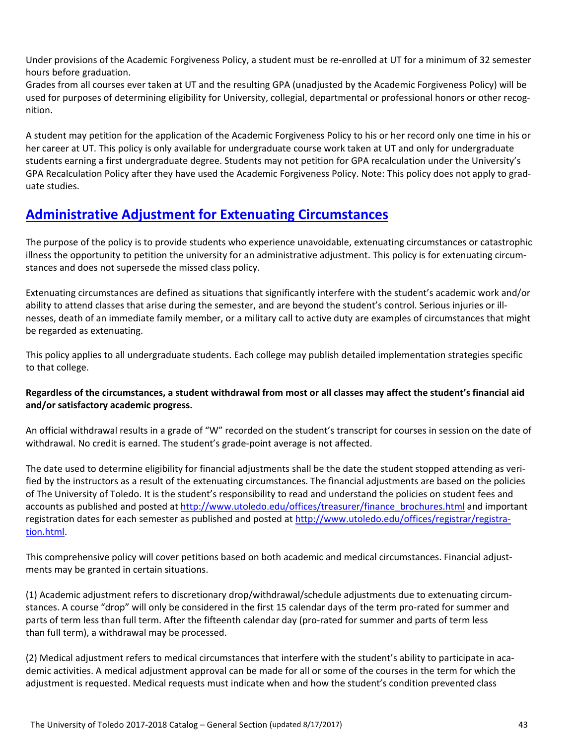Under provisions of the Academic Forgiveness Policy, a student must be re-enrolled at UT for a minimum of 32 semester hours before graduation.
Grades from all courses ever taken at UT and the resulting GPA (unadjusted by the Academic Forgiveness Policy) will be used for purposes of determining eligibility for University, collegial, departmental or professional honors or other recognition.

A student may petition for the application of the Academic Forgiveness Policy to his or her record only one time in his or her career at UT. This policy is only available for undergraduate course work taken at UT and only for undergraduate students earning a first undergraduate degree. Students may not petition for GPA recalculation under the University's GPA Recalculation Policy after they have used the Academic Forgiveness Policy. Note: This policy does not apply to graduate studies.

## Administrative Adjustment for Extenuating Circumstances

The purpose of the policy is to provide students who experience unavoidable, extenuating circumstances or catastrophic illness the opportunity to petition the university for an administrative adjustment. This policy is for extenuating circumstances and does not supersede the missed class policy.

Extenuating circumstances are defined as situations that significantly interfere with the student's academic work and/or ability to attend classes that arise during the semester, and are beyond the student's control. Serious injuries or illnesses, death of an immediate family member, or a military call to active duty are examples of circumstances that might be regarded as extenuating.

This policy applies to all undergraduate students. Each college may publish detailed implementation strategies specific to that college.

**Regardless of the circumstances, a student withdrawal from most or all classes may affect the student's financial aid and/or satisfactory academic progress.**

An official withdrawal results in a grade of "W" recorded on the student's transcript for courses in session on the date of withdrawal. No credit is earned. The student's grade-point average is not affected.

The date used to determine eligibility for financial adjustments shall be the date the student stopped attending as verified by the instructors as a result of the extenuating circumstances. The financial adjustments are based on the policies of The University of Toledo. It is the student's responsibility to read and understand the policies on student fees and accounts as published and posted at http://www.utoledo.edu/offices/treasurer/finance_brochures.html and important registration dates for each semester as published and posted at http://www.utoledo.edu/offices/registrar/registration.html.

This comprehensive policy will cover petitions based on both academic and medical circumstances. Financial adjustments may be granted in certain situations.

(1) Academic adjustment refers to discretionary drop/withdrawal/schedule adjustments due to extenuating circumstances. A course "drop" will only be considered in the first 15 calendar days of the term pro-rated for summer and parts of term less than full term. After the fifteenth calendar day (pro-rated for summer and parts of term less than full term), a withdrawal may be processed.

(2) Medical adjustment refers to medical circumstances that interfere with the student's ability to participate in academic activities. A medical adjustment approval can be made for all or some of the courses in the term for which the adjustment is requested. Medical requests must indicate when and how the student's condition prevented class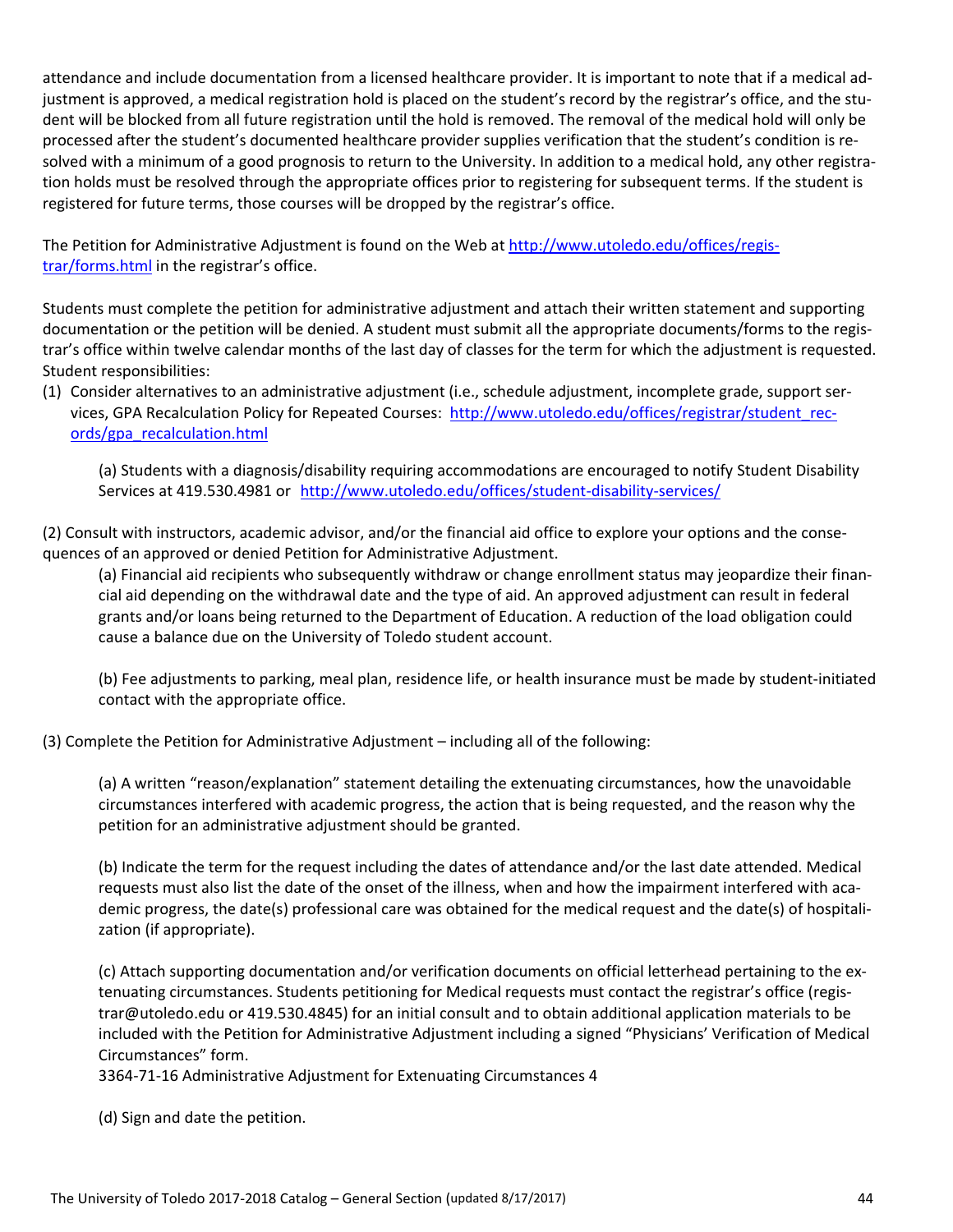attendance and include documentation from a licensed healthcare provider. It is important to note that if a medical adjustment is approved, a medical registration hold is placed on the student's record by the registrar's office, and the student will be blocked from all future registration until the hold is removed. The removal of the medical hold will only be processed after the student's documented healthcare provider supplies verification that the student's condition is resolved with a minimum of a good prognosis to return to the University. In addition to a medical hold, any other registration holds must be resolved through the appropriate offices prior to registering for subsequent terms. If the student is registered for future terms, those courses will be dropped by the registrar's office.

The Petition for Administrative Adjustment is found on the Web at [http://www.utoledo.edu/offices/registrar/forms.html](http://www.utoledo.edu/offices/registrar/forms.html) in the registrar's office.

Students must complete the petition for administrative adjustment and attach their written statement and supporting documentation or the petition will be denied. A student must submit all the appropriate documents/forms to the registrar's office within twelve calendar months of the last day of classes for the term for which the adjustment is requested. Student responsibilities:

(1) Consider alternatives to an administrative adjustment (i.e., schedule adjustment, incomplete grade, support services, GPA Recalculation Policy for Repeated Courses: [http://www.utoledo.edu/offices/registrar/student_records/gpa_recalculation.html](http://www.utoledo.edu/offices/registrar/student_records/gpa_recalculation.html)

   (a) Students with a diagnosis/disability requiring accommodations are encouraged to notify Student Disability Services at 419.530.4981 or [http://www.utoledo.edu/offices/student-disability-services/](http://www.utoledo.edu/offices/student-disability-services/)

(2) Consult with instructors, academic advisor, and/or the financial aid office to explore your options and the consequences of an approved or denied Petition for Administrative Adjustment.

   (a) Financial aid recipients who subsequently withdraw or change enrollment status may jeopardize their financial aid depending on the withdrawal date and the type of aid. An approved adjustment can result in federal grants and/or loans being returned to the Department of Education. A reduction of the load obligation could cause a balance due on the University of Toledo student account.

   (b) Fee adjustments to parking, meal plan, residence life, or health insurance must be made by student-initiated contact with the appropriate office.

(3) Complete the Petition for Administrative Adjustment – including all of the following:

   (a) A written "reason/explanation" statement detailing the extenuating circumstances, how the unavoidable circumstances interfered with academic progress, the action that is being requested, and the reason why the petition for an administrative adjustment should be granted.

   (b) Indicate the term for the request including the dates of attendance and/or the last date attended. Medical requests must also list the date of the onset of the illness, when and how the impairment interfered with academic progress, the date(s) professional care was obtained for the medical request and the date(s) of hospitalization (if appropriate).

   (c) Attach supporting documentation and/or verification documents on official letterhead pertaining to the extenuating circumstances. Students petitioning for Medical requests must contact the registrar's office (registrar@utoledo.edu or 419.530.4845) for an initial consult and to obtain additional application materials to be included with the Petition for Administrative Adjustment including a signed "Physicians' Verification of Medical Circumstances" form.
   3364-71-16 Administrative Adjustment for Extenuating Circumstances 4

   (d) Sign and date the petition.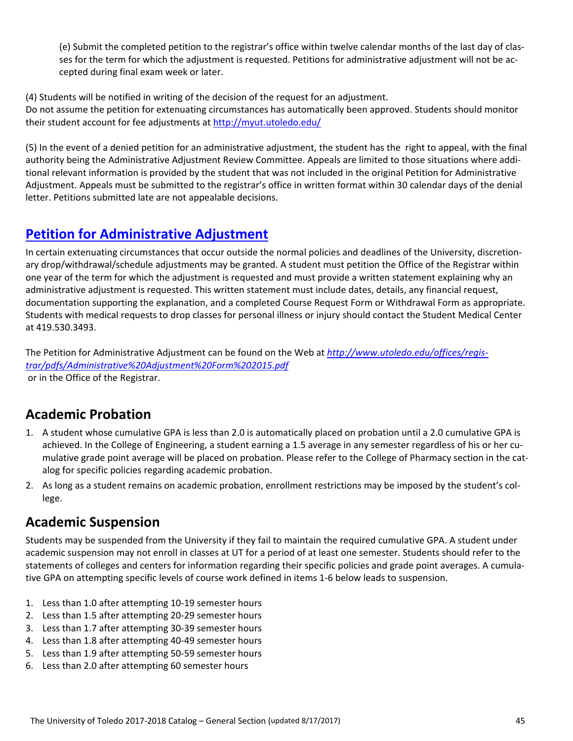(e) Submit the completed petition to the registrar's office within twelve calendar months of the last day of classes for the term for which the adjustment is requested. Petitions for administrative adjustment will not be accepted during final exam week or later.

(4) Students will be notified in writing of the decision of the request for an adjustment.
Do not assume the petition for extenuating circumstances has automatically been approved. Students should monitor their student account for fee adjustments at http://myut.utoledo.edu/

(5) In the event of a denied petition for an administrative adjustment, the student has the right to appeal, with the final authority being the Administrative Adjustment Review Committee. Appeals are limited to those situations where additional relevant information is provided by the student that was not included in the original Petition for Administrative Adjustment. Appeals must be submitted to the registrar's office in written format within 30 calendar days of the denial letter. Petitions submitted late are not appealable decisions.

## Petition for Administrative Adjustment

In certain extenuating circumstances that occur outside the normal policies and deadlines of the University, discretionary drop/withdrawal/schedule adjustments may be granted. A student must petition the Office of the Registrar within one year of the term for which the adjustment is requested and must provide a written statement explaining why an administrative adjustment is requested. This written statement must include dates, details, any financial request, documentation supporting the explanation, and a completed Course Request Form or Withdrawal Form as appropriate. Students with medical requests to drop classes for personal illness or injury should contact the Student Medical Center at 419.530.3493.

The Petition for Administrative Adjustment can be found on the Web at *http://www.utoledo.edu/offices/registrar/pdfs/Administrative%20Adjustment%20Form%202015.pdf* or in the Office of the Registrar.

## Academic Probation

1. A student whose cumulative GPA is less than 2.0 is automatically placed on probation until a 2.0 cumulative GPA is achieved. In the College of Engineering, a student earning a 1.5 average in any semester regardless of his or her cumulative grade point average will be placed on probation. Please refer to the College of Pharmacy section in the catalog for specific policies regarding academic probation.
2. As long as a student remains on academic probation, enrollment restrictions may be imposed by the student's college.

## Academic Suspension

Students may be suspended from the University if they fail to maintain the required cumulative GPA. A student under academic suspension may not enroll in classes at UT for a period of at least one semester. Students should refer to the statements of colleges and centers for information regarding their specific policies and grade point averages. A cumulative GPA on attempting specific levels of course work defined in items 1-6 below leads to suspension.

1. Less than 1.0 after attempting 10-19 semester hours
2. Less than 1.5 after attempting 20-29 semester hours
3. Less than 1.7 after attempting 30-39 semester hours
4. Less than 1.8 after attempting 40-49 semester hours
5. Less than 1.9 after attempting 50-59 semester hours
6. Less than 2.0 after attempting 60 semester hours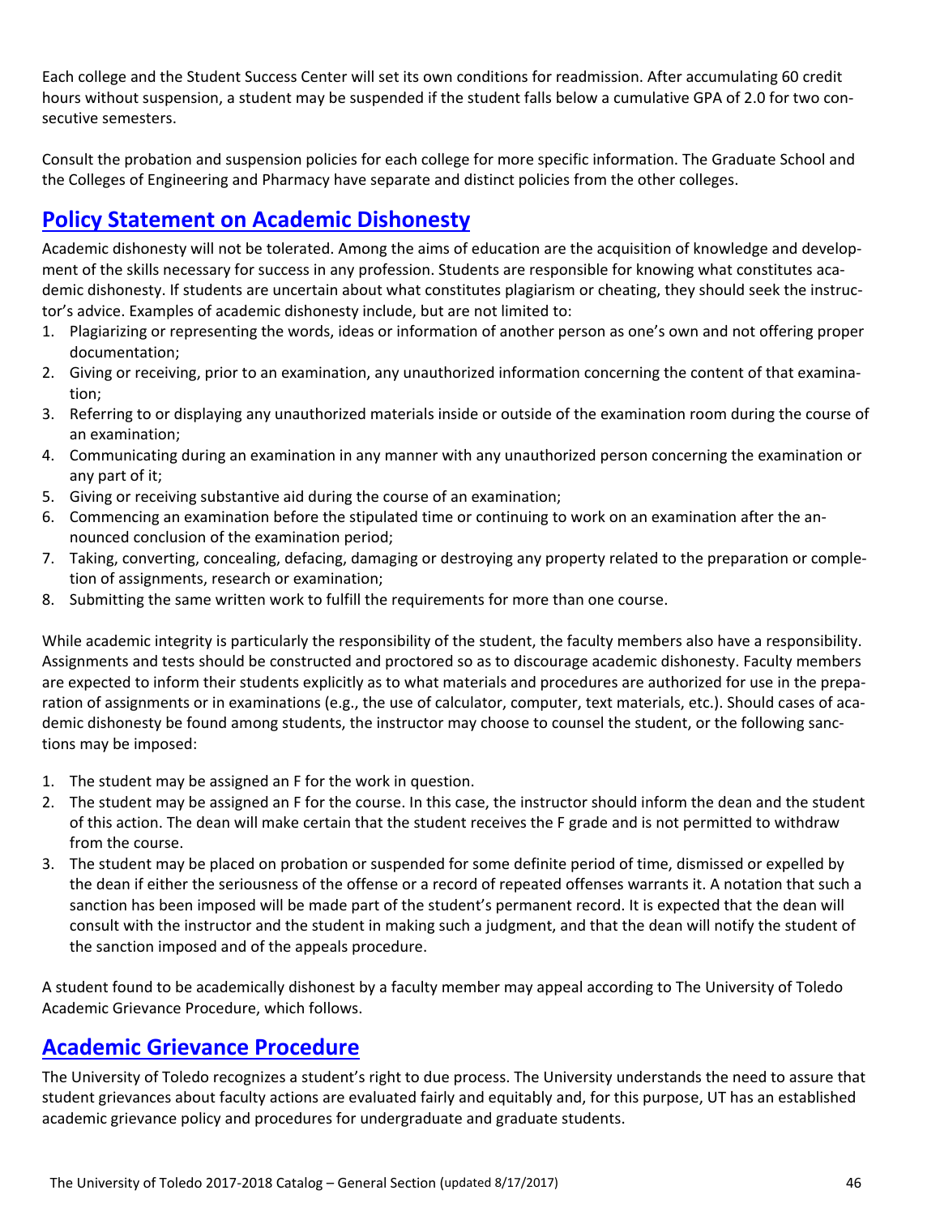Each college and the Student Success Center will set its own conditions for readmission. After accumulating 60 credit hours without suspension, a student may be suspended if the student falls below a cumulative GPA of 2.0 for two consecutive semesters.

Consult the probation and suspension policies for each college for more specific information. The Graduate School and the Colleges of Engineering and Pharmacy have separate and distinct policies from the other colleges.

## Policy Statement on Academic Dishonesty

Academic dishonesty will not be tolerated. Among the aims of education are the acquisition of knowledge and development of the skills necessary for success in any profession. Students are responsible for knowing what constitutes academic dishonesty. If students are uncertain about what constitutes plagiarism or cheating, they should seek the instructor's advice. Examples of academic dishonesty include, but are not limited to:

1. Plagiarizing or representing the words, ideas or information of another person as one's own and not offering proper documentation;
2. Giving or receiving, prior to an examination, any unauthorized information concerning the content of that examination;
3. Referring to or displaying any unauthorized materials inside or outside of the examination room during the course of an examination;
4. Communicating during an examination in any manner with any unauthorized person concerning the examination or any part of it;
5. Giving or receiving substantive aid during the course of an examination;
6. Commencing an examination before the stipulated time or continuing to work on an examination after the announced conclusion of the examination period;
7. Taking, converting, concealing, defacing, damaging or destroying any property related to the preparation or completion of assignments, research or examination;
8. Submitting the same written work to fulfill the requirements for more than one course.

While academic integrity is particularly the responsibility of the student, the faculty members also have a responsibility. Assignments and tests should be constructed and proctored so as to discourage academic dishonesty. Faculty members are expected to inform their students explicitly as to what materials and procedures are authorized for use in the preparation of assignments or in examinations (e.g., the use of calculator, computer, text materials, etc.). Should cases of academic dishonesty be found among students, the instructor may choose to counsel the student, or the following sanctions may be imposed:

1. The student may be assigned an F for the work in question.
2. The student may be assigned an F for the course. In this case, the instructor should inform the dean and the student of this action. The dean will make certain that the student receives the F grade and is not permitted to withdraw from the course.
3. The student may be placed on probation or suspended for some definite period of time, dismissed or expelled by the dean if either the seriousness of the offense or a record of repeated offenses warrants it. A notation that such a sanction has been imposed will be made part of the student's permanent record. It is expected that the dean will consult with the instructor and the student in making such a judgment, and that the dean will notify the student of the sanction imposed and of the appeals procedure.

A student found to be academically dishonest by a faculty member may appeal according to The University of Toledo Academic Grievance Procedure, which follows.

## Academic Grievance Procedure

The University of Toledo recognizes a student's right to due process. The University understands the need to assure that student grievances about faculty actions are evaluated fairly and equitably and, for this purpose, UT has an established academic grievance policy and procedures for undergraduate and graduate students.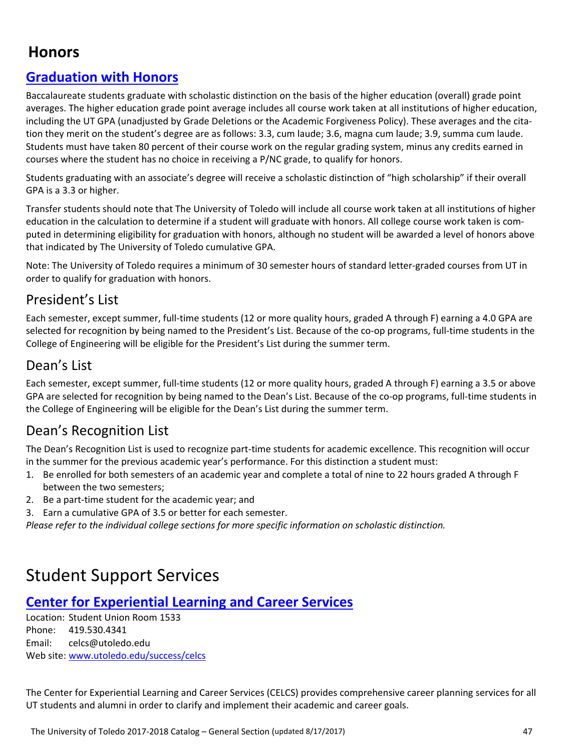# Honors

## Graduation with Honors

Baccalaureate students graduate with scholastic distinction on the basis of the higher education (overall) grade point averages. The higher education grade point average includes all course work taken at all institutions of higher education, including the UT GPA (unadjusted by Grade Deletions or the Academic Forgiveness Policy). These averages and the citation they merit on the student's degree are as follows: 3.3, cum laude; 3.6, magna cum laude; 3.9, summa cum laude. Students must have taken 80 percent of their course work on the regular grading system, minus any credits earned in courses where the student has no choice in receiving a P/NC grade, to qualify for honors.

Students graduating with an associate's degree will receive a scholastic distinction of "high scholarship" if their overall GPA is a 3.3 or higher.

Transfer students should note that The University of Toledo will include all course work taken at all institutions of higher education in the calculation to determine if a student will graduate with honors. All college course work taken is computed in determining eligibility for graduation with honors, although no student will be awarded a level of honors above that indicated by The University of Toledo cumulative GPA.

Note: The University of Toledo requires a minimum of 30 semester hours of standard letter-graded courses from UT in order to qualify for graduation with honors.

## President's List

Each semester, except summer, full-time students (12 or more quality hours, graded A through F) earning a 4.0 GPA are selected for recognition by being named to the President's List. Because of the co-op programs, full-time students in the College of Engineering will be eligible for the President's List during the summer term.

## Dean's List

Each semester, except summer, full-time students (12 or more quality hours, graded A through F) earning a 3.5 or above GPA are selected for recognition by being named to the Dean's List. Because of the co-op programs, full-time students in the College of Engineering will be eligible for the Dean's List during the summer term.

## Dean's Recognition List

The Dean's Recognition List is used to recognize part-time students for academic excellence. This recognition will occur in the summer for the previous academic year's performance. For this distinction a student must:

1. Be enrolled for both semesters of an academic year and complete a total of nine to 22 hours graded A through F between the two semesters;
2. Be a part-time student for the academic year; and
3. Earn a cumulative GPA of 3.5 or better for each semester.

*Please refer to the individual college sections for more specific information on scholastic distinction.*

# Student Support Services

## Center for Experiential Learning and Career Services

Location: Student Union Room 1533
Phone: 419.530.4341
Email: celcs@utoledo.edu
Web site: www.utoledo.edu/success/celcs

The Center for Experiential Learning and Career Services (CELCS) provides comprehensive career planning services for all UT students and alumni in order to clarify and implement their academic and career goals.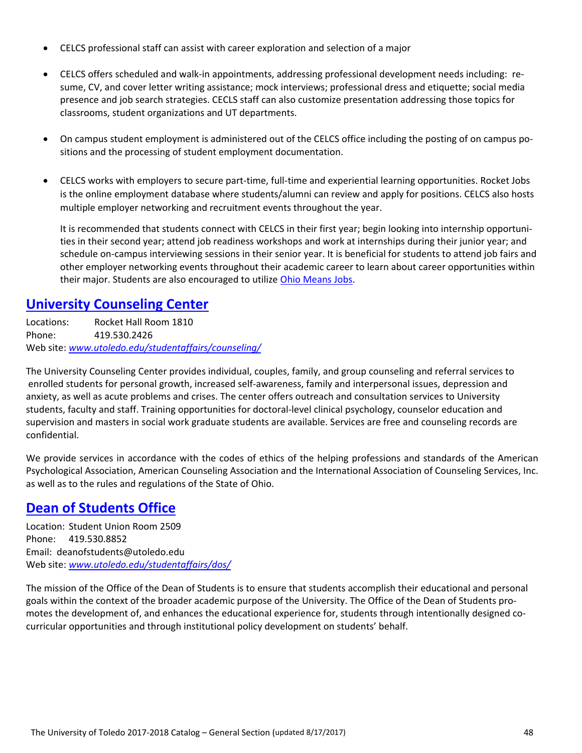- CELCS professional staff can assist with career exploration and selection of a major

- CELCS offers scheduled and walk-in appointments, addressing professional development needs including: resume, CV, and cover letter writing assistance; mock interviews; professional dress and etiquette; social media presence and job search strategies. CECLS staff can also customize presentation addressing those topics for classrooms, student organizations and UT departments.

- On campus student employment is administered out of the CELCS office including the posting of on campus positions and the processing of student employment documentation.

- CELCS works with employers to secure part-time, full-time and experiential learning opportunities. Rocket Jobs is the online employment database where students/alumni can review and apply for positions. CELCS also hosts multiple employer networking and recruitment events throughout the year.

  It is recommended that students connect with CELCS in their first year; begin looking into internship opportunities in their second year; attend job readiness workshops and work at internships during their junior year; and schedule on-campus interviewing sessions in their senior year. It is beneficial for students to attend job fairs and other employer networking events throughout their academic career to learn about career opportunities within their major. Students are also encouraged to utilize Ohio Means Jobs.

## University Counseling Center

Locations: Rocket Hall Room 1810
Phone: 419.530.2426
Web site: *www.utoledo.edu/studentaffairs/counseling/*

The University Counseling Center provides individual, couples, family, and group counseling and referral services to enrolled students for personal growth, increased self-awareness, family and interpersonal issues, depression and anxiety, as well as acute problems and crises. The center offers outreach and consultation services to University students, faculty and staff. Training opportunities for doctoral-level clinical psychology, counselor education and supervision and masters in social work graduate students are available. Services are free and counseling records are confidential.

We provide services in accordance with the codes of ethics of the helping professions and standards of the American Psychological Association, American Counseling Association and the International Association of Counseling Services, Inc. as well as to the rules and regulations of the State of Ohio.

## Dean of Students Office

Location: Student Union Room 2509
Phone: 419.530.8852
Email: deanofstudents@utoledo.edu
Web site: *www.utoledo.edu/studentaffairs/dos/*

The mission of the Office of the Dean of Students is to ensure that students accomplish their educational and personal goals within the context of the broader academic purpose of the University. The Office of the Dean of Students promotes the development of, and enhances the educational experience for, students through intentionally designed co-curricular opportunities and through institutional policy development on students' behalf.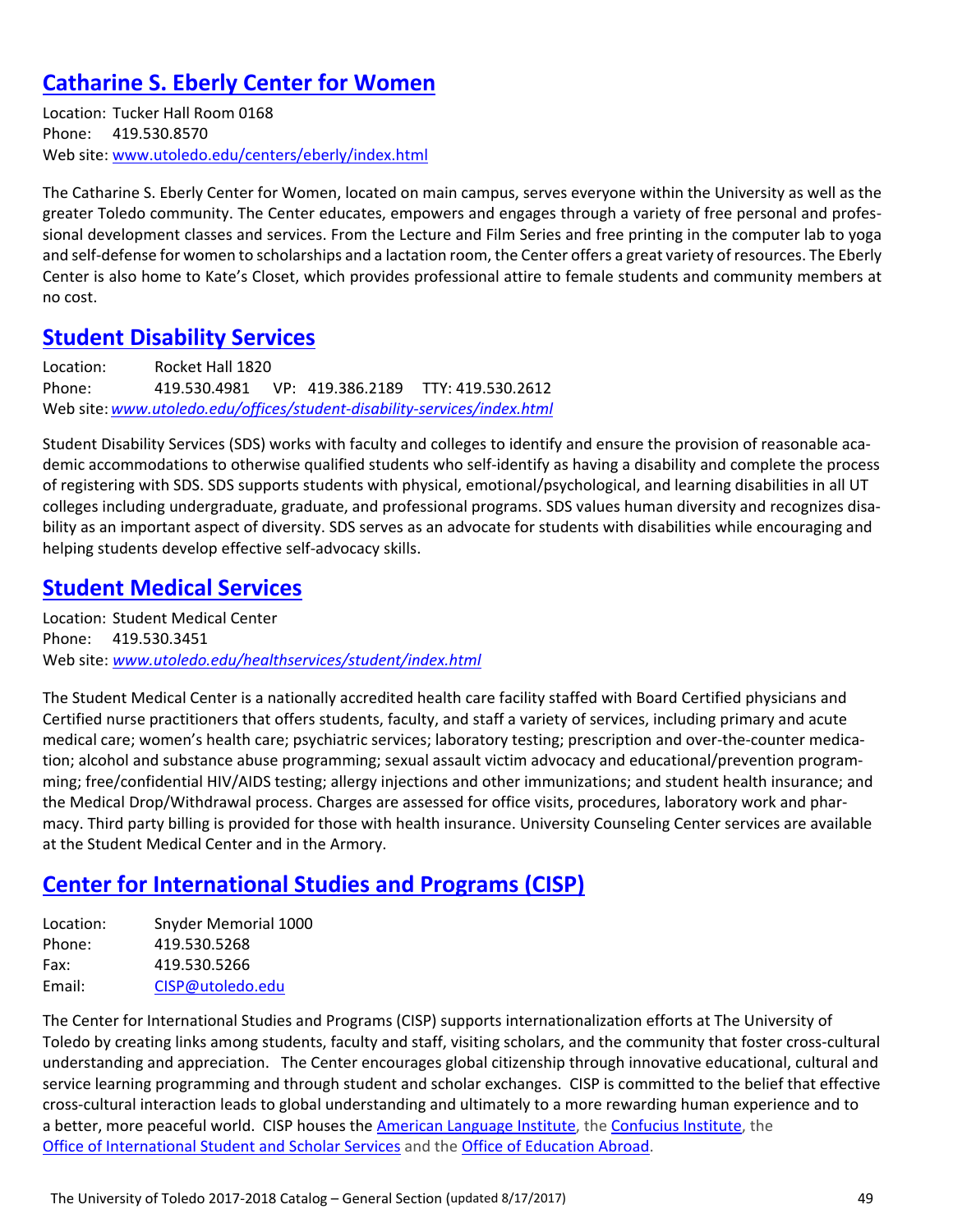## [Catharine S. Eberly Center for Women](http://www.utoledo.edu/centers/eberly/index.html)

Location: Tucker Hall Room 0168
Phone: 419.530.8570
Web site: [www.utoledo.edu/centers/eberly/index.html](http://www.utoledo.edu/centers/eberly/index.html)

The Catharine S. Eberly Center for Women, located on main campus, serves everyone within the University as well as the greater Toledo community. The Center educates, empowers and engages through a variety of free personal and professional development classes and services. From the Lecture and Film Series and free printing in the computer lab to yoga and self-defense for women to scholarships and a lactation room, the Center offers a great variety of resources. The Eberly Center is also home to Kate's Closet, which provides professional attire to female students and community members at no cost.

## [Student Disability Services](http://www.utoledo.edu/offices/student-disability-services/index.html)

Location: Rocket Hall 1820
Phone: 419.530.4981 VP: 419.386.2189 TTY: 419.530.2612
Web site: *[www.utoledo.edu/offices/student-disability-services/index.html](http://www.utoledo.edu/offices/student-disability-services/index.html)*

Student Disability Services (SDS) works with faculty and colleges to identify and ensure the provision of reasonable academic accommodations to otherwise qualified students who self-identify as having a disability and complete the process of registering with SDS. SDS supports students with physical, emotional/psychological, and learning disabilities in all UT colleges including undergraduate, graduate, and professional programs. SDS values human diversity and recognizes disability as an important aspect of diversity. SDS serves as an advocate for students with disabilities while encouraging and helping students develop effective self-advocacy skills.

## [Student Medical Services](http://www.utoledo.edu/healthservices/student/index.html)

Location: Student Medical Center
Phone: 419.530.3451
Web site: *[www.utoledo.edu/healthservices/student/index.html](http://www.utoledo.edu/healthservices/student/index.html)*

The Student Medical Center is a nationally accredited health care facility staffed with Board Certified physicians and Certified nurse practitioners that offers students, faculty, and staff a variety of services, including primary and acute medical care; women's health care; psychiatric services; laboratory testing; prescription and over-the-counter medication; alcohol and substance abuse programming; sexual assault victim advocacy and educational/prevention programming; free/confidential HIV/AIDS testing; allergy injections and other immunizations; and student health insurance; and the Medical Drop/Withdrawal process. Charges are assessed for office visits, procedures, laboratory work and pharmacy. Third party billing is provided for those with health insurance. University Counseling Center services are available at the Student Medical Center and in the Armory.

## Center for International Studies and Programs (CISP)

Location: Snyder Memorial 1000
Phone: 419.530.5268
Fax: 419.530.5266
Email: [CISP@utoledo.edu](mailto:CISP@utoledo.edu)

The Center for International Studies and Programs (CISP) supports internationalization efforts at The University of Toledo by creating links among students, faculty and staff, visiting scholars, and the community that foster cross-cultural understanding and appreciation. The Center encourages global citizenship through innovative educational, cultural and service learning programming and through student and scholar exchanges. CISP is committed to the belief that effective cross-cultural interaction leads to global understanding and ultimately to a more rewarding human experience and to a better, more peaceful world. CISP houses the American Language Institute, the Confucius Institute, the Office of International Student and Scholar Services and the Office of Education Abroad.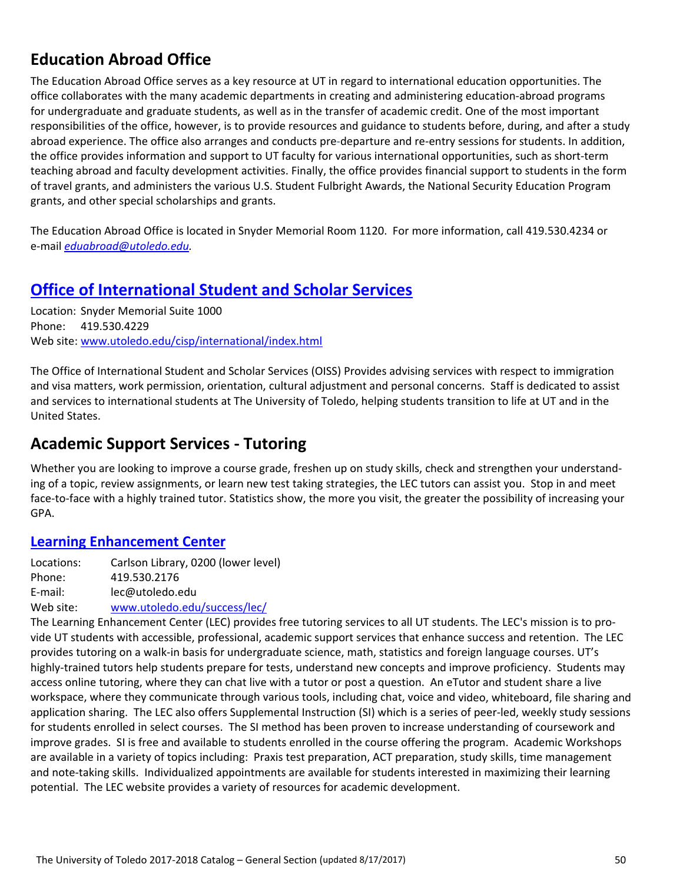## Education Abroad Office

The Education Abroad Office serves as a key resource at UT in regard to international education opportunities. The office collaborates with the many academic departments in creating and administering education-abroad programs for undergraduate and graduate students, as well as in the transfer of academic credit. One of the most important responsibilities of the office, however, is to provide resources and guidance to students before, during, and after a study abroad experience. The office also arranges and conducts pre-departure and re-entry sessions for students. In addition, the office provides information and support to UT faculty for various international opportunities, such as short-term teaching abroad and faculty development activities. Finally, the office provides financial support to students in the form of travel grants, and administers the various U.S. Student Fulbright Awards, the National Security Education Program grants, and other special scholarships and grants.

The Education Abroad Office is located in Snyder Memorial Room 1120. For more information, call 419.530.4234 or e-mail *eduabroad@utoledo.edu.*

## Office of International Student and Scholar Services

Location: Snyder Memorial Suite 1000
Phone: 419.530.4229
Web site: www.utoledo.edu/cisp/international/index.html

The Office of International Student and Scholar Services (OISS) Provides advising services with respect to immigration and visa matters, work permission, orientation, cultural adjustment and personal concerns. Staff is dedicated to assist and services to international students at The University of Toledo, helping students transition to life at UT and in the United States.

## Academic Support Services - Tutoring

Whether you are looking to improve a course grade, freshen up on study skills, check and strengthen your understanding of a topic, review assignments, or learn new test taking strategies, the LEC tutors can assist you. Stop in and meet face-to-face with a highly trained tutor. Statistics show, the more you visit, the greater the possibility of increasing your GPA.

### Learning Enhancement Center

Locations: Carlson Library, 0200 (lower level)
Phone: 419.530.2176
E-mail: lec@utoledo.edu
Web site: www.utoledo.edu/success/lec/

The Learning Enhancement Center (LEC) provides free tutoring services to all UT students. The LEC's mission is to provide UT students with accessible, professional, academic support services that enhance success and retention. The LEC provides tutoring on a walk-in basis for undergraduate science, math, statistics and foreign language courses. UT's highly-trained tutors help students prepare for tests, understand new concepts and improve proficiency. Students may access online tutoring, where they can chat live with a tutor or post a question. An eTutor and student share a live workspace, where they communicate through various tools, including chat, voice and video, whiteboard, file sharing and application sharing. The LEC also offers Supplemental Instruction (SI) which is a series of peer-led, weekly study sessions for students enrolled in select courses. The SI method has been proven to increase understanding of coursework and improve grades. SI is free and available to students enrolled in the course offering the program. Academic Workshops are available in a variety of topics including: Praxis test preparation, ACT preparation, study skills, time management and note-taking skills. Individualized appointments are available for students interested in maximizing their learning potential. The LEC website provides a variety of resources for academic development.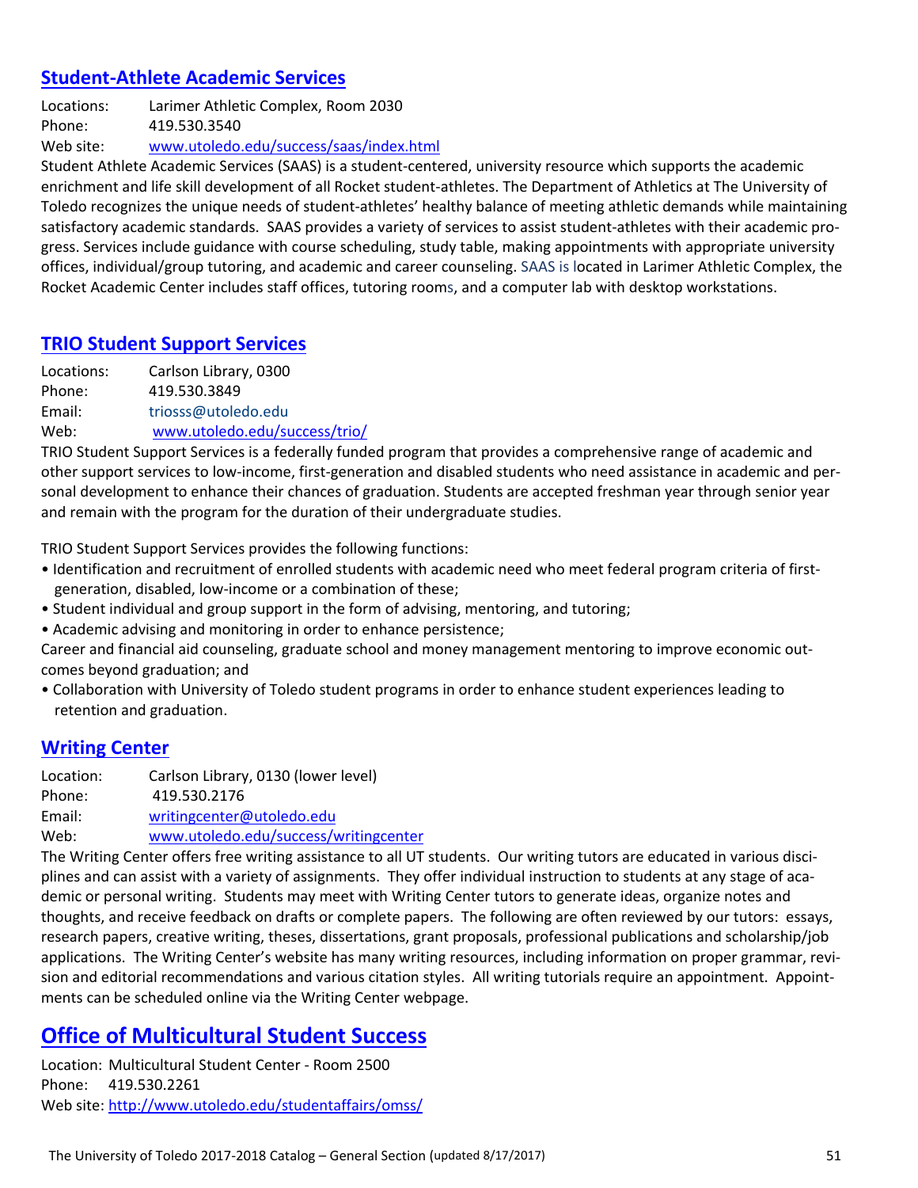## Student-Athlete Academic Services

Locations: Larimer Athletic Complex, Room 2030
Phone: 419.530.3540
Web site: www.utoledo.edu/success/saas/index.html

Student Athlete Academic Services (SAAS) is a student-centered, university resource which supports the academic enrichment and life skill development of all Rocket student-athletes. The Department of Athletics at The University of Toledo recognizes the unique needs of student-athletes' healthy balance of meeting athletic demands while maintaining satisfactory academic standards. SAAS provides a variety of services to assist student-athletes with their academic progress. Services include guidance with course scheduling, study table, making appointments with appropriate university offices, individual/group tutoring, and academic and career counseling. SAAS is located in Larimer Athletic Complex, the Rocket Academic Center includes staff offices, tutoring rooms, and a computer lab with desktop workstations.

## TRIO Student Support Services

Locations: Carlson Library, 0300
Phone: 419.530.3849
Email: triosss@utoledo.edu
Web: www.utoledo.edu/success/trio/

TRIO Student Support Services is a federally funded program that provides a comprehensive range of academic and other support services to low-income, first-generation and disabled students who need assistance in academic and personal development to enhance their chances of graduation. Students are accepted freshman year through senior year and remain with the program for the duration of their undergraduate studies.

TRIO Student Support Services provides the following functions:

- Identification and recruitment of enrolled students with academic need who meet federal program criteria of first-generation, disabled, low-income or a combination of these;
- Student individual and group support in the form of advising, mentoring, and tutoring;
- Academic advising and monitoring in order to enhance persistence;

Career and financial aid counseling, graduate school and money management mentoring to improve economic outcomes beyond graduation; and

- Collaboration with University of Toledo student programs in order to enhance student experiences leading to retention and graduation.

## Writing Center

Location: Carlson Library, 0130 (lower level)
Phone: 419.530.2176
Email: writingcenter@utoledo.edu
Web: www.utoledo.edu/success/writingcenter

The Writing Center offers free writing assistance to all UT students. Our writing tutors are educated in various disciplines and can assist with a variety of assignments. They offer individual instruction to students at any stage of academic or personal writing. Students may meet with Writing Center tutors to generate ideas, organize notes and thoughts, and receive feedback on drafts or complete papers. The following are often reviewed by our tutors: essays, research papers, creative writing, theses, dissertations, grant proposals, professional publications and scholarship/job applications. The Writing Center's website has many writing resources, including information on proper grammar, revision and editorial recommendations and various citation styles. All writing tutorials require an appointment. Appointments can be scheduled online via the Writing Center webpage.

## Office of Multicultural Student Success

Location: Multicultural Student Center - Room 2500
Phone: 419.530.2261
Web site: http://www.utoledo.edu/studentaffairs/omss/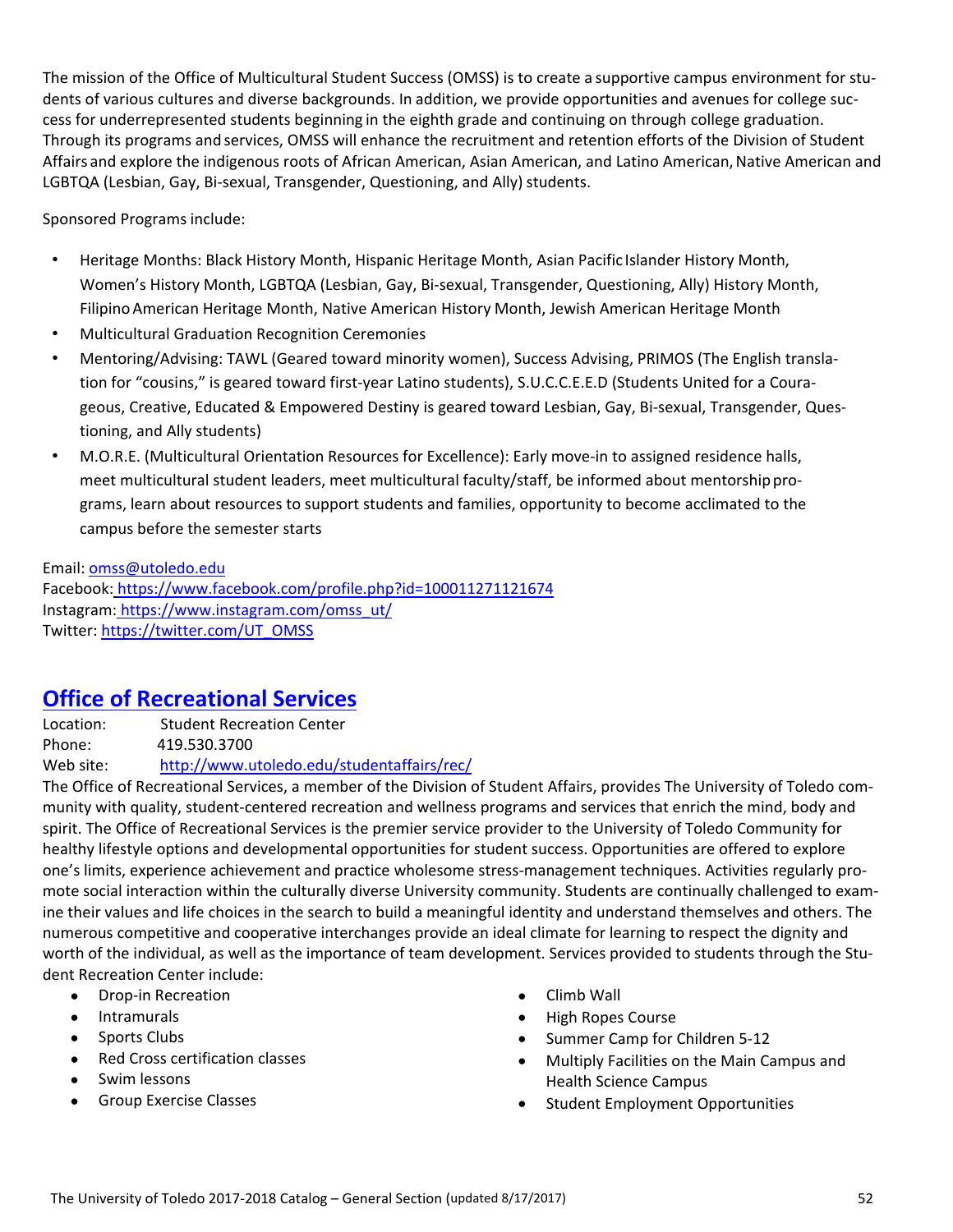The mission of the Office of Multicultural Student Success (OMSS) is to create a supportive campus environment for students of various cultures and diverse backgrounds. In addition, we provide opportunities and avenues for college success for underrepresented students beginning in the eighth grade and continuing on through college graduation. Through its programs and services, OMSS will enhance the recruitment and retention efforts of the Division of Student Affairs and explore the indigenous roots of African American, Asian American, and Latino American, Native American and LGBTQA (Lesbian, Gay, Bi-sexual, Transgender, Questioning, and Ally) students.

Sponsored Programs include:

- Heritage Months: Black History Month, Hispanic Heritage Month, Asian Pacific Islander History Month, Women's History Month, LGBTQA (Lesbian, Gay, Bi-sexual, Transgender, Questioning, Ally) History Month, Filipino American Heritage Month, Native American History Month, Jewish American Heritage Month
- Multicultural Graduation Recognition Ceremonies
- Mentoring/Advising: TAWL (Geared toward minority women), Success Advising, PRIMOS (The English translation for "cousins," is geared toward first-year Latino students), S.U.C.C.E.E.D (Students United for a Courageous, Creative, Educated & Empowered Destiny is geared toward Lesbian, Gay, Bi-sexual, Transgender, Questioning, and Ally students)
- M.O.R.E. (Multicultural Orientation Resources for Excellence): Early move-in to assigned residence halls, meet multicultural student leaders, meet multicultural faculty/staff, be informed about mentorship programs, learn about resources to support students and families, opportunity to become acclimated to the campus before the semester starts

Email: omss@utoledo.edu
Facebook: https://www.facebook.com/profile.php?id=100011271121674
Instagram: https://www.instagram.com/omss_ut/
Twitter: https://twitter.com/UT_OMSS

## Office of Recreational Services

Location: Student Recreation Center
Phone: 419.530.3700
Web site: http://www.utoledo.edu/studentaffairs/rec/

The Office of Recreational Services, a member of the Division of Student Affairs, provides The University of Toledo community with quality, student-centered recreation and wellness programs and services that enrich the mind, body and spirit. The Office of Recreational Services is the premier service provider to the University of Toledo Community for healthy lifestyle options and developmental opportunities for student success. Opportunities are offered to explore one's limits, experience achievement and practice wholesome stress-management techniques. Activities regularly promote social interaction within the culturally diverse University community. Students are continually challenged to examine their values and life choices in the search to build a meaningful identity and understand themselves and others. The numerous competitive and cooperative interchanges provide an ideal climate for learning to respect the dignity and worth of the individual, as well as the importance of team development. Services provided to students through the Student Recreation Center include:

- Drop-in Recreation
- Intramurals
- Sports Clubs
- Red Cross certification classes
- Swim lessons
- Group Exercise Classes
- Climb Wall
- High Ropes Course
- Summer Camp for Children 5-12
- Multiply Facilities on the Main Campus and Health Science Campus
- Student Employment Opportunities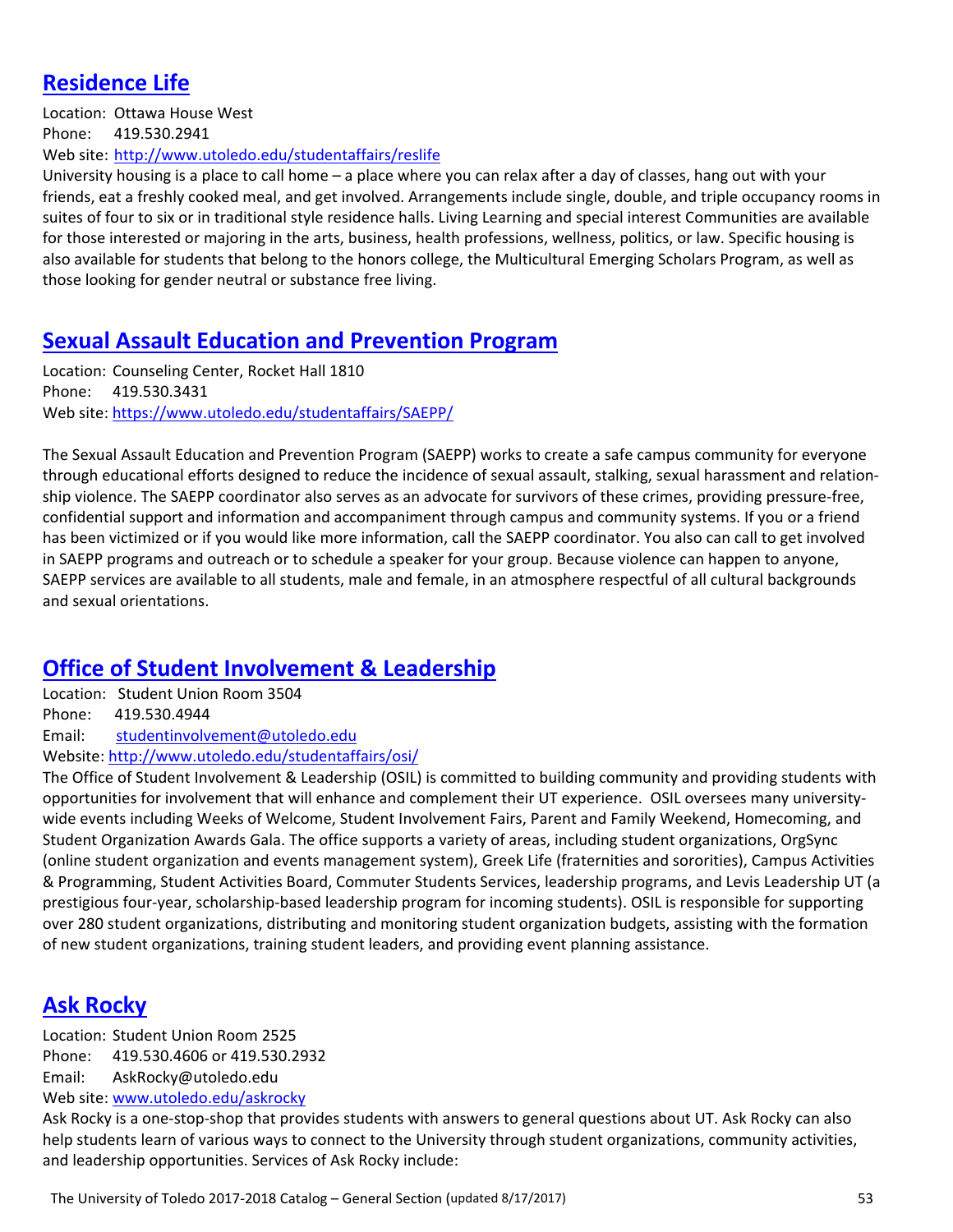## [Residence Life](http://www.utoledo.edu/studentaffairs/reslife)

Location: Ottawa House West
Phone: 419.530.2941
Web site: [http://www.utoledo.edu/studentaffairs/reslife](http://www.utoledo.edu/studentaffairs/reslife)

University housing is a place to call home – a place where you can relax after a day of classes, hang out with your friends, eat a freshly cooked meal, and get involved. Arrangements include single, double, and triple occupancy rooms in suites of four to six or in traditional style residence halls. Living Learning and special interest Communities are available for those interested or majoring in the arts, business, health professions, wellness, politics, or law. Specific housing is also available for students that belong to the honors college, the Multicultural Emerging Scholars Program, as well as those looking for gender neutral or substance free living.

## [Sexual Assault Education and Prevention Program](https://www.utoledo.edu/studentaffairs/SAEPP/)

Location: Counseling Center, Rocket Hall 1810
Phone: 419.530.3431
Web site: [https://www.utoledo.edu/studentaffairs/SAEPP/](https://www.utoledo.edu/studentaffairs/SAEPP/)

The Sexual Assault Education and Prevention Program (SAEPP) works to create a safe campus community for everyone through educational efforts designed to reduce the incidence of sexual assault, stalking, sexual harassment and relationship violence. The SAEPP coordinator also serves as an advocate for survivors of these crimes, providing pressure-free, confidential support and information and accompaniment through campus and community systems. If you or a friend has been victimized or if you would like more information, call the SAEPP coordinator. You also can call to get involved in SAEPP programs and outreach or to schedule a speaker for your group. Because violence can happen to anyone, SAEPP services are available to all students, male and female, in an atmosphere respectful of all cultural backgrounds and sexual orientations.

## [Office of Student Involvement & Leadership](http://www.utoledo.edu/studentaffairs/osi/)

Location: Student Union Room 3504
Phone: 419.530.4944
Email: [studentinvolvement@utoledo.edu](mailto:studentinvolvement@utoledo.edu)
Website: [http://www.utoledo.edu/studentaffairs/osi/](http://www.utoledo.edu/studentaffairs/osi/)

The Office of Student Involvement & Leadership (OSIL) is committed to building community and providing students with opportunities for involvement that will enhance and complement their UT experience. OSIL oversees many university-wide events including Weeks of Welcome, Student Involvement Fairs, Parent and Family Weekend, Homecoming, and Student Organization Awards Gala. The office supports a variety of areas, including student organizations, OrgSync (online student organization and events management system), Greek Life (fraternities and sororities), Campus Activities & Programming, Student Activities Board, Commuter Students Services, leadership programs, and Levis Leadership UT (a prestigious four-year, scholarship-based leadership program for incoming students). OSIL is responsible for supporting over 280 student organizations, distributing and monitoring student organization budgets, assisting with the formation of new student organizations, training student leaders, and providing event planning assistance.

## [Ask Rocky](http://www.utoledo.edu/askrocky)

Location: Student Union Room 2525
Phone: 419.530.4606 or 419.530.2932
Email: AskRocky@utoledo.edu
Web site: [www.utoledo.edu/askrocky](http://www.utoledo.edu/askrocky)

Ask Rocky is a one-stop-shop that provides students with answers to general questions about UT. Ask Rocky can also help students learn of various ways to connect to the University through student organizations, community activities, and leadership opportunities. Services of Ask Rocky include: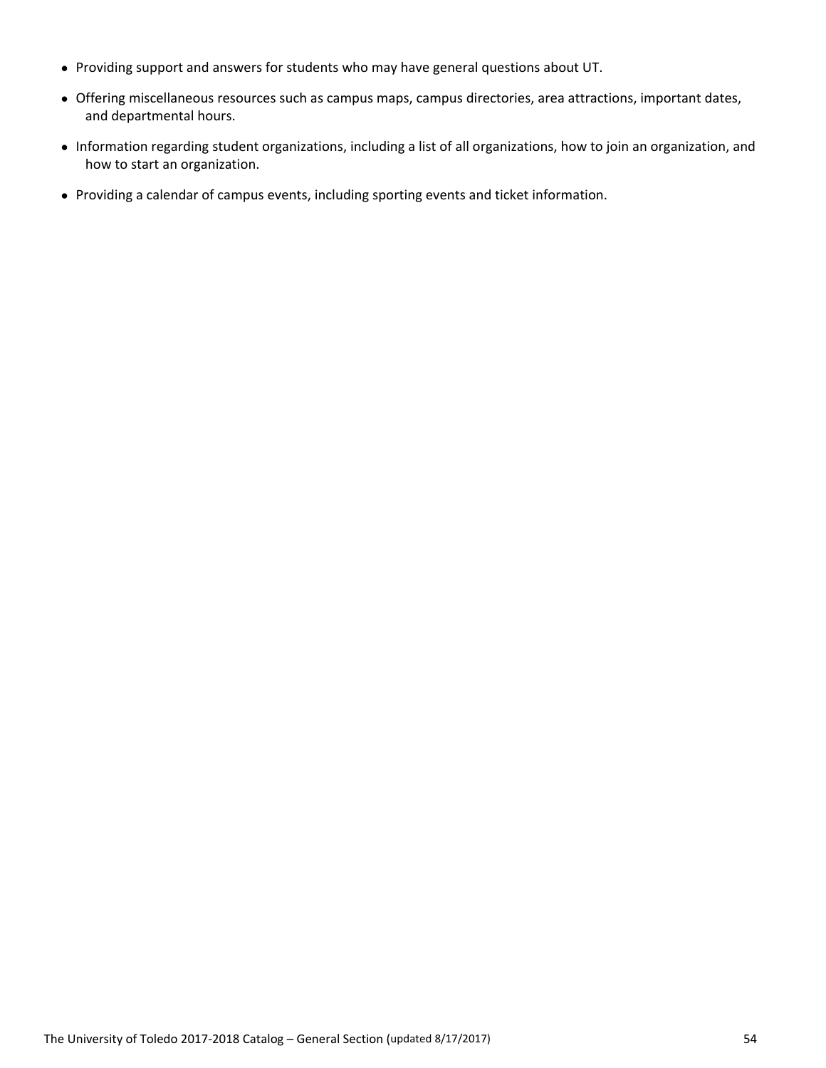- Providing support and answers for students who may have general questions about UT.
- Offering miscellaneous resources such as campus maps, campus directories, area attractions, important dates, and departmental hours.
- Information regarding student organizations, including a list of all organizations, how to join an organization, and how to start an organization.
- Providing a calendar of campus events, including sporting events and ticket information.